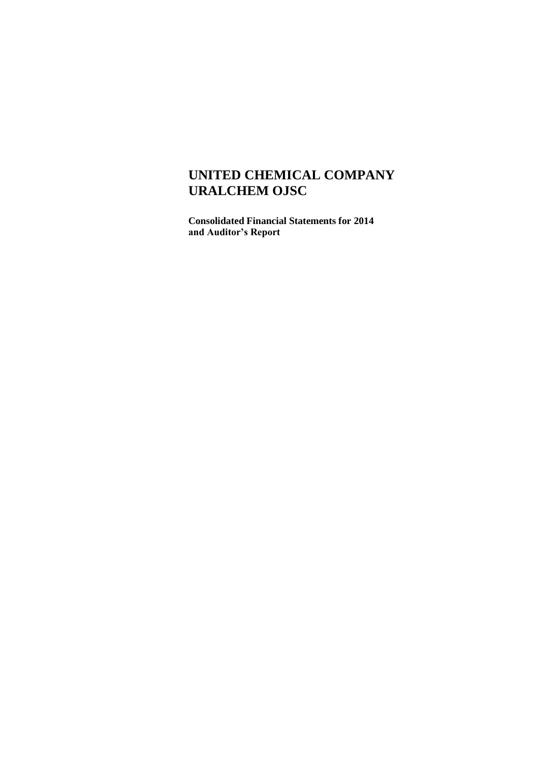# UNITED CHEMICAL COMPANY URALCHEM OJSC

**Consolidated Financial Statements for 2014 and Auditor's Report**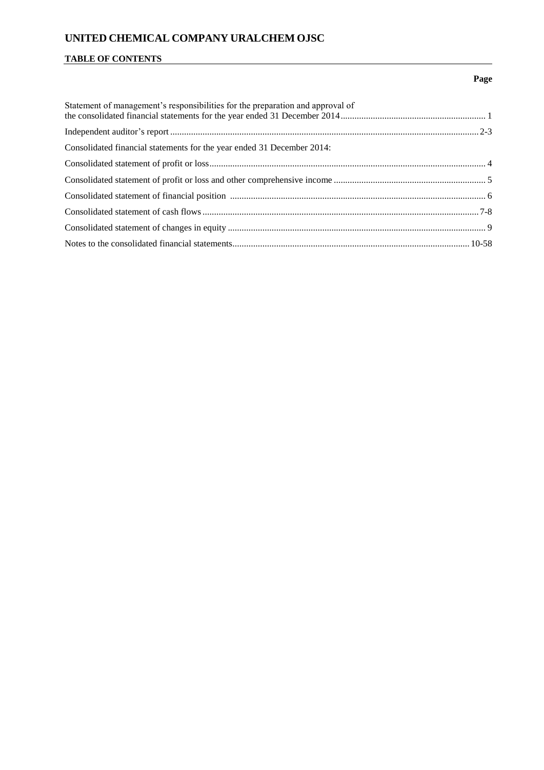# UNITED CHEMICAL COMPANY URALCHEM OJSC

## TABLE OF CONTENTS

| | Page |
|---|---|
| Statement of management's responsibilities for the preparation and approval of the consolidated financial statements for the year ended 31 December 2014 | 1 |
| Independent auditor's report | 2-3 |
| Consolidated financial statements for the year ended 31 December 2014: | |
| Consolidated statement of profit or loss | 4 |
| Consolidated statement of profit or loss and other comprehensive income | 5 |
| Consolidated statement of financial position | 6 |
| Consolidated statement of cash flows | 7-8 |
| Consolidated statement of changes in equity | 9 |
| Notes to the consolidated financial statements | 10-58 |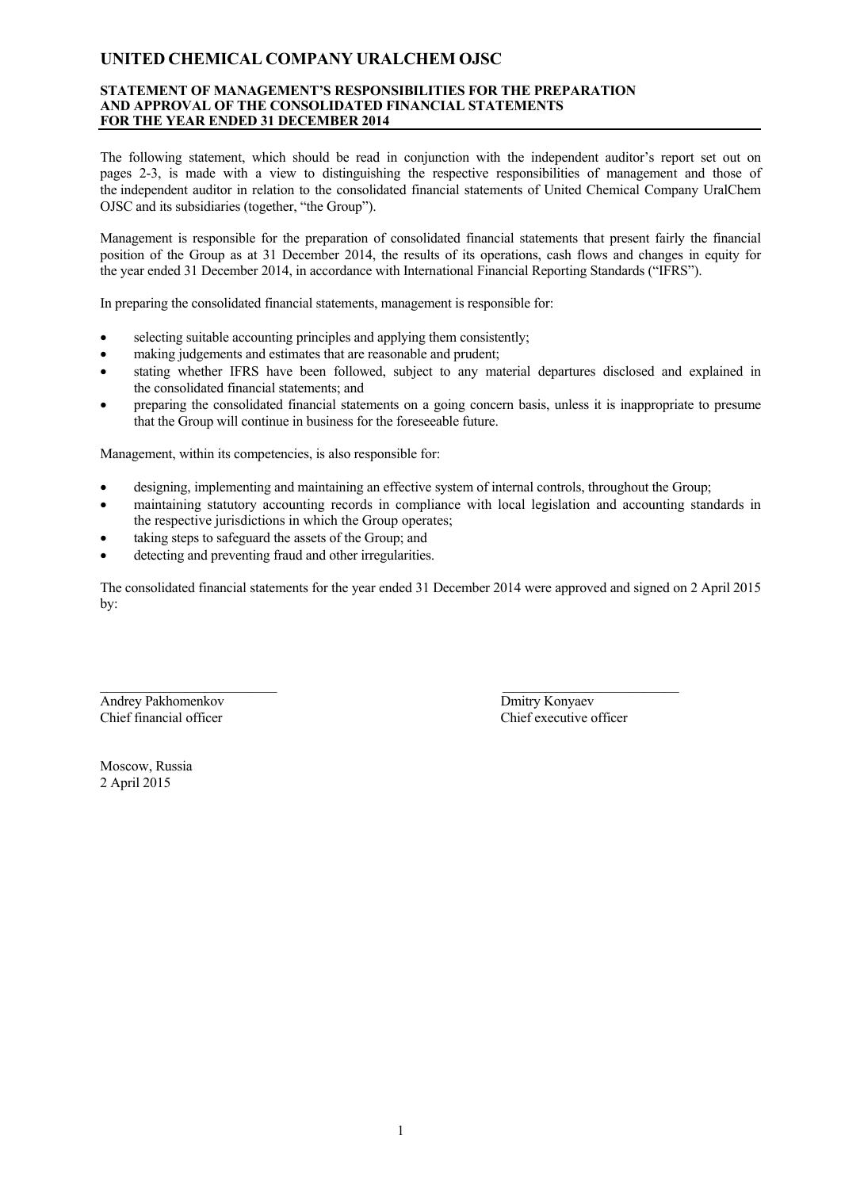# UNITED CHEMICAL COMPANY URALCHEM OJSC

## STATEMENT OF MANAGEMENT'S RESPONSIBILITIES FOR THE PREPARATION AND APPROVAL OF THE CONSOLIDATED FINANCIAL STATEMENTS FOR THE YEAR ENDED 31 DECEMBER 2014

The following statement, which should be read in conjunction with the independent auditor's report set out on pages 2-3, is made with a view to distinguishing the respective responsibilities of management and those of the independent auditor in relation to the consolidated financial statements of United Chemical Company UralChem OJSC and its subsidiaries (together, "the Group").

Management is responsible for the preparation of consolidated financial statements that present fairly the financial position of the Group as at 31 December 2014, the results of its operations, cash flows and changes in equity for the year ended 31 December 2014, in accordance with International Financial Reporting Standards ("IFRS").

In preparing the consolidated financial statements, management is responsible for:

- selecting suitable accounting principles and applying them consistently;
- making judgements and estimates that are reasonable and prudent;
- stating whether IFRS have been followed, subject to any material departures disclosed and explained in the consolidated financial statements; and
- preparing the consolidated financial statements on a going concern basis, unless it is inappropriate to presume that the Group will continue in business for the foreseeable future.

Management, within its competencies, is also responsible for:

- designing, implementing and maintaining an effective system of internal controls, throughout the Group;
- maintaining statutory accounting records in compliance with local legislation and accounting standards in the respective jurisdictions in which the Group operates;
- taking steps to safeguard the assets of the Group; and
- detecting and preventing fraud and other irregularities.

The consolidated financial statements for the year ended 31 December 2014 were approved and signed on 2 April 2015 by:

| | |
|---|---|
| Andrey Pakhomenkov | Dmitry Konyaev |
| Chief financial officer | Chief executive officer |

Moscow, Russia
2 April 2015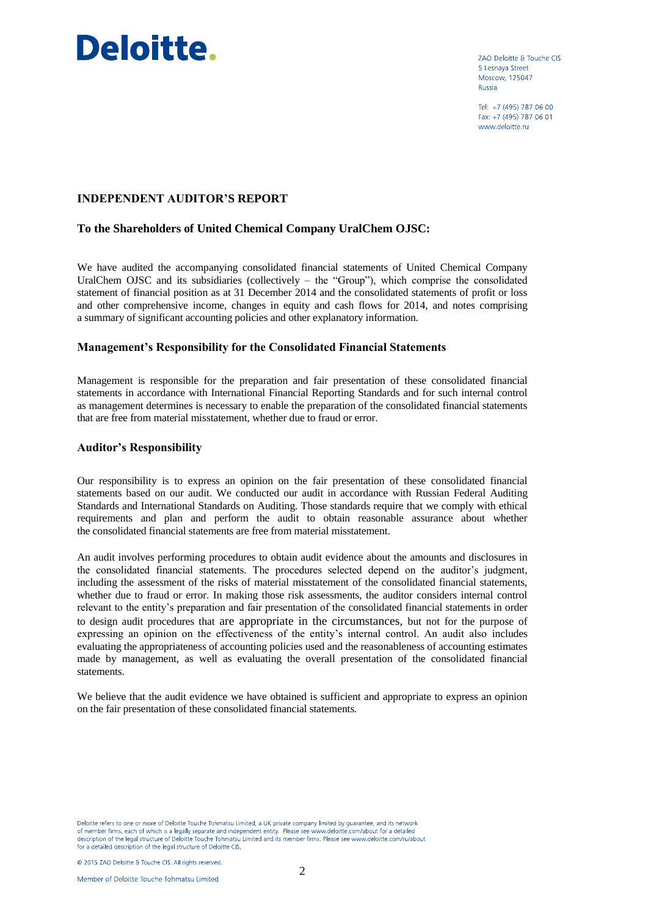Deloitte.

ZAO Deloitte & Touche CIS
5 Lesnaya Street
Moscow, 125047
Russia

Tel: +7 (495) 787 06 00
Fax: +7 (495) 787 06 01
www.deloitte.ru

# INDEPENDENT AUDITOR'S REPORT

## To the Shareholders of United Chemical Company UralChem OJSC:

We have audited the accompanying consolidated financial statements of United Chemical Company UralChem OJSC and its subsidiaries (collectively – the "Group"), which comprise the consolidated statement of financial position as at 31 December 2014 and the consolidated statements of profit or loss and other comprehensive income, changes in equity and cash flows for 2014, and notes comprising a summary of significant accounting policies and other explanatory information.

## Management's Responsibility for the Consolidated Financial Statements

Management is responsible for the preparation and fair presentation of these consolidated financial statements in accordance with International Financial Reporting Standards and for such internal control as management determines is necessary to enable the preparation of the consolidated financial statements that are free from material misstatement, whether due to fraud or error.

## Auditor's Responsibility

Our responsibility is to express an opinion on the fair presentation of these consolidated financial statements based on our audit. We conducted our audit in accordance with Russian Federal Auditing Standards and International Standards on Auditing. Those standards require that we comply with ethical requirements and plan and perform the audit to obtain reasonable assurance about whether the consolidated financial statements are free from material misstatement.

An audit involves performing procedures to obtain audit evidence about the amounts and disclosures in the consolidated financial statements. The procedures selected depend on the auditor's judgment, including the assessment of the risks of material misstatement of the consolidated financial statements, whether due to fraud or error. In making those risk assessments, the auditor considers internal control relevant to the entity's preparation and fair presentation of the consolidated financial statements in order to design audit procedures that are appropriate in the circumstances, but not for the purpose of expressing an opinion on the effectiveness of the entity's internal control. An audit also includes evaluating the appropriateness of accounting policies used and the reasonableness of accounting estimates made by management, as well as evaluating the overall presentation of the consolidated financial statements.

We believe that the audit evidence we have obtained is sufficient and appropriate to express an opinion on the fair presentation of these consolidated financial statements.

Deloitte refers to one or more of Deloitte Touche Tohmatsu Limited, a UK private company limited by guarantee, and its network of member firms, each of which is a legally separate and independent entity. Please see www.deloitte.com/about for a detailed description of the legal structure of Deloitte Touche Tohmatsu Limited and its member firms. Please see www.deloitte.com/ru/about for a detailed description of the legal structure of Deloitte CIS.

© 2015 ZAO Deloitte & Touche CIS. All rights reserved.

Member of Deloitte Touche Tohmatsu Limited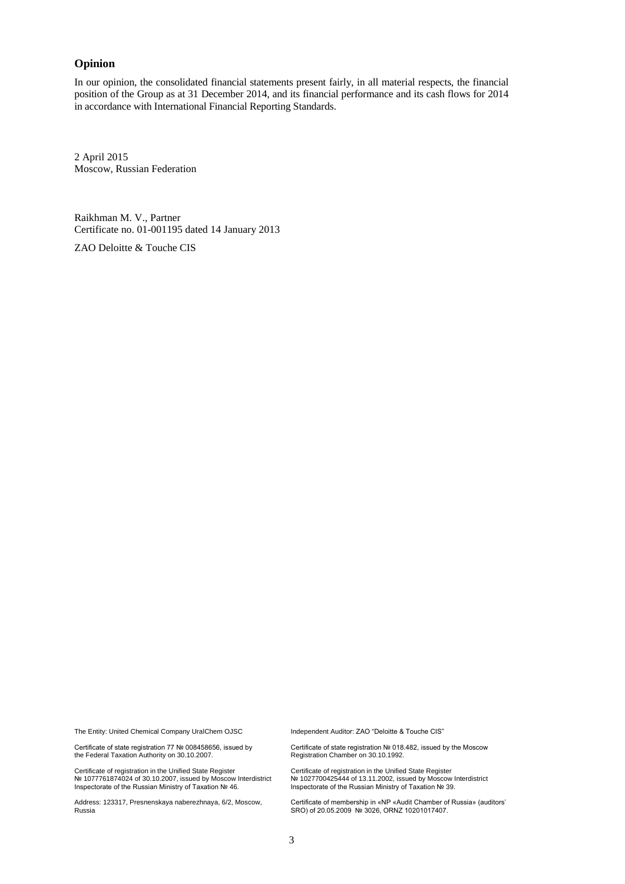## Opinion

In our opinion, the consolidated financial statements present fairly, in all material respects, the financial position of the Group as at 31 December 2014, and its financial performance and its cash flows for 2014 in accordance with International Financial Reporting Standards.

2 April 2015
Moscow, Russian Federation

Raikhman M. V., Partner
Certificate no. 01-001195 dated 14 January 2013

ZAO Deloitte & Touche CIS

The Entity: United Chemical Company UralChem OJSC

Certificate of state registration 77 № 008458656, issued by the Federal Taxation Authority on 30.10.2007.

Certificate of registration in the Unified State Register № 1077761874024 of 30.10.2007, issued by Moscow Interdistrict Inspectorate of the Russian Ministry of Taxation № 46.

Address: 123317, Presnenskaya naberezhnaya, 6/2, Moscow, Russia

Independent Auditor: ZAO "Deloitte & Touche CIS"

Certificate of state registration № 018.482, issued by the Moscow Registration Chamber on 30.10.1992.

Certificate of registration in the Unified State Register № 1027700425444 of 13.11.2002, issued by Moscow Interdistrict Inspectorate of the Russian Ministry of Taxation № 39.

Certificate of membership in «NP «Audit Chamber of Russia» (auditors' SRO) of 20.05.2009 № 3026, ORNZ 10201017407.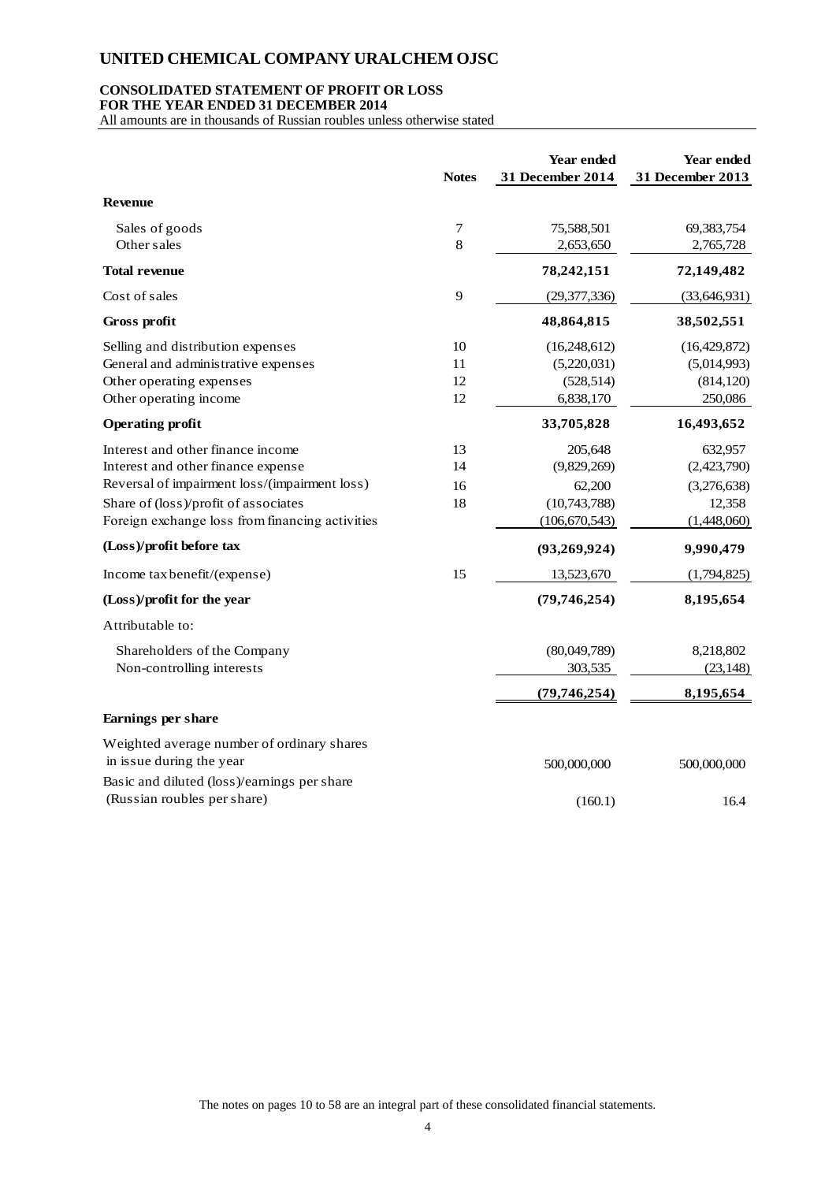# UNITED CHEMICAL COMPANY URALCHEM OJSC

## CONSOLIDATED STATEMENT OF PROFIT OR LOSS
## FOR THE YEAR ENDED 31 DECEMBER 2014

All amounts are in thousands of Russian roubles unless otherwise stated

| | Notes | Year ended 31 December 2014 | Year ended 31 December 2013 |
|---|---|---|---|
| **Revenue** | | | |
| Sales of goods | 7 | 75,588,501 | 69,383,754 |
| Other sales | 8 | 2,653,650 | 2,765,728 |
| **Total revenue** | | **78,242,151** | **72,149,482** |
| Cost of sales | 9 | (29,377,336) | (33,646,931) |
| **Gross profit** | | **48,864,815** | **38,502,551** |
| Selling and distribution expenses | 10 | (16,248,612) | (16,429,872) |
| General and administrative expenses | 11 | (5,220,031) | (5,014,993) |
| Other operating expenses | 12 | (528,514) | (814,120) |
| Other operating income | 12 | 6,838,170 | 250,086 |
| **Operating profit** | | **33,705,828** | **16,493,652** |
| Interest and other finance income | 13 | 205,648 | 632,957 |
| Interest and other finance expense | 14 | (9,829,269) | (2,423,790) |
| Reversal of impairment loss/(impairment loss) | 16 | 62,200 | (3,276,638) |
| Share of (loss)/profit of associates | 18 | (10,743,788) | 12,358 |
| Foreign exchange loss from financing activities | | (106,670,543) | (1,448,060) |
| **(Loss)/profit before tax** | | **(93,269,924)** | **9,990,479** |
| Income tax benefit/(expense) | 15 | 13,523,670 | (1,794,825) |
| **(Loss)/profit for the year** | | **(79,746,254)** | **8,195,654** |
| Attributable to: | | | |
| Shareholders of the Company | | (80,049,789) | 8,218,802 |
| Non-controlling interests | | 303,535 | (23,148) |
| | | **(79,746,254)** | **8,195,654** |
| **Earnings per share** | | | |
| Weighted average number of ordinary shares in issue during the year | | 500,000,000 | 500,000,000 |
| Basic and diluted (loss)/earnings per share (Russian roubles per share) | | (160.1) | 16.4 |

The notes on pages 10 to 58 are an integral part of these consolidated financial statements.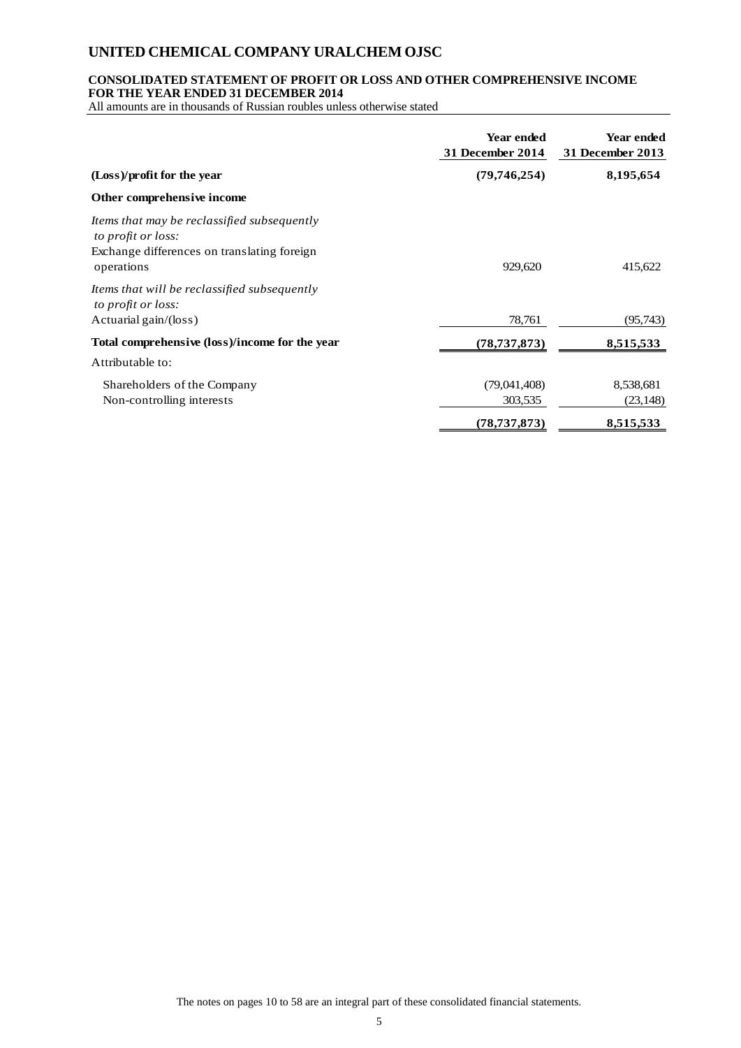# UNITED CHEMICAL COMPANY URALCHEM OJSC

## CONSOLIDATED STATEMENT OF PROFIT OR LOSS AND OTHER COMPREHENSIVE INCOME FOR THE YEAR ENDED 31 DECEMBER 2014

All amounts are in thousands of Russian roubles unless otherwise stated

| | Year ended 31 December 2014 | Year ended 31 December 2013 |
|---|---|---|
| **(Loss)/profit for the year** | **(79,746,254)** | **8,195,654** |
| **Other comprehensive income** | | |
| *Items that may be reclassified subsequently to profit or loss:* | | |
| Exchange differences on translating foreign operations | 929,620 | 415,622 |
| *Items that will be reclassified subsequently to profit or loss:* | | |
| Actuarial gain/(loss) | 78,761 | (95,743) |
| **Total comprehensive (loss)/income for the year** | **(78,737,873)** | **8,515,533** |
| Attributable to: | | |
| Shareholders of the Company | (79,041,408) | 8,538,681 |
| Non-controlling interests | 303,535 | (23,148) |
| | **(78,737,873)** | **8,515,533** |

The notes on pages 10 to 58 are an integral part of these consolidated financial statements.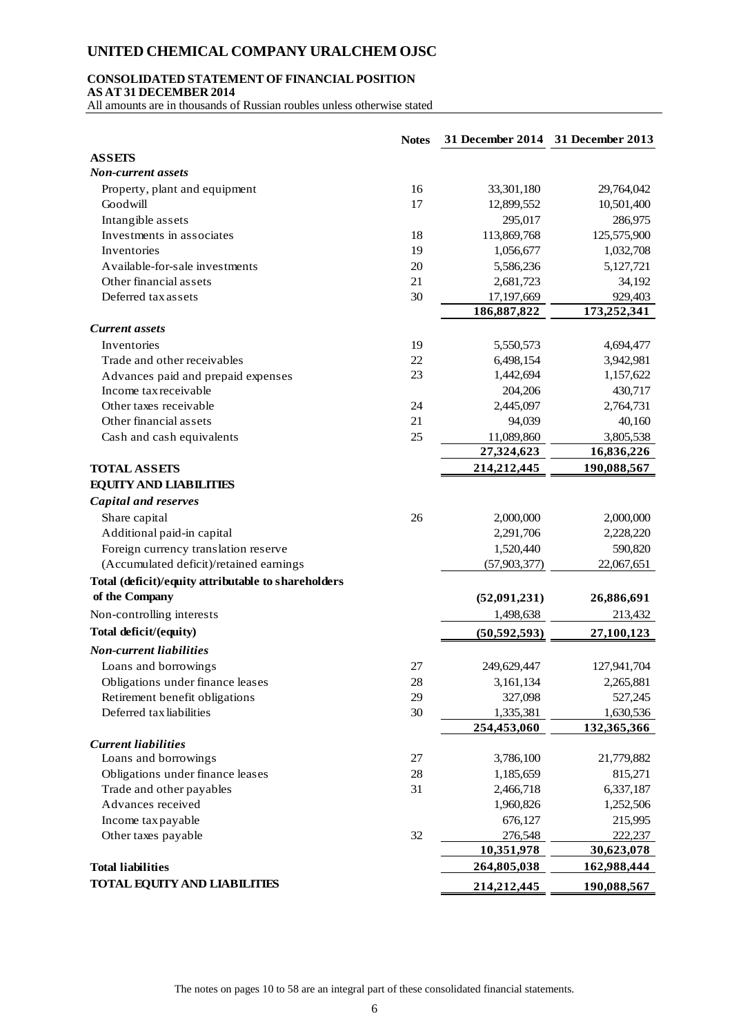# UNITED CHEMICAL COMPANY URALCHEM OJSC

## CONSOLIDATED STATEMENT OF FINANCIAL POSITION
**AS AT 31 DECEMBER 2014**

All amounts are in thousands of Russian roubles unless otherwise stated

| | Notes | 31 December 2014 | 31 December 2013 |
|---|---|---|---|
| **ASSETS** | | | |
| ***Non-current assets*** | | | |
| Property, plant and equipment | 16 | 33,301,180 | 29,764,042 |
| Goodwill | 17 | 12,899,552 | 10,501,400 |
| Intangible assets | | 295,017 | 286,975 |
| Investments in associates | 18 | 113,869,768 | 125,575,900 |
| Inventories | 19 | 1,056,677 | 1,032,708 |
| Available-for-sale investments | 20 | 5,586,236 | 5,127,721 |
| Other financial assets | 21 | 2,681,723 | 34,192 |
| Deferred tax assets | 30 | 17,197,669 | 929,403 |
| | | **186,887,822** | **173,252,341** |
| ***Current assets*** | | | |
| Inventories | 19 | 5,550,573 | 4,694,477 |
| Trade and other receivables | 22 | 6,498,154 | 3,942,981 |
| Advances paid and prepaid expenses | 23 | 1,442,694 | 1,157,622 |
| Income tax receivable | | 204,206 | 430,717 |
| Other taxes receivable | 24 | 2,445,097 | 2,764,731 |
| Other financial assets | 21 | 94,039 | 40,160 |
| Cash and cash equivalents | 25 | 11,089,860 | 3,805,538 |
| | | **27,324,623** | **16,836,226** |
| **TOTAL ASSETS** | | **214,212,445** | **190,088,567** |
| **EQUITY AND LIABILITIES** | | | |
| ***Capital and reserves*** | | | |
| Share capital | 26 | 2,000,000 | 2,000,000 |
| Additional paid-in capital | | 2,291,706 | 2,228,220 |
| Foreign currency translation reserve | | 1,520,440 | 590,820 |
| (Accumulated deficit)/retained earnings | | (57,903,377) | 22,067,651 |
| **Total (deficit)/equity attributable to shareholders of the Company** | | **(52,091,231)** | **26,886,691** |
| Non-controlling interests | | 1,498,638 | 213,432 |
| **Total deficit/(equity)** | | **(50,592,593)** | **27,100,123** |
| ***Non-current liabilities*** | | | |
| Loans and borrowings | 27 | 249,629,447 | 127,941,704 |
| Obligations under finance leases | 28 | 3,161,134 | 2,265,881 |
| Retirement benefit obligations | 29 | 327,098 | 527,245 |
| Deferred tax liabilities | 30 | 1,335,381 | 1,630,536 |
| | | **254,453,060** | **132,365,366** |
| ***Current liabilities*** | | | |
| Loans and borrowings | 27 | 3,786,100 | 21,779,882 |
| Obligations under finance leases | 28 | 1,185,659 | 815,271 |
| Trade and other payables | 31 | 2,466,718 | 6,337,187 |
| Advances received | | 1,960,826 | 1,252,506 |
| Income tax payable | | 676,127 | 215,995 |
| Other taxes payable | 32 | 276,548 | 222,237 |
| | | **10,351,978** | **30,623,078** |
| **Total liabilities** | | **264,805,038** | **162,988,444** |
| **TOTAL EQUITY AND LIABILITIES** | | **214,212,445** | **190,088,567** |

The notes on pages 10 to 58 are an integral part of these consolidated financial statements.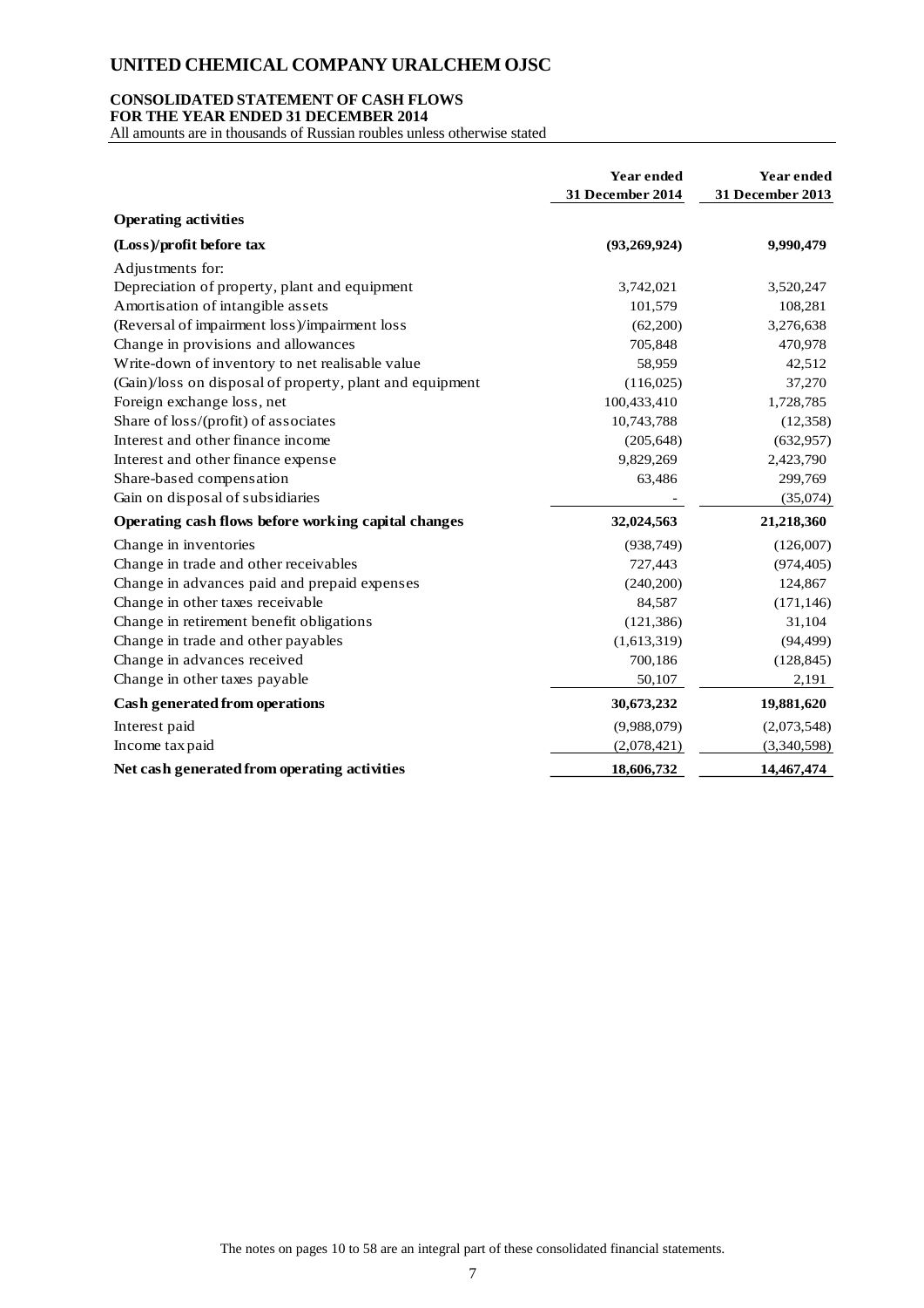# UNITED CHEMICAL COMPANY URALCHEM OJSC

## CONSOLIDATED STATEMENT OF CASH FLOWS
## FOR THE YEAR ENDED 31 DECEMBER 2014

All amounts are in thousands of Russian roubles unless otherwise stated

| | Year ended 31 December 2014 | Year ended 31 December 2013 |
|---|---|---|
| **Operating activities** | | |
| **(Loss)/profit before tax** | **(93,269,924)** | **9,990,479** |
| Adjustments for: | | |
| Depreciation of property, plant and equipment | 3,742,021 | 3,520,247 |
| Amortisation of intangible assets | 101,579 | 108,281 |
| (Reversal of impairment loss)/impairment loss | (62,200) | 3,276,638 |
| Change in provisions and allowances | 705,848 | 470,978 |
| Write-down of inventory to net realisable value | 58,959 | 42,512 |
| (Gain)/loss on disposal of property, plant and equipment | (116,025) | 37,270 |
| Foreign exchange loss, net | 100,433,410 | 1,728,785 |
| Share of loss/(profit) of associates | 10,743,788 | (12,358) |
| Interest and other finance income | (205,648) | (632,957) |
| Interest and other finance expense | 9,829,269 | 2,423,790 |
| Share-based compensation | 63,486 | 299,769 |
| Gain on disposal of subsidiaries | - | (35,074) |
| **Operating cash flows before working capital changes** | **32,024,563** | **21,218,360** |
| Change in inventories | (938,749) | (126,007) |
| Change in trade and other receivables | 727,443 | (974,405) |
| Change in advances paid and prepaid expenses | (240,200) | 124,867 |
| Change in other taxes receivable | 84,587 | (171,146) |
| Change in retirement benefit obligations | (121,386) | 31,104 |
| Change in trade and other payables | (1,613,319) | (94,499) |
| Change in advances received | 700,186 | (128,845) |
| Change in other taxes payable | 50,107 | 2,191 |
| **Cash generated from operations** | **30,673,232** | **19,881,620** |
| Interest paid | (9,988,079) | (2,073,548) |
| Income tax paid | (2,078,421) | (3,340,598) |
| **Net cash generated from operating activities** | **18,606,732** | **14,467,474** |

The notes on pages 10 to 58 are an integral part of these consolidated financial statements.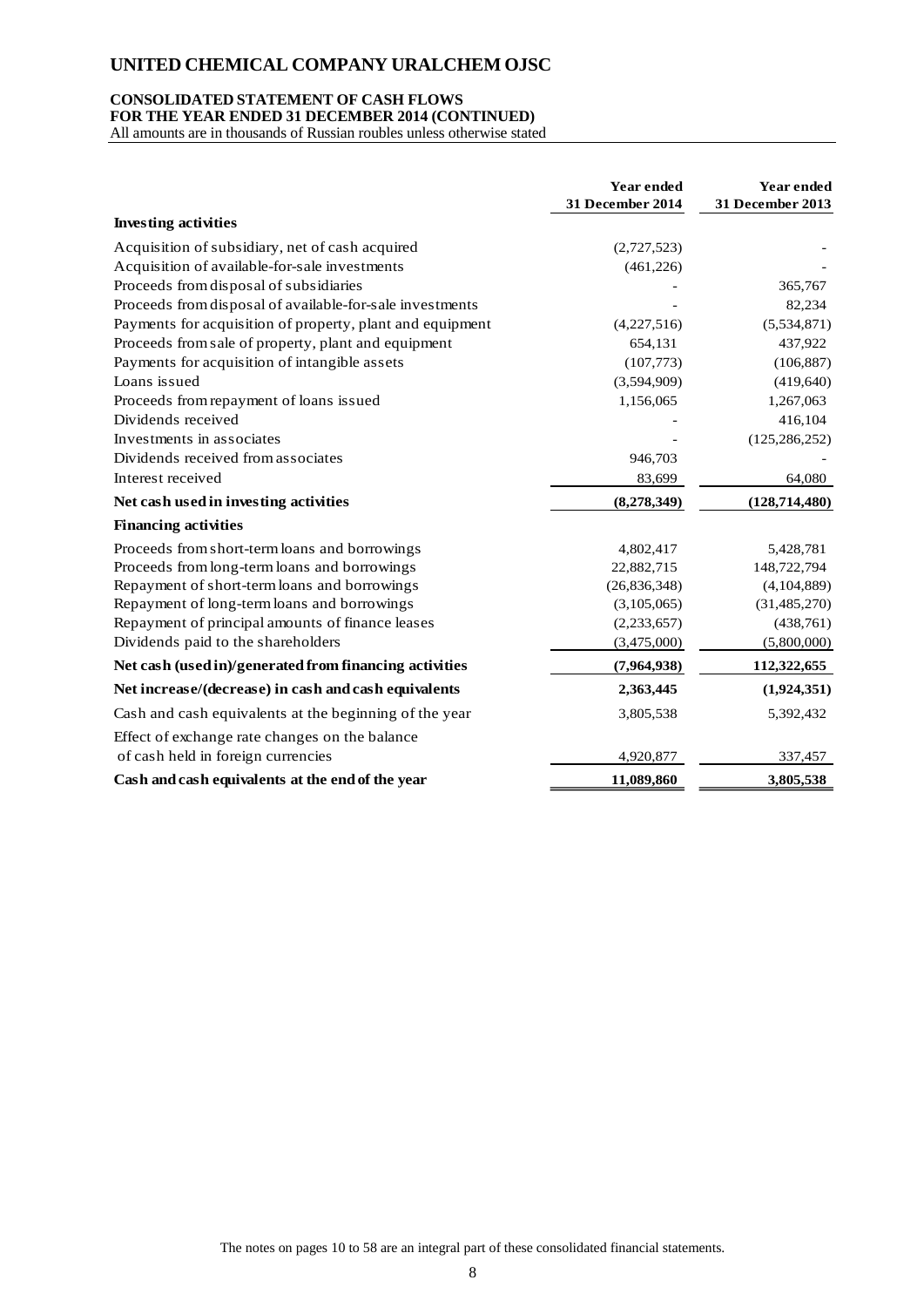# UNITED CHEMICAL COMPANY URALCHEM OJSC

**CONSOLIDATED STATEMENT OF CASH FLOWS**
**FOR THE YEAR ENDED 31 DECEMBER 2014 (CONTINUED)**
All amounts are in thousands of Russian roubles unless otherwise stated

| | Year ended 31 December 2014 | Year ended 31 December 2013 |
|---|---|---|
| **Investing activities** | | |
| Acquisition of subsidiary, net of cash acquired | (2,727,523) | - |
| Acquisition of available-for-sale investments | (461,226) | - |
| Proceeds from disposal of subsidiaries | - | 365,767 |
| Proceeds from disposal of available-for-sale investments | - | 82,234 |
| Payments for acquisition of property, plant and equipment | (4,227,516) | (5,534,871) |
| Proceeds from sale of property, plant and equipment | 654,131 | 437,922 |
| Payments for acquisition of intangible assets | (107,773) | (106,887) |
| Loans issued | (3,594,909) | (419,640) |
| Proceeds from repayment of loans issued | 1,156,065 | 1,267,063 |
| Dividends received | - | 416,104 |
| Investments in associates | - | (125,286,252) |
| Dividends received from associates | 946,703 | - |
| Interest received | 83,699 | 64,080 |
| **Net cash used in investing activities** | **(8,278,349)** | **(128,714,480)** |
| **Financing activities** | | |
| Proceeds from short-term loans and borrowings | 4,802,417 | 5,428,781 |
| Proceeds from long-term loans and borrowings | 22,882,715 | 148,722,794 |
| Repayment of short-term loans and borrowings | (26,836,348) | (4,104,889) |
| Repayment of long-term loans and borrowings | (3,105,065) | (31,485,270) |
| Repayment of principal amounts of finance leases | (2,233,657) | (438,761) |
| Dividends paid to the shareholders | (3,475,000) | (5,800,000) |
| **Net cash (used in)/generated from financing activities** | **(7,964,938)** | **112,322,655** |
| **Net increase/(decrease) in cash and cash equivalents** | **2,363,445** | **(1,924,351)** |
| Cash and cash equivalents at the beginning of the year | 3,805,538 | 5,392,432 |
| Effect of exchange rate changes on the balance of cash held in foreign currencies | 4,920,877 | 337,457 |
| **Cash and cash equivalents at the end of the year** | **11,089,860** | **3,805,538** |

The notes on pages 10 to 58 are an integral part of these consolidated financial statements.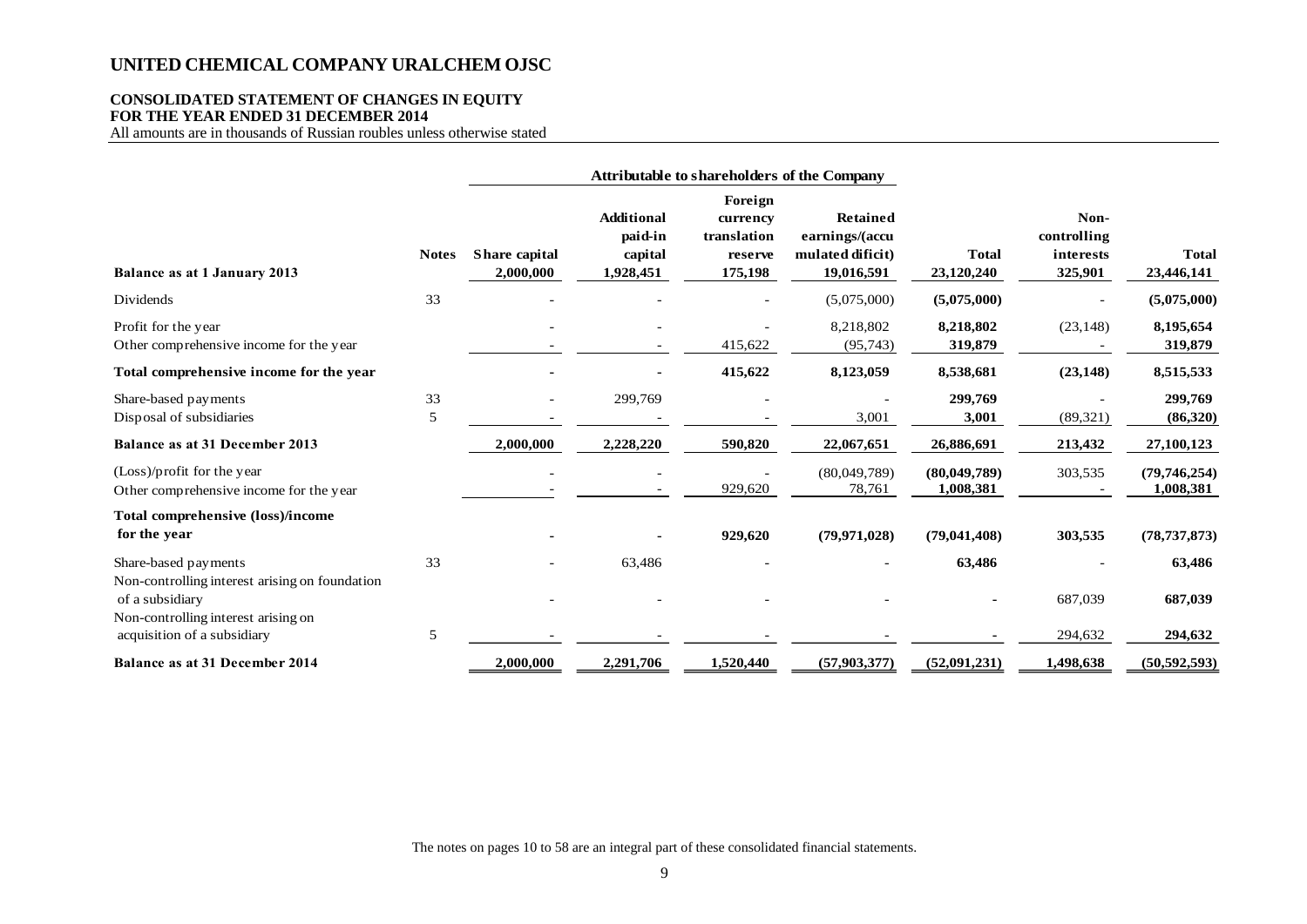# UNITED CHEMICAL COMPANY URALCHEM OJSC

## CONSOLIDATED STATEMENT OF CHANGES IN EQUITY
## FOR THE YEAR ENDED 31 DECEMBER 2014

All amounts are in thousands of Russian roubles unless otherwise stated

| | | Attributable to shareholders of the Company | | | | | | |
|---|---|---|---|---|---|---|---|---|
| | **Notes** | **Share capital** | **Additional paid-in capital** | **Foreign currency translation reserve** | **Retained earnings/(accumulated dificit)** | **Total** | **Non-controlling interests** | **Total** |
| **Balance as at 1 January 2013** | | 2,000,000 | 1,928,451 | 175,198 | 19,016,591 | 23,120,240 | 325,901 | 23,446,141 |
| Dividends | 33 | - | - | - | (5,075,000) | **(5,075,000)** | - | **(5,075,000)** |
| Profit for the year | | - | - | - | 8,218,802 | **8,218,802** | (23,148) | **8,195,654** |
| Other comprehensive income for the year | | - | - | 415,622 | (95,743) | **319,879** | - | **319,879** |
| **Total comprehensive income for the year** | | **-** | **-** | **415,622** | **8,123,059** | **8,538,681** | **(23,148)** | **8,515,533** |
| Share-based payments | 33 | - | 299,769 | - | - | **299,769** | - | **299,769** |
| Disposal of subsidiaries | 5 | - | - | - | 3,001 | **3,001** | (89,321) | **(86,320)** |
| **Balance as at 31 December 2013** | | **2,000,000** | **2,228,220** | **590,820** | **22,067,651** | **26,886,691** | **213,432** | **27,100,123** |
| (Loss)/profit for the year | | - | - | - | (80,049,789) | **(80,049,789)** | 303,535 | **(79,746,254)** |
| Other comprehensive income for the year | | - | - | 929,620 | 78,761 | **1,008,381** | - | **1,008,381** |
| **Total comprehensive (loss)/income for the year** | | **-** | **-** | **929,620** | **(79,971,028)** | **(79,041,408)** | **303,535** | **(78,737,873)** |
| Share-based payments | 33 | - | 63,486 | - | - | **63,486** | - | **63,486** |
| Non-controlling interest arising on foundation of a subsidiary | | - | - | - | - | **-** | 687,039 | **687,039** |
| Non-controlling interest arising on acquisition of a subsidiary | 5 | - | - | - | - | **-** | 294,632 | **294,632** |
| **Balance as at 31 December 2014** | | **2,000,000** | **2,291,706** | **1,520,440** | **(57,903,377)** | **(52,091,231)** | **1,498,638** | **(50,592,593)** |

The notes on pages 10 to 58 are an integral part of these consolidated financial statements.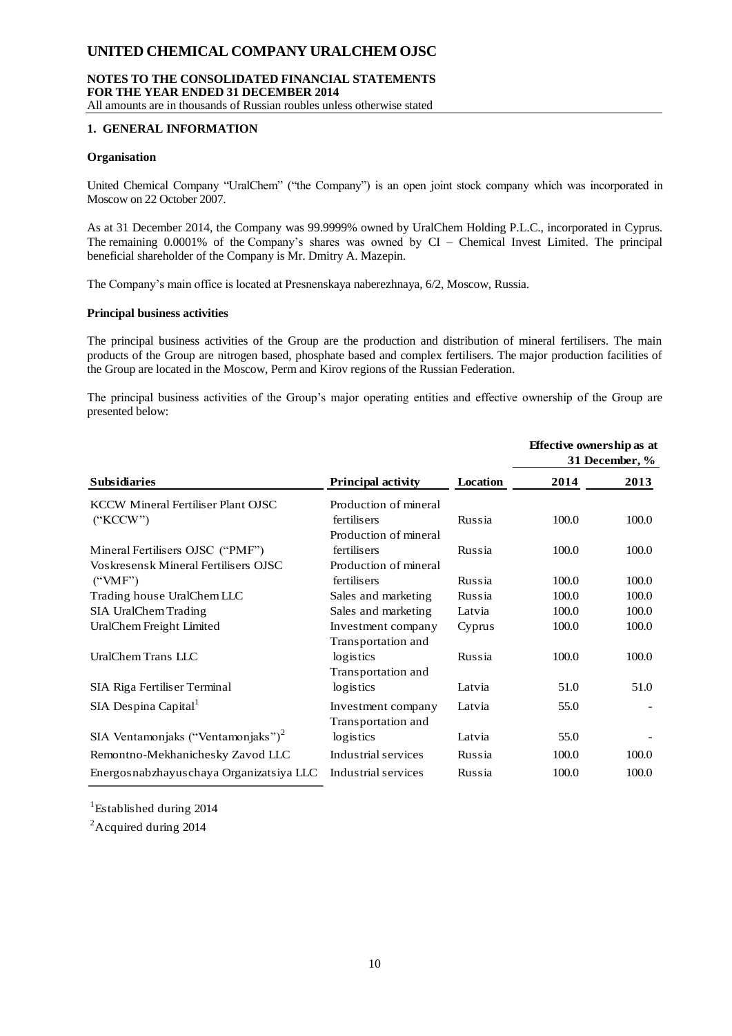# 1. GENERAL INFORMATION

## Organisation

United Chemical Company "UralChem" ("the Company") is an open joint stock company which was incorporated in Moscow on 22 October 2007.

As at 31 December 2014, the Company was 99.9999% owned by UralChem Holding P.L.C., incorporated in Cyprus. The remaining 0.0001% of the Company's shares was owned by CI – Chemical Invest Limited. The principal beneficial shareholder of the Company is Mr. Dmitry A. Mazepin.

The Company's main office is located at Presnenskaya naberezhnaya, 6/2, Moscow, Russia.

## Principal business activities

The principal business activities of the Group are the production and distribution of mineral fertilisers. The main products of the Group are nitrogen based, phosphate based and complex fertilisers. The major production facilities of the Group are located in the Moscow, Perm and Kirov regions of the Russian Federation.

The principal business activities of the Group's major operating entities and effective ownership of the Group are presented below:

| Subsidiaries | Principal activity | Location | Effective ownership as at 31 December, % 2014 | 2013 |
|---|---|---|---|---|
| KCCW Mineral Fertiliser Plant OJSC ("KCCW") | Production of mineral fertilisers | Russia | 100.0 | 100.0 |
| Mineral Fertilisers OJSC ("PMF") | Production of mineral fertilisers | Russia | 100.0 | 100.0 |
| Voskresensk Mineral Fertilisers OJSC ("VMF") | Production of mineral fertilisers | Russia | 100.0 | 100.0 |
| Trading house UralChem LLC | Sales and marketing | Russia | 100.0 | 100.0 |
| SIA UralChem Trading | Sales and marketing | Latvia | 100.0 | 100.0 |
| UralChem Freight Limited | Investment company | Cyprus | 100.0 | 100.0 |
| UralChem Trans LLC | Transportation and logistics | Russia | 100.0 | 100.0 |
| SIA Riga Fertiliser Terminal | Transportation and logistics | Latvia | 51.0 | 51.0 |
| SIA Despina Capital[1] | Investment company | Latvia | 55.0 | - |
| SIA Ventamonjaks ("Ventamonjaks")[2] | Transportation and logistics | Latvia | 55.0 | - |
| Remontno-Mekhanichesky Zavod LLC | Industrial services | Russia | 100.0 | 100.0 |
| Energosnabzhayuschaya Organizatsiya LLC | Industrial services | Russia | 100.0 | 100.0 |

[1] Established during 2014

[2] Acquired during 2014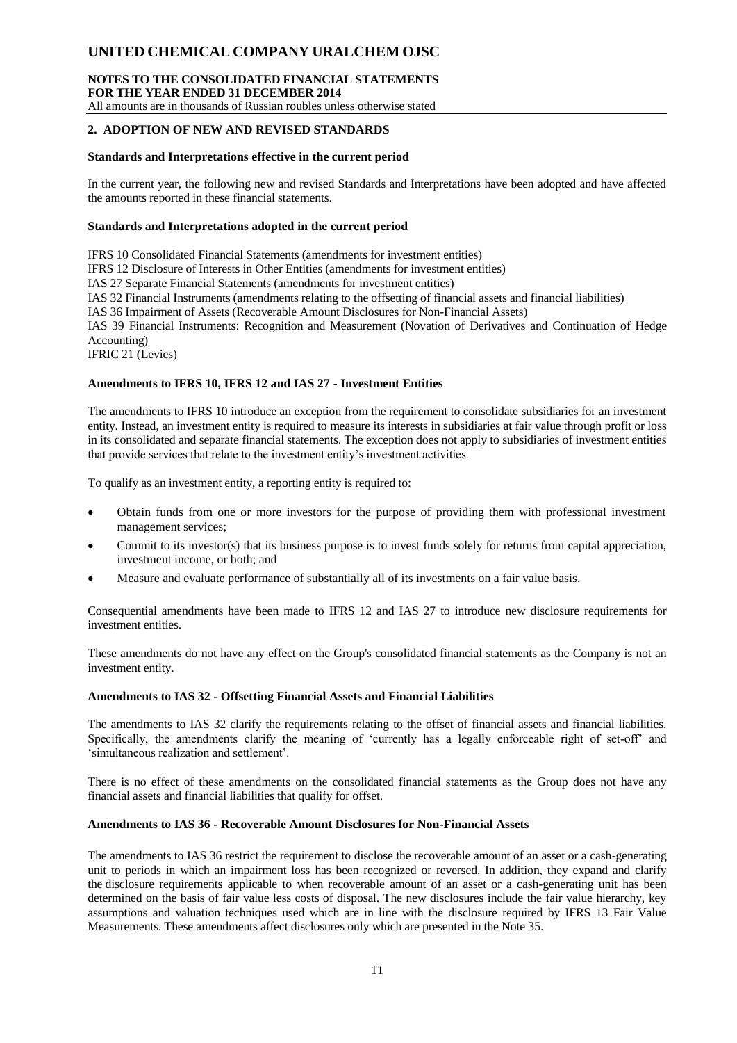## 2. ADOPTION OF NEW AND REVISED STANDARDS

### Standards and Interpretations effective in the current period

In the current year, the following new and revised Standards and Interpretations have been adopted and have affected the amounts reported in these financial statements.

### Standards and Interpretations adopted in the current period

IFRS 10 Consolidated Financial Statements (amendments for investment entities)
IFRS 12 Disclosure of Interests in Other Entities (amendments for investment entities)
IAS 27 Separate Financial Statements (amendments for investment entities)
IAS 32 Financial Instruments (amendments relating to the offsetting of financial assets and financial liabilities)
IAS 36 Impairment of Assets (Recoverable Amount Disclosures for Non-Financial Assets)
IAS 39 Financial Instruments: Recognition and Measurement (Novation of Derivatives and Continuation of Hedge Accounting)
IFRIC 21 (Levies)

### Amendments to IFRS 10, IFRS 12 and IAS 27 - Investment Entities

The amendments to IFRS 10 introduce an exception from the requirement to consolidate subsidiaries for an investment entity. Instead, an investment entity is required to measure its interests in subsidiaries at fair value through profit or loss in its consolidated and separate financial statements. The exception does not apply to subsidiaries of investment entities that provide services that relate to the investment entity's investment activities.

To qualify as an investment entity, a reporting entity is required to:

- Obtain funds from one or more investors for the purpose of providing them with professional investment management services;
- Commit to its investor(s) that its business purpose is to invest funds solely for returns from capital appreciation, investment income, or both; and
- Measure and evaluate performance of substantially all of its investments on a fair value basis.

Consequential amendments have been made to IFRS 12 and IAS 27 to introduce new disclosure requirements for investment entities.

These amendments do not have any effect on the Group's consolidated financial statements as the Company is not an investment entity.

### Amendments to IAS 32 - Offsetting Financial Assets and Financial Liabilities

The amendments to IAS 32 clarify the requirements relating to the offset of financial assets and financial liabilities. Specifically, the amendments clarify the meaning of 'currently has a legally enforceable right of set-off' and 'simultaneous realization and settlement'.

There is no effect of these amendments on the consolidated financial statements as the Group does not have any financial assets and financial liabilities that qualify for offset.

### Amendments to IAS 36 - Recoverable Amount Disclosures for Non-Financial Assets

The amendments to IAS 36 restrict the requirement to disclose the recoverable amount of an asset or a cash-generating unit to periods in which an impairment loss has been recognized or reversed. In addition, they expand and clarify the disclosure requirements applicable to when recoverable amount of an asset or a cash-generating unit has been determined on the basis of fair value less costs of disposal. The new disclosures include the fair value hierarchy, key assumptions and valuation techniques used which are in line with the disclosure required by IFRS 13 Fair Value Measurements. These amendments affect disclosures only which are presented in the Note 35.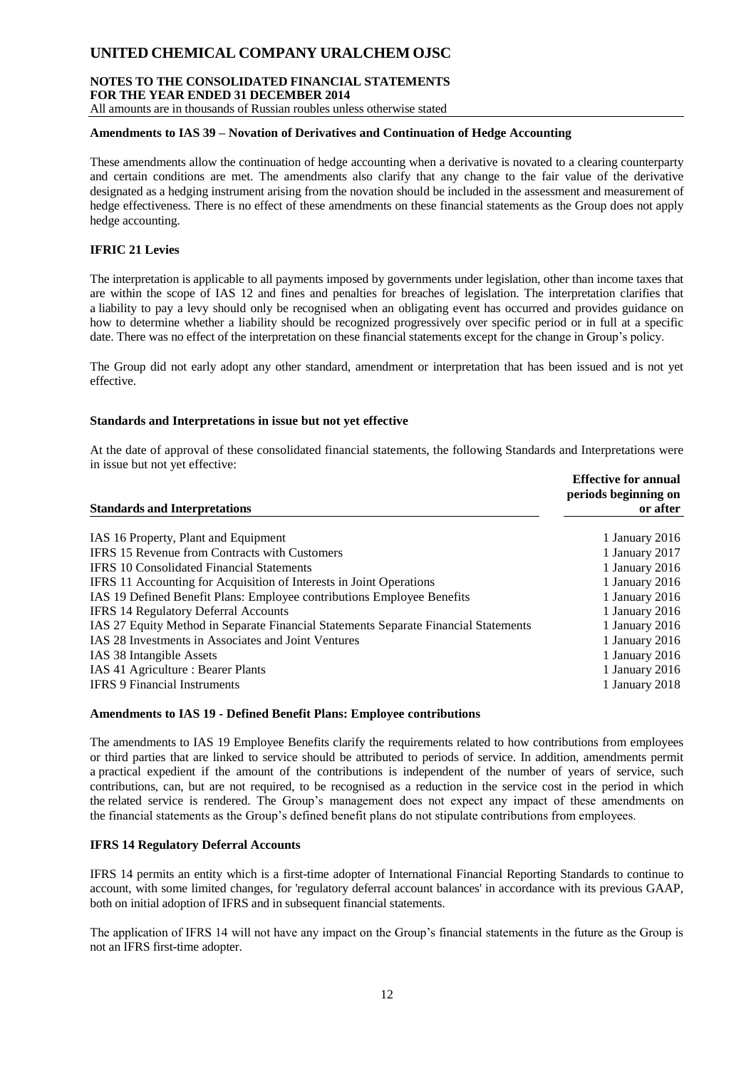### Amendments to IAS 39 – Novation of Derivatives and Continuation of Hedge Accounting

These amendments allow the continuation of hedge accounting when a derivative is novated to a clearing counterparty and certain conditions are met. The amendments also clarify that any change to the fair value of the derivative designated as a hedging instrument arising from the novation should be included in the assessment and measurement of hedge effectiveness. There is no effect of these amendments on these financial statements as the Group does not apply hedge accounting.

### IFRIC 21 Levies

The interpretation is applicable to all payments imposed by governments under legislation, other than income taxes that are within the scope of IAS 12 and fines and penalties for breaches of legislation. The interpretation clarifies that a liability to pay a levy should only be recognised when an obligating event has occurred and provides guidance on how to determine whether a liability should be recognized progressively over specific period or in full at a specific date. There was no effect of the interpretation on these financial statements except for the change in Group's policy.

The Group did not early adopt any other standard, amendment or interpretation that has been issued and is not yet effective.

### Standards and Interpretations in issue but not yet effective

At the date of approval of these consolidated financial statements, the following Standards and Interpretations were in issue but not yet effective:

| Standards and Interpretations | Effective for annual periods beginning on or after |
|---|---|
| IAS 16 Property, Plant and Equipment | 1 January 2016 |
| IFRS 15 Revenue from Contracts with Customers | 1 January 2017 |
| IFRS 10 Consolidated Financial Statements | 1 January 2016 |
| IFRS 11 Accounting for Acquisition of Interests in Joint Operations | 1 January 2016 |
| IAS 19 Defined Benefit Plans: Employee contributions Employee Benefits | 1 January 2016 |
| IFRS 14 Regulatory Deferral Accounts | 1 January 2016 |
| IAS 27 Equity Method in Separate Financial Statements Separate Financial Statements | 1 January 2016 |
| IAS 28 Investments in Associates and Joint Ventures | 1 January 2016 |
| IAS 38 Intangible Assets | 1 January 2016 |
| IAS 41 Agriculture : Bearer Plants | 1 January 2016 |
| IFRS 9 Financial Instruments | 1 January 2018 |

### Amendments to IAS 19 - Defined Benefit Plans: Employee contributions

The amendments to IAS 19 Employee Benefits clarify the requirements related to how contributions from employees or third parties that are linked to service should be attributed to periods of service. In addition, amendments permit a practical expedient if the amount of the contributions is independent of the number of years of service, such contributions, can, but are not required, to be recognised as a reduction in the service cost in the period in which the related service is rendered. The Group's management does not expect any impact of these amendments on the financial statements as the Group's defined benefit plans do not stipulate contributions from employees.

### IFRS 14 Regulatory Deferral Accounts

IFRS 14 permits an entity which is a first-time adopter of International Financial Reporting Standards to continue to account, with some limited changes, for 'regulatory deferral account balances' in accordance with its previous GAAP, both on initial adoption of IFRS and in subsequent financial statements.

The application of IFRS 14 will not have any impact on the Group's financial statements in the future as the Group is not an IFRS first-time adopter.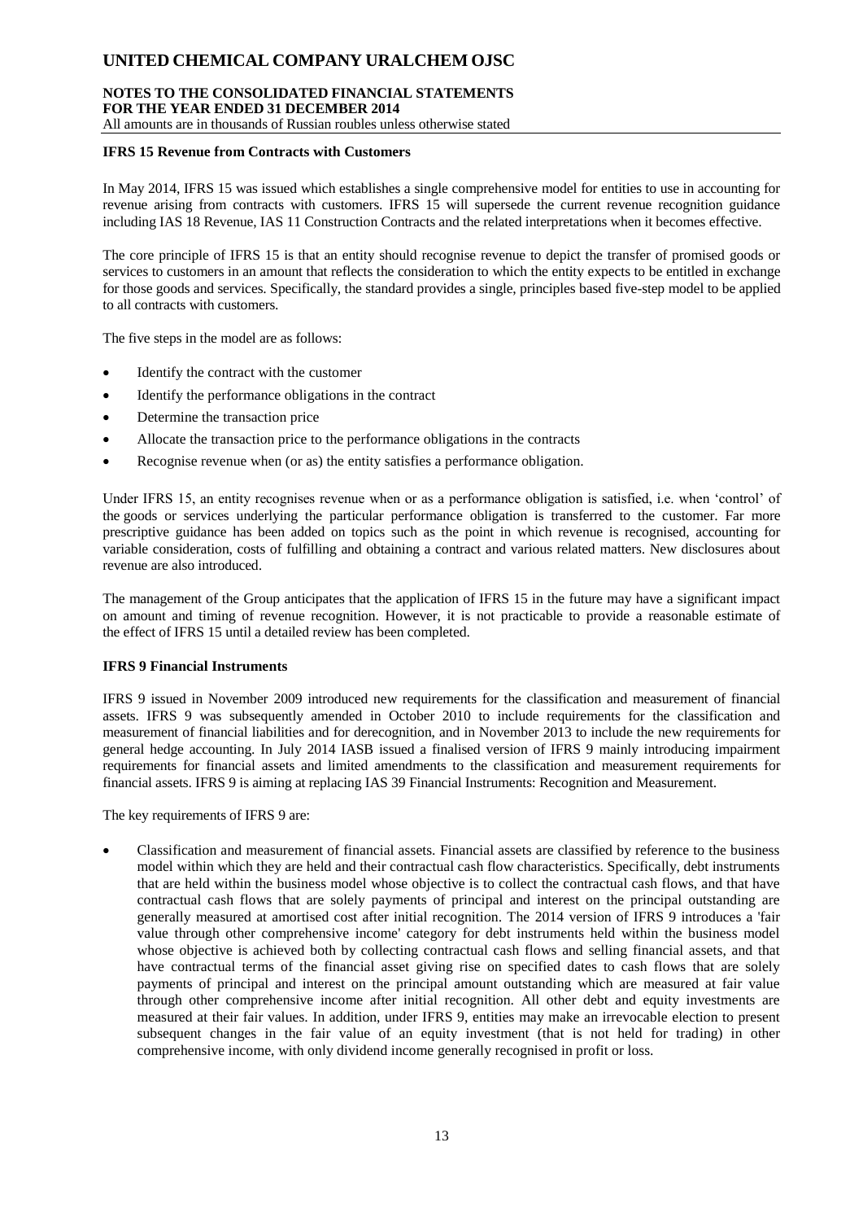### IFRS 15 Revenue from Contracts with Customers

In May 2014, IFRS 15 was issued which establishes a single comprehensive model for entities to use in accounting for revenue arising from contracts with customers. IFRS 15 will supersede the current revenue recognition guidance including IAS 18 Revenue, IAS 11 Construction Contracts and the related interpretations when it becomes effective.

The core principle of IFRS 15 is that an entity should recognise revenue to depict the transfer of promised goods or services to customers in an amount that reflects the consideration to which the entity expects to be entitled in exchange for those goods and services. Specifically, the standard provides a single, principles based five-step model to be applied to all contracts with customers.

The five steps in the model are as follows:

- Identify the contract with the customer
- Identify the performance obligations in the contract
- Determine the transaction price
- Allocate the transaction price to the performance obligations in the contracts
- Recognise revenue when (or as) the entity satisfies a performance obligation.

Under IFRS 15, an entity recognises revenue when or as a performance obligation is satisfied, i.e. when 'control' of the goods or services underlying the particular performance obligation is transferred to the customer. Far more prescriptive guidance has been added on topics such as the point in which revenue is recognised, accounting for variable consideration, costs of fulfilling and obtaining a contract and various related matters. New disclosures about revenue are also introduced.

The management of the Group anticipates that the application of IFRS 15 in the future may have a significant impact on amount and timing of revenue recognition. However, it is not practicable to provide a reasonable estimate of the effect of IFRS 15 until a detailed review has been completed.

### IFRS 9 Financial Instruments

IFRS 9 issued in November 2009 introduced new requirements for the classification and measurement of financial assets. IFRS 9 was subsequently amended in October 2010 to include requirements for the classification and measurement of financial liabilities and for derecognition, and in November 2013 to include the new requirements for general hedge accounting. In July 2014 IASB issued a finalised version of IFRS 9 mainly introducing impairment requirements for financial assets and limited amendments to the classification and measurement requirements for financial assets. IFRS 9 is aiming at replacing IAS 39 Financial Instruments: Recognition and Measurement.

The key requirements of IFRS 9 are:

- Classification and measurement of financial assets. Financial assets are classified by reference to the business model within which they are held and their contractual cash flow characteristics. Specifically, debt instruments that are held within the business model whose objective is to collect the contractual cash flows, and that have contractual cash flows that are solely payments of principal and interest on the principal outstanding are generally measured at amortised cost after initial recognition. The 2014 version of IFRS 9 introduces a 'fair value through other comprehensive income' category for debt instruments held within the business model whose objective is achieved both by collecting contractual cash flows and selling financial assets, and that have contractual terms of the financial asset giving rise on specified dates to cash flows that are solely payments of principal and interest on the principal amount outstanding which are measured at fair value through other comprehensive income after initial recognition. All other debt and equity investments are measured at their fair values. In addition, under IFRS 9, entities may make an irrevocable election to present subsequent changes in the fair value of an equity investment (that is not held for trading) in other comprehensive income, with only dividend income generally recognised in profit or loss.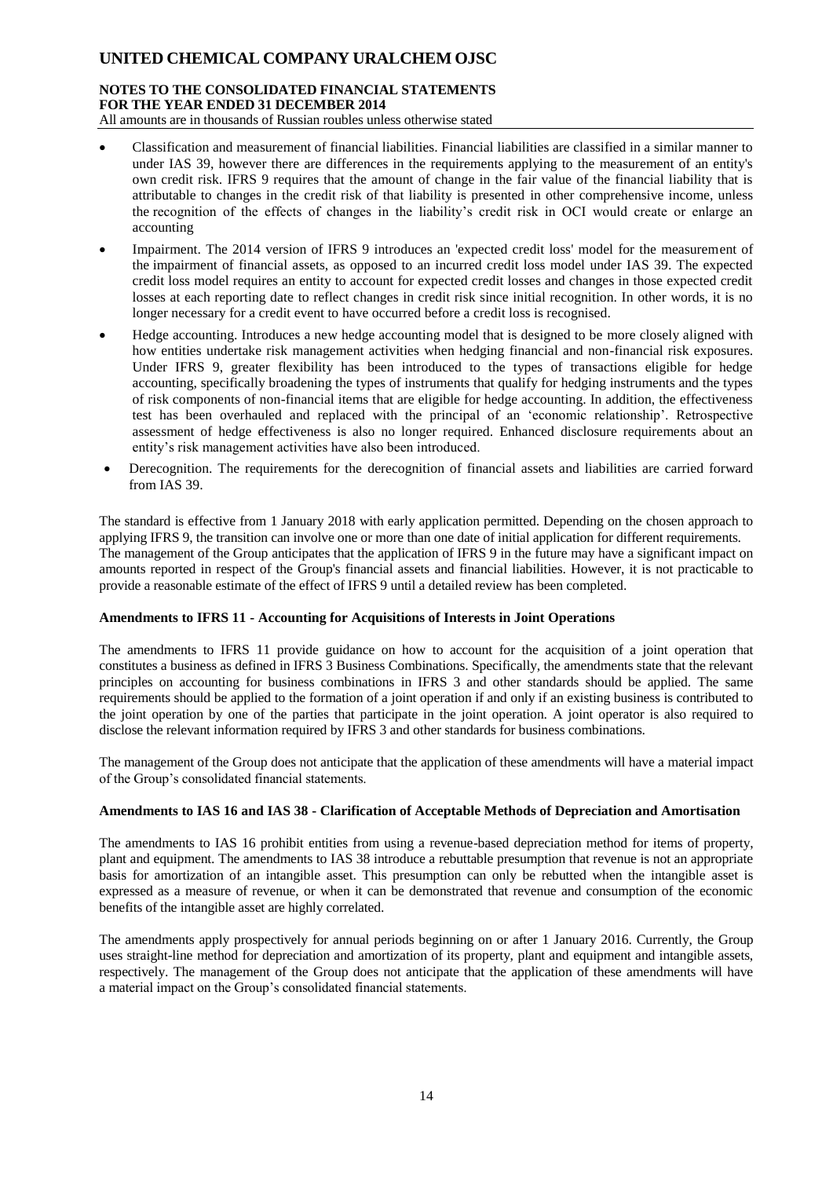- Classification and measurement of financial liabilities. Financial liabilities are classified in a similar manner to under IAS 39, however there are differences in the requirements applying to the measurement of an entity's own credit risk. IFRS 9 requires that the amount of change in the fair value of the financial liability that is attributable to changes in the credit risk of that liability is presented in other comprehensive income, unless the recognition of the effects of changes in the liability's credit risk in OCI would create or enlarge an accounting
- Impairment. The 2014 version of IFRS 9 introduces an 'expected credit loss' model for the measurement of the impairment of financial assets, as opposed to an incurred credit loss model under IAS 39. The expected credit loss model requires an entity to account for expected credit losses and changes in those expected credit losses at each reporting date to reflect changes in credit risk since initial recognition. In other words, it is no longer necessary for a credit event to have occurred before a credit loss is recognised.
- Hedge accounting. Introduces a new hedge accounting model that is designed to be more closely aligned with how entities undertake risk management activities when hedging financial and non-financial risk exposures. Under IFRS 9, greater flexibility has been introduced to the types of transactions eligible for hedge accounting, specifically broadening the types of instruments that qualify for hedging instruments and the types of risk components of non-financial items that are eligible for hedge accounting. In addition, the effectiveness test has been overhauled and replaced with the principal of an 'economic relationship'. Retrospective assessment of hedge effectiveness is also no longer required. Enhanced disclosure requirements about an entity's risk management activities have also been introduced.
- Derecognition. The requirements for the derecognition of financial assets and liabilities are carried forward from IAS 39.

The standard is effective from 1 January 2018 with early application permitted. Depending on the chosen approach to applying IFRS 9, the transition can involve one or more than one date of initial application for different requirements. The management of the Group anticipates that the application of IFRS 9 in the future may have a significant impact on amounts reported in respect of the Group's financial assets and financial liabilities. However, it is not practicable to provide a reasonable estimate of the effect of IFRS 9 until a detailed review has been completed.

**Amendments to IFRS 11 - Accounting for Acquisitions of Interests in Joint Operations**

The amendments to IFRS 11 provide guidance on how to account for the acquisition of a joint operation that constitutes a business as defined in IFRS 3 Business Combinations. Specifically, the amendments state that the relevant principles on accounting for business combinations in IFRS 3 and other standards should be applied. The same requirements should be applied to the formation of a joint operation if and only if an existing business is contributed to the joint operation by one of the parties that participate in the joint operation. A joint operator is also required to disclose the relevant information required by IFRS 3 and other standards for business combinations.

The management of the Group does not anticipate that the application of these amendments will have a material impact of the Group's consolidated financial statements.

**Amendments to IAS 16 and IAS 38 - Clarification of Acceptable Methods of Depreciation and Amortisation**

The amendments to IAS 16 prohibit entities from using a revenue-based depreciation method for items of property, plant and equipment. The amendments to IAS 38 introduce a rebuttable presumption that revenue is not an appropriate basis for amortization of an intangible asset. This presumption can only be rebutted when the intangible asset is expressed as a measure of revenue, or when it can be demonstrated that revenue and consumption of the economic benefits of the intangible asset are highly correlated.

The amendments apply prospectively for annual periods beginning on or after 1 January 2016. Currently, the Group uses straight-line method for depreciation and amortization of its property, plant and equipment and intangible assets, respectively. The management of the Group does not anticipate that the application of these amendments will have a material impact on the Group's consolidated financial statements.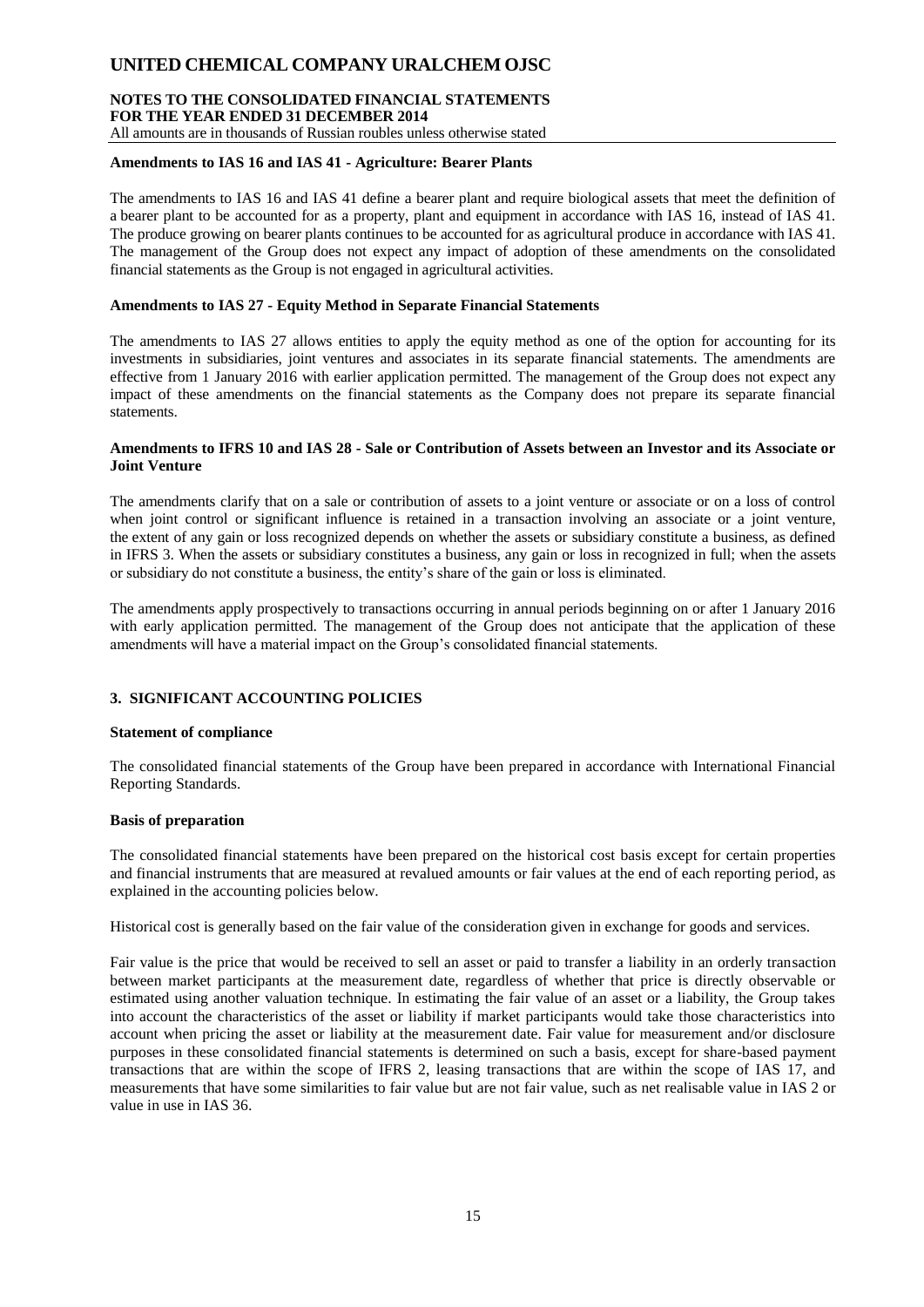**Amendments to IAS 16 and IAS 41 - Agriculture: Bearer Plants**

The amendments to IAS 16 and IAS 41 define a bearer plant and require biological assets that meet the definition of a bearer plant to be accounted for as a property, plant and equipment in accordance with IAS 16, instead of IAS 41. The produce growing on bearer plants continues to be accounted for as agricultural produce in accordance with IAS 41. The management of the Group does not expect any impact of adoption of these amendments on the consolidated financial statements as the Group is not engaged in agricultural activities.

**Amendments to IAS 27 - Equity Method in Separate Financial Statements**

The amendments to IAS 27 allows entities to apply the equity method as one of the option for accounting for its investments in subsidiaries, joint ventures and associates in its separate financial statements. The amendments are effective from 1 January 2016 with earlier application permitted. The management of the Group does not expect any impact of these amendments on the financial statements as the Company does not prepare its separate financial statements.

**Amendments to IFRS 10 and IAS 28 - Sale or Contribution of Assets between an Investor and its Associate or Joint Venture**

The amendments clarify that on a sale or contribution of assets to a joint venture or associate or on a loss of control when joint control or significant influence is retained in a transaction involving an associate or a joint venture, the extent of any gain or loss recognized depends on whether the assets or subsidiary constitute a business, as defined in IFRS 3. When the assets or subsidiary constitutes a business, any gain or loss in recognized in full; when the assets or subsidiary do not constitute a business, the entity's share of the gain or loss is eliminated.

The amendments apply prospectively to transactions occurring in annual periods beginning on or after 1 January 2016 with early application permitted. The management of the Group does not anticipate that the application of these amendments will have a material impact on the Group's consolidated financial statements.

## 3. SIGNIFICANT ACCOUNTING POLICIES

**Statement of compliance**

The consolidated financial statements of the Group have been prepared in accordance with International Financial Reporting Standards.

**Basis of preparation**

The consolidated financial statements have been prepared on the historical cost basis except for certain properties and financial instruments that are measured at revalued amounts or fair values at the end of each reporting period, as explained in the accounting policies below.

Historical cost is generally based on the fair value of the consideration given in exchange for goods and services.

Fair value is the price that would be received to sell an asset or paid to transfer a liability in an orderly transaction between market participants at the measurement date, regardless of whether that price is directly observable or estimated using another valuation technique. In estimating the fair value of an asset or a liability, the Group takes into account the characteristics of the asset or liability if market participants would take those characteristics into account when pricing the asset or liability at the measurement date. Fair value for measurement and/or disclosure purposes in these consolidated financial statements is determined on such a basis, except for share-based payment transactions that are within the scope of IFRS 2, leasing transactions that are within the scope of IAS 17, and measurements that have some similarities to fair value but are not fair value, such as net realisable value in IAS 2 or value in use in IAS 36.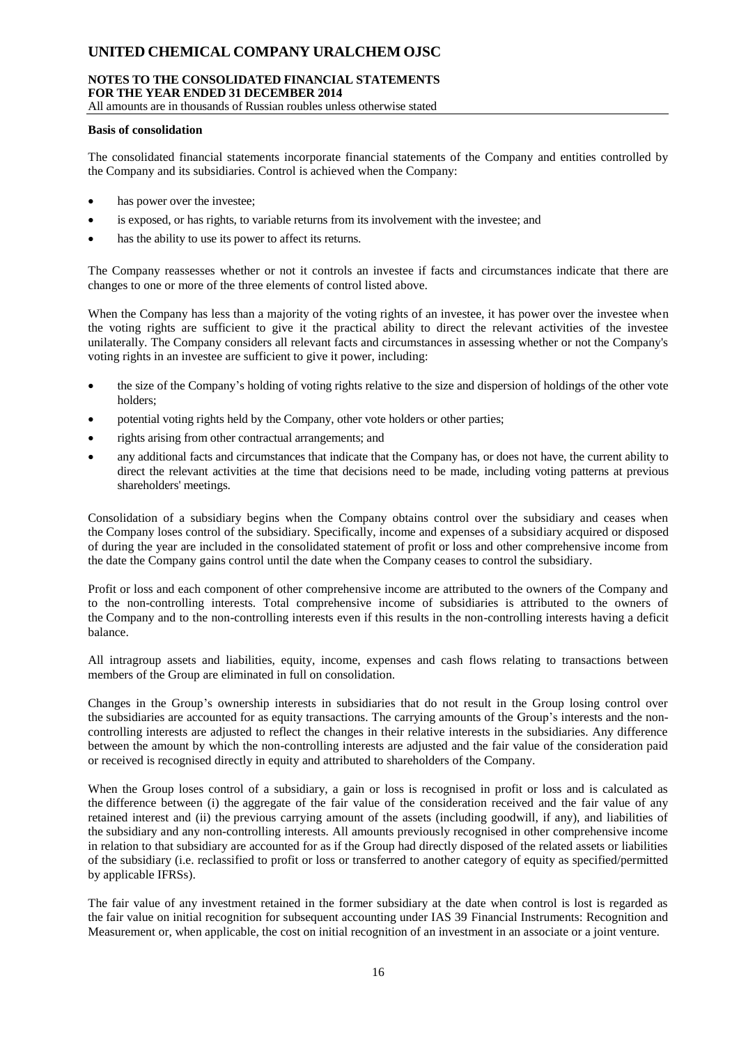### Basis of consolidation

The consolidated financial statements incorporate financial statements of the Company and entities controlled by the Company and its subsidiaries. Control is achieved when the Company:

- has power over the investee;
- is exposed, or has rights, to variable returns from its involvement with the investee; and
- has the ability to use its power to affect its returns.

The Company reassesses whether or not it controls an investee if facts and circumstances indicate that there are changes to one or more of the three elements of control listed above.

When the Company has less than a majority of the voting rights of an investee, it has power over the investee when the voting rights are sufficient to give it the practical ability to direct the relevant activities of the investee unilaterally. The Company considers all relevant facts and circumstances in assessing whether or not the Company's voting rights in an investee are sufficient to give it power, including:

- the size of the Company's holding of voting rights relative to the size and dispersion of holdings of the other vote holders;
- potential voting rights held by the Company, other vote holders or other parties;
- rights arising from other contractual arrangements; and
- any additional facts and circumstances that indicate that the Company has, or does not have, the current ability to direct the relevant activities at the time that decisions need to be made, including voting patterns at previous shareholders' meetings.

Consolidation of a subsidiary begins when the Company obtains control over the subsidiary and ceases when the Company loses control of the subsidiary. Specifically, income and expenses of a subsidiary acquired or disposed of during the year are included in the consolidated statement of profit or loss and other comprehensive income from the date the Company gains control until the date when the Company ceases to control the subsidiary.

Profit or loss and each component of other comprehensive income are attributed to the owners of the Company and to the non-controlling interests. Total comprehensive income of subsidiaries is attributed to the owners of the Company and to the non-controlling interests even if this results in the non-controlling interests having a deficit balance.

All intragroup assets and liabilities, equity, income, expenses and cash flows relating to transactions between members of the Group are eliminated in full on consolidation.

Changes in the Group's ownership interests in subsidiaries that do not result in the Group losing control over the subsidiaries are accounted for as equity transactions. The carrying amounts of the Group's interests and the non-controlling interests are adjusted to reflect the changes in their relative interests in the subsidiaries. Any difference between the amount by which the non-controlling interests are adjusted and the fair value of the consideration paid or received is recognised directly in equity and attributed to shareholders of the Company.

When the Group loses control of a subsidiary, a gain or loss is recognised in profit or loss and is calculated as the difference between (i) the aggregate of the fair value of the consideration received and the fair value of any retained interest and (ii) the previous carrying amount of the assets (including goodwill, if any), and liabilities of the subsidiary and any non-controlling interests. All amounts previously recognised in other comprehensive income in relation to that subsidiary are accounted for as if the Group had directly disposed of the related assets or liabilities of the subsidiary (i.e. reclassified to profit or loss or transferred to another category of equity as specified/permitted by applicable IFRSs).

The fair value of any investment retained in the former subsidiary at the date when control is lost is regarded as the fair value on initial recognition for subsequent accounting under IAS 39 Financial Instruments: Recognition and Measurement or, when applicable, the cost on initial recognition of an investment in an associate or a joint venture.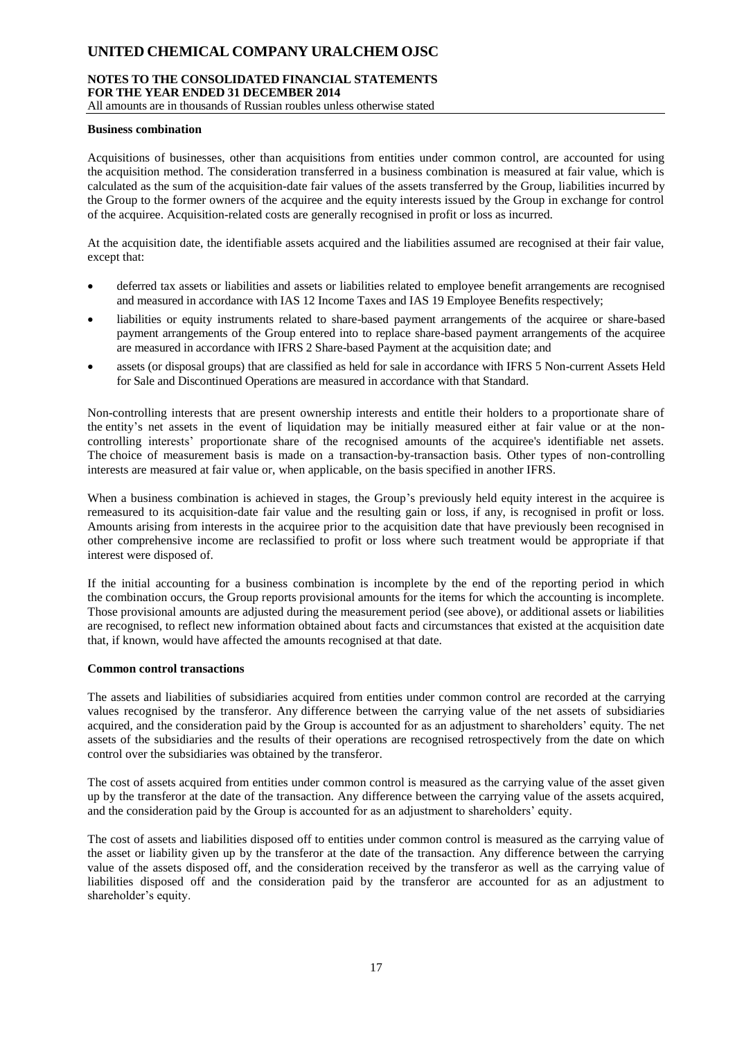**Business combination**

Acquisitions of businesses, other than acquisitions from entities under common control, are accounted for using the acquisition method. The consideration transferred in a business combination is measured at fair value, which is calculated as the sum of the acquisition-date fair values of the assets transferred by the Group, liabilities incurred by the Group to the former owners of the acquiree and the equity interests issued by the Group in exchange for control of the acquiree. Acquisition-related costs are generally recognised in profit or loss as incurred.

At the acquisition date, the identifiable assets acquired and the liabilities assumed are recognised at their fair value, except that:

- deferred tax assets or liabilities and assets or liabilities related to employee benefit arrangements are recognised and measured in accordance with IAS 12 Income Taxes and IAS 19 Employee Benefits respectively;
- liabilities or equity instruments related to share-based payment arrangements of the acquiree or share-based payment arrangements of the Group entered into to replace share-based payment arrangements of the acquiree are measured in accordance with IFRS 2 Share-based Payment at the acquisition date; and
- assets (or disposal groups) that are classified as held for sale in accordance with IFRS 5 Non-current Assets Held for Sale and Discontinued Operations are measured in accordance with that Standard.

Non-controlling interests that are present ownership interests and entitle their holders to a proportionate share of the entity's net assets in the event of liquidation may be initially measured either at fair value or at the non-controlling interests' proportionate share of the recognised amounts of the acquiree's identifiable net assets. The choice of measurement basis is made on a transaction-by-transaction basis. Other types of non-controlling interests are measured at fair value or, when applicable, on the basis specified in another IFRS.

When a business combination is achieved in stages, the Group's previously held equity interest in the acquiree is remeasured to its acquisition-date fair value and the resulting gain or loss, if any, is recognised in profit or loss. Amounts arising from interests in the acquiree prior to the acquisition date that have previously been recognised in other comprehensive income are reclassified to profit or loss where such treatment would be appropriate if that interest were disposed of.

If the initial accounting for a business combination is incomplete by the end of the reporting period in which the combination occurs, the Group reports provisional amounts for the items for which the accounting is incomplete. Those provisional amounts are adjusted during the measurement period (see above), or additional assets or liabilities are recognised, to reflect new information obtained about facts and circumstances that existed at the acquisition date that, if known, would have affected the amounts recognised at that date.

**Common control transactions**

The assets and liabilities of subsidiaries acquired from entities under common control are recorded at the carrying values recognised by the transferor. Any difference between the carrying value of the net assets of subsidiaries acquired, and the consideration paid by the Group is accounted for as an adjustment to shareholders' equity. The net assets of the subsidiaries and the results of their operations are recognised retrospectively from the date on which control over the subsidiaries was obtained by the transferor.

The cost of assets acquired from entities under common control is measured as the carrying value of the asset given up by the transferor at the date of the transaction. Any difference between the carrying value of the assets acquired, and the consideration paid by the Group is accounted for as an adjustment to shareholders' equity.

The cost of assets and liabilities disposed off to entities under common control is measured as the carrying value of the asset or liability given up by the transferor at the date of the transaction. Any difference between the carrying value of the assets disposed off, and the consideration received by the transferor as well as the carrying value of liabilities disposed off and the consideration paid by the transferor are accounted for as an adjustment to shareholder's equity.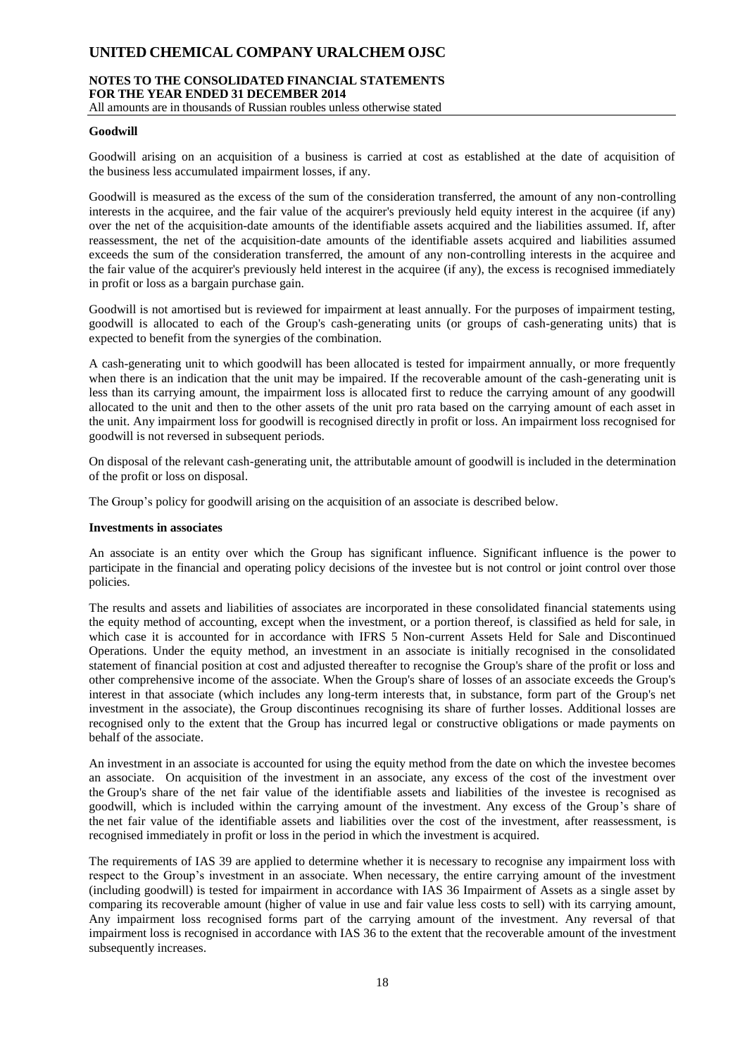**Goodwill**

Goodwill arising on an acquisition of a business is carried at cost as established at the date of acquisition of the business less accumulated impairment losses, if any.

Goodwill is measured as the excess of the sum of the consideration transferred, the amount of any non-controlling interests in the acquiree, and the fair value of the acquirer's previously held equity interest in the acquiree (if any) over the net of the acquisition-date amounts of the identifiable assets acquired and the liabilities assumed. If, after reassessment, the net of the acquisition-date amounts of the identifiable assets acquired and liabilities assumed exceeds the sum of the consideration transferred, the amount of any non-controlling interests in the acquiree and the fair value of the acquirer's previously held interest in the acquiree (if any), the excess is recognised immediately in profit or loss as a bargain purchase gain.

Goodwill is not amortised but is reviewed for impairment at least annually. For the purposes of impairment testing, goodwill is allocated to each of the Group's cash-generating units (or groups of cash-generating units) that is expected to benefit from the synergies of the combination.

A cash-generating unit to which goodwill has been allocated is tested for impairment annually, or more frequently when there is an indication that the unit may be impaired. If the recoverable amount of the cash-generating unit is less than its carrying amount, the impairment loss is allocated first to reduce the carrying amount of any goodwill allocated to the unit and then to the other assets of the unit pro rata based on the carrying amount of each asset in the unit. Any impairment loss for goodwill is recognised directly in profit or loss. An impairment loss recognised for goodwill is not reversed in subsequent periods.

On disposal of the relevant cash-generating unit, the attributable amount of goodwill is included in the determination of the profit or loss on disposal.

The Group's policy for goodwill arising on the acquisition of an associate is described below.

**Investments in associates**

An associate is an entity over which the Group has significant influence. Significant influence is the power to participate in the financial and operating policy decisions of the investee but is not control or joint control over those policies.

The results and assets and liabilities of associates are incorporated in these consolidated financial statements using the equity method of accounting, except when the investment, or a portion thereof, is classified as held for sale, in which case it is accounted for in accordance with IFRS 5 Non-current Assets Held for Sale and Discontinued Operations. Under the equity method, an investment in an associate is initially recognised in the consolidated statement of financial position at cost and adjusted thereafter to recognise the Group's share of the profit or loss and other comprehensive income of the associate. When the Group's share of losses of an associate exceeds the Group's interest in that associate (which includes any long-term interests that, in substance, form part of the Group's net investment in the associate), the Group discontinues recognising its share of further losses. Additional losses are recognised only to the extent that the Group has incurred legal or constructive obligations or made payments on behalf of the associate.

An investment in an associate is accounted for using the equity method from the date on which the investee becomes an associate. On acquisition of the investment in an associate, any excess of the cost of the investment over the Group's share of the net fair value of the identifiable assets and liabilities of the investee is recognised as goodwill, which is included within the carrying amount of the investment. Any excess of the Group's share of the net fair value of the identifiable assets and liabilities over the cost of the investment, after reassessment, is recognised immediately in profit or loss in the period in which the investment is acquired.

The requirements of IAS 39 are applied to determine whether it is necessary to recognise any impairment loss with respect to the Group's investment in an associate. When necessary, the entire carrying amount of the investment (including goodwill) is tested for impairment in accordance with IAS 36 Impairment of Assets as a single asset by comparing its recoverable amount (higher of value in use and fair value less costs to sell) with its carrying amount, Any impairment loss recognised forms part of the carrying amount of the investment. Any reversal of that impairment loss is recognised in accordance with IAS 36 to the extent that the recoverable amount of the investment subsequently increases.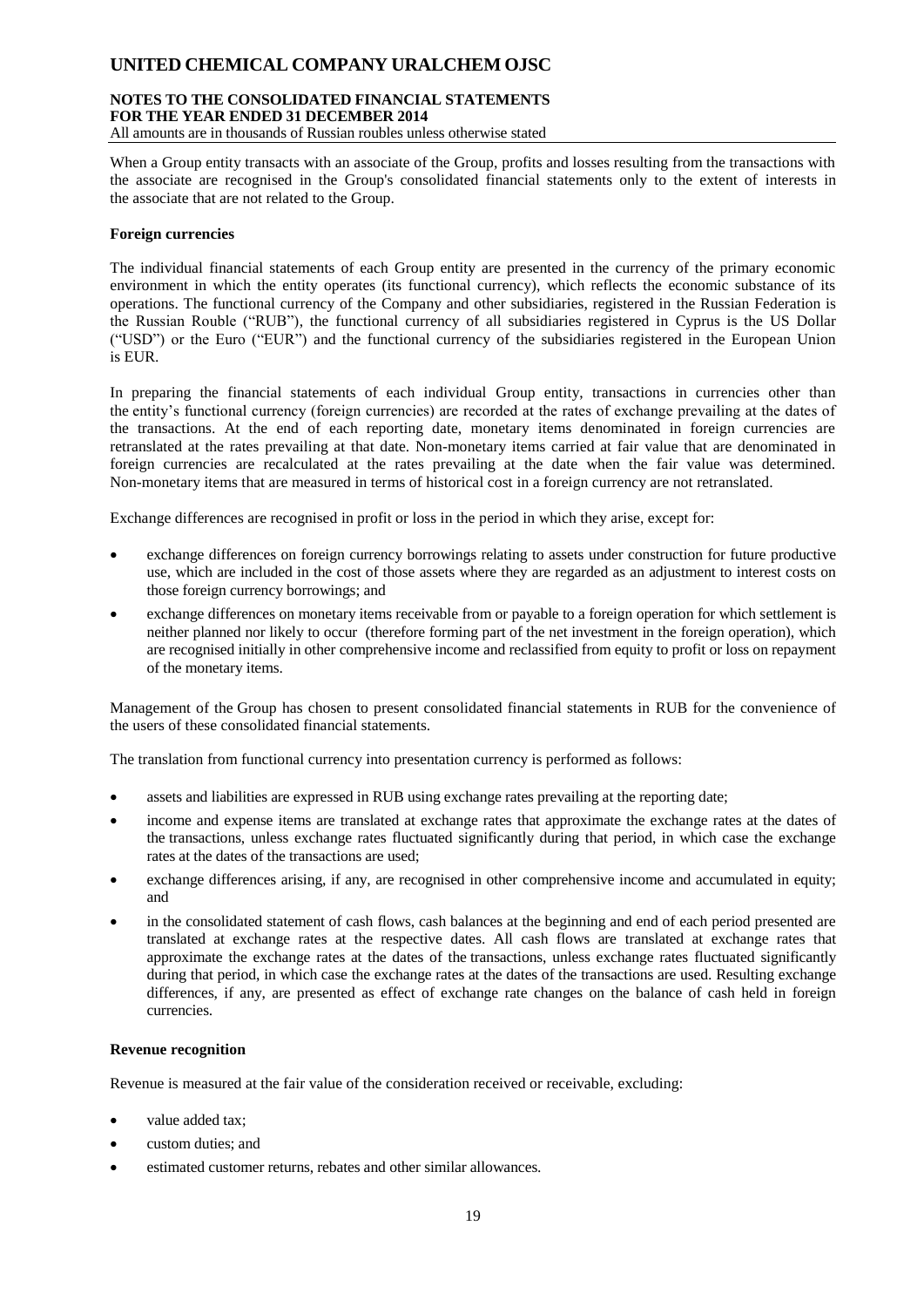When a Group entity transacts with an associate of the Group, profits and losses resulting from the transactions with the associate are recognised in the Group's consolidated financial statements only to the extent of interests in the associate that are not related to the Group.

**Foreign currencies**

The individual financial statements of each Group entity are presented in the currency of the primary economic environment in which the entity operates (its functional currency), which reflects the economic substance of its operations. The functional currency of the Company and other subsidiaries, registered in the Russian Federation is the Russian Rouble ("RUB"), the functional currency of all subsidiaries registered in Cyprus is the US Dollar ("USD") or the Euro ("EUR") and the functional currency of the subsidiaries registered in the European Union is EUR.

In preparing the financial statements of each individual Group entity, transactions in currencies other than the entity's functional currency (foreign currencies) are recorded at the rates of exchange prevailing at the dates of the transactions. At the end of each reporting date, monetary items denominated in foreign currencies are retranslated at the rates prevailing at that date. Non-monetary items carried at fair value that are denominated in foreign currencies are recalculated at the rates prevailing at the date when the fair value was determined. Non-monetary items that are measured in terms of historical cost in a foreign currency are not retranslated.

Exchange differences are recognised in profit or loss in the period in which they arise, except for:

- exchange differences on foreign currency borrowings relating to assets under construction for future productive use, which are included in the cost of those assets where they are regarded as an adjustment to interest costs on those foreign currency borrowings; and
- exchange differences on monetary items receivable from or payable to a foreign operation for which settlement is neither planned nor likely to occur (therefore forming part of the net investment in the foreign operation), which are recognised initially in other comprehensive income and reclassified from equity to profit or loss on repayment of the monetary items.

Management of the Group has chosen to present consolidated financial statements in RUB for the convenience of the users of these consolidated financial statements.

The translation from functional currency into presentation currency is performed as follows:

- assets and liabilities are expressed in RUB using exchange rates prevailing at the reporting date;
- income and expense items are translated at exchange rates that approximate the exchange rates at the dates of the transactions, unless exchange rates fluctuated significantly during that period, in which case the exchange rates at the dates of the transactions are used;
- exchange differences arising, if any, are recognised in other comprehensive income and accumulated in equity; and
- in the consolidated statement of cash flows, cash balances at the beginning and end of each period presented are translated at exchange rates at the respective dates. All cash flows are translated at exchange rates that approximate the exchange rates at the dates of the transactions, unless exchange rates fluctuated significantly during that period, in which case the exchange rates at the dates of the transactions are used. Resulting exchange differences, if any, are presented as effect of exchange rate changes on the balance of cash held in foreign currencies.

**Revenue recognition**

Revenue is measured at the fair value of the consideration received or receivable, excluding:

- value added tax;
- custom duties; and
- estimated customer returns, rebates and other similar allowances.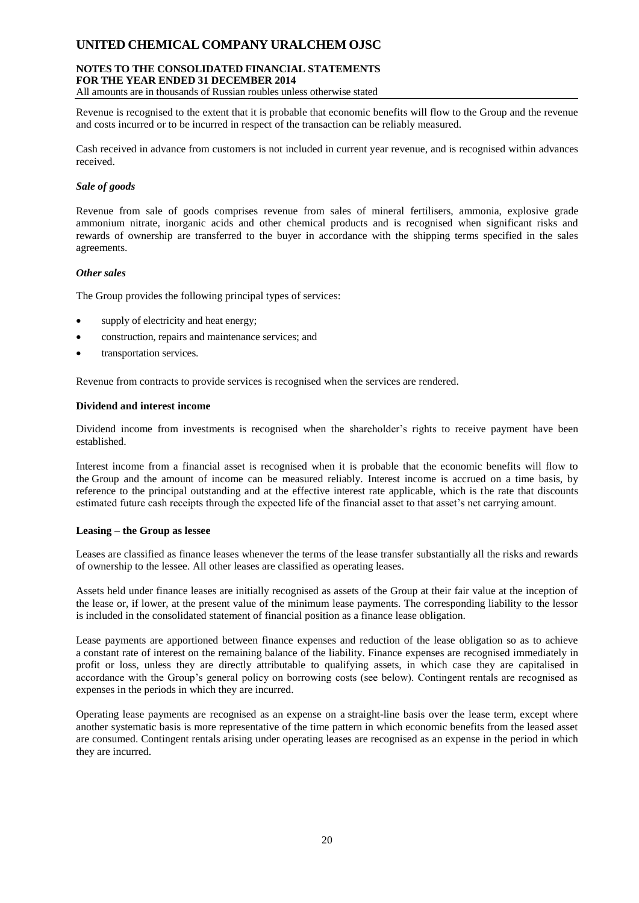Revenue is recognised to the extent that it is probable that economic benefits will flow to the Group and the revenue and costs incurred or to be incurred in respect of the transaction can be reliably measured.

Cash received in advance from customers is not included in current year revenue, and is recognised within advances received.

***Sale of goods***

Revenue from sale of goods comprises revenue from sales of mineral fertilisers, ammonia, explosive grade ammonium nitrate, inorganic acids and other chemical products and is recognised when significant risks and rewards of ownership are transferred to the buyer in accordance with the shipping terms specified in the sales agreements.

***Other sales***

The Group provides the following principal types of services:

- supply of electricity and heat energy;
- construction, repairs and maintenance services; and
- transportation services.

Revenue from contracts to provide services is recognised when the services are rendered.

**Dividend and interest income**

Dividend income from investments is recognised when the shareholder's rights to receive payment have been established.

Interest income from a financial asset is recognised when it is probable that the economic benefits will flow to the Group and the amount of income can be measured reliably. Interest income is accrued on a time basis, by reference to the principal outstanding and at the effective interest rate applicable, which is the rate that discounts estimated future cash receipts through the expected life of the financial asset to that asset's net carrying amount.

**Leasing – the Group as lessee**

Leases are classified as finance leases whenever the terms of the lease transfer substantially all the risks and rewards of ownership to the lessee. All other leases are classified as operating leases.

Assets held under finance leases are initially recognised as assets of the Group at their fair value at the inception of the lease or, if lower, at the present value of the minimum lease payments. The corresponding liability to the lessor is included in the consolidated statement of financial position as a finance lease obligation.

Lease payments are apportioned between finance expenses and reduction of the lease obligation so as to achieve a constant rate of interest on the remaining balance of the liability. Finance expenses are recognised immediately in profit or loss, unless they are directly attributable to qualifying assets, in which case they are capitalised in accordance with the Group's general policy on borrowing costs (see below). Contingent rentals are recognised as expenses in the periods in which they are incurred.

Operating lease payments are recognised as an expense on a straight-line basis over the lease term, except where another systematic basis is more representative of the time pattern in which economic benefits from the leased asset are consumed. Contingent rentals arising under operating leases are recognised as an expense in the period in which they are incurred.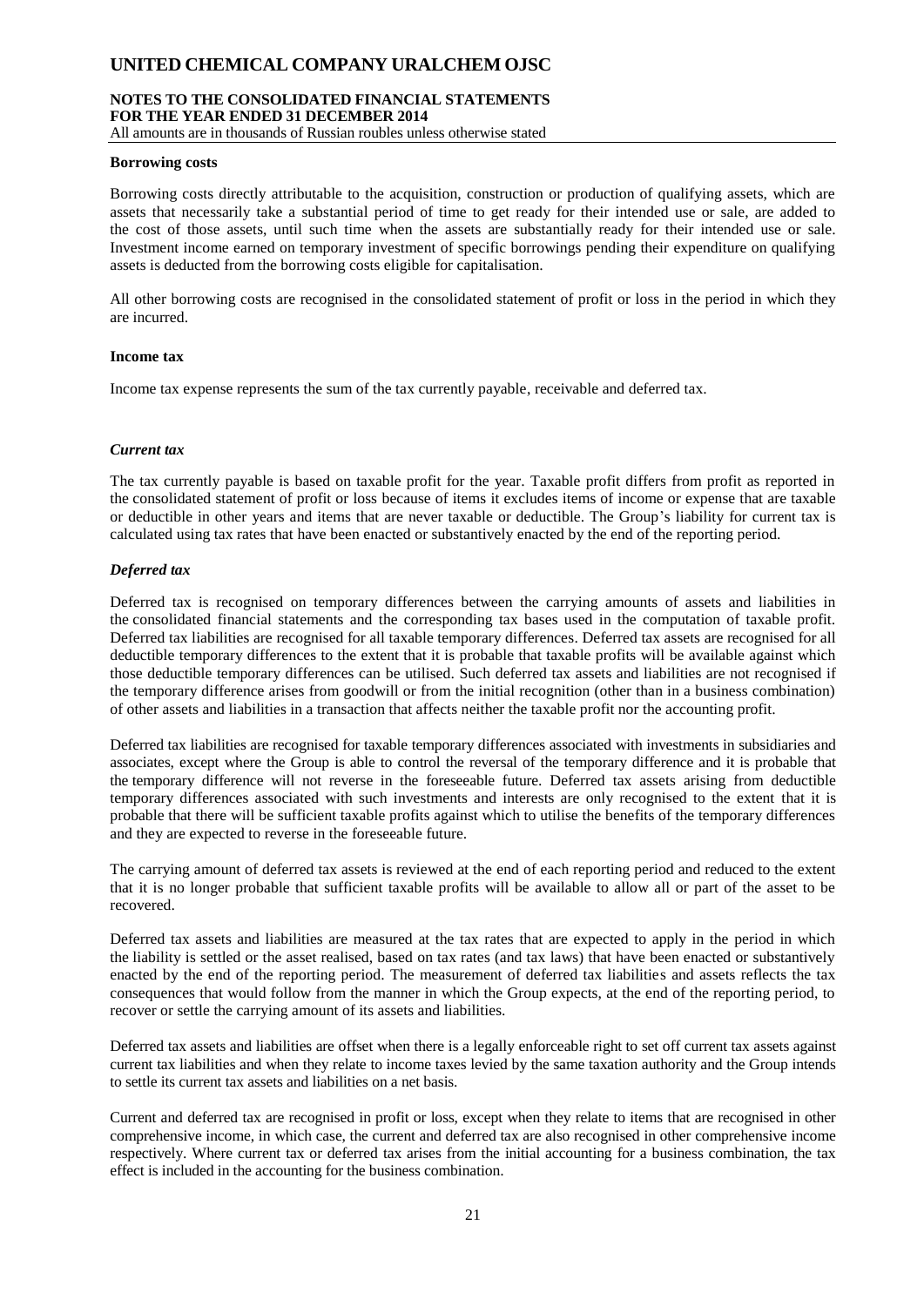**Borrowing costs**

Borrowing costs directly attributable to the acquisition, construction or production of qualifying assets, which are assets that necessarily take a substantial period of time to get ready for their intended use or sale, are added to the cost of those assets, until such time when the assets are substantially ready for their intended use or sale. Investment income earned on temporary investment of specific borrowings pending their expenditure on qualifying assets is deducted from the borrowing costs eligible for capitalisation.

All other borrowing costs are recognised in the consolidated statement of profit or loss in the period in which they are incurred.

**Income tax**

Income tax expense represents the sum of the tax currently payable, receivable and deferred tax.

***Current tax***

The tax currently payable is based on taxable profit for the year. Taxable profit differs from profit as reported in the consolidated statement of profit or loss because of items it excludes items of income or expense that are taxable or deductible in other years and items that are never taxable or deductible. The Group's liability for current tax is calculated using tax rates that have been enacted or substantively enacted by the end of the reporting period.

***Deferred tax***

Deferred tax is recognised on temporary differences between the carrying amounts of assets and liabilities in the consolidated financial statements and the corresponding tax bases used in the computation of taxable profit. Deferred tax liabilities are recognised for all taxable temporary differences. Deferred tax assets are recognised for all deductible temporary differences to the extent that it is probable that taxable profits will be available against which those deductible temporary differences can be utilised. Such deferred tax assets and liabilities are not recognised if the temporary difference arises from goodwill or from the initial recognition (other than in a business combination) of other assets and liabilities in a transaction that affects neither the taxable profit nor the accounting profit.

Deferred tax liabilities are recognised for taxable temporary differences associated with investments in subsidiaries and associates, except where the Group is able to control the reversal of the temporary difference and it is probable that the temporary difference will not reverse in the foreseeable future. Deferred tax assets arising from deductible temporary differences associated with such investments and interests are only recognised to the extent that it is probable that there will be sufficient taxable profits against which to utilise the benefits of the temporary differences and they are expected to reverse in the foreseeable future.

The carrying amount of deferred tax assets is reviewed at the end of each reporting period and reduced to the extent that it is no longer probable that sufficient taxable profits will be available to allow all or part of the asset to be recovered.

Deferred tax assets and liabilities are measured at the tax rates that are expected to apply in the period in which the liability is settled or the asset realised, based on tax rates (and tax laws) that have been enacted or substantively enacted by the end of the reporting period. The measurement of deferred tax liabilities and assets reflects the tax consequences that would follow from the manner in which the Group expects, at the end of the reporting period, to recover or settle the carrying amount of its assets and liabilities.

Deferred tax assets and liabilities are offset when there is a legally enforceable right to set off current tax assets against current tax liabilities and when they relate to income taxes levied by the same taxation authority and the Group intends to settle its current tax assets and liabilities on a net basis.

Current and deferred tax are recognised in profit or loss, except when they relate to items that are recognised in other comprehensive income, in which case, the current and deferred tax are also recognised in other comprehensive income respectively. Where current tax or deferred tax arises from the initial accounting for a business combination, the tax effect is included in the accounting for the business combination.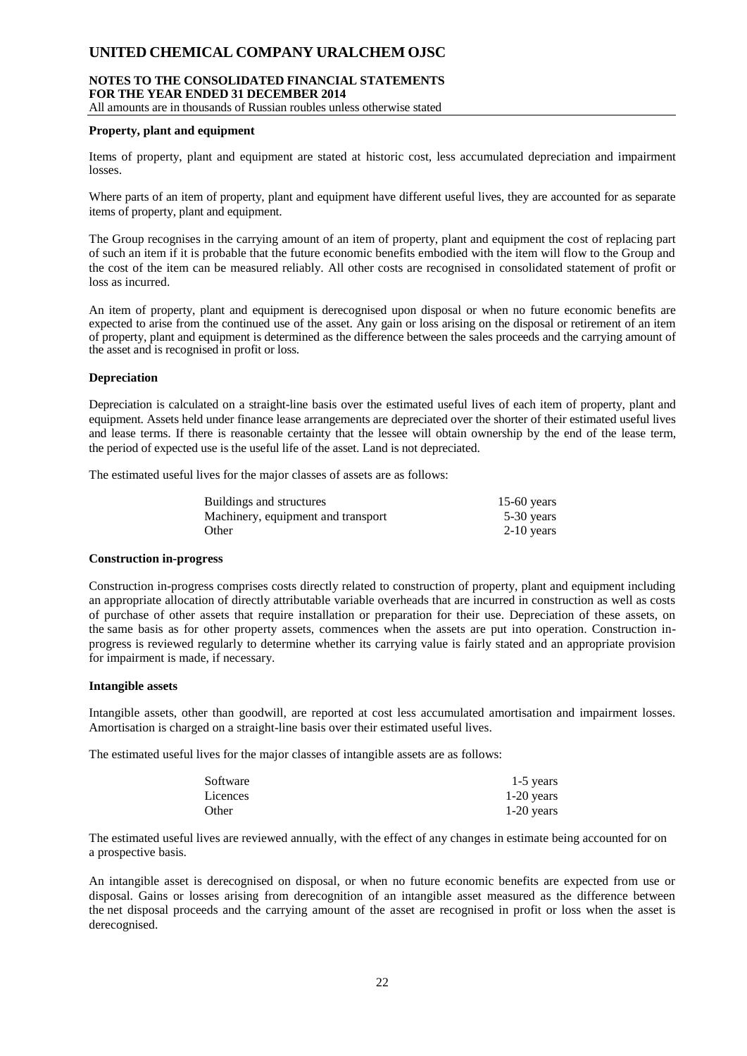**Property, plant and equipment**

Items of property, plant and equipment are stated at historic cost, less accumulated depreciation and impairment losses.

Where parts of an item of property, plant and equipment have different useful lives, they are accounted for as separate items of property, plant and equipment.

The Group recognises in the carrying amount of an item of property, plant and equipment the cost of replacing part of such an item if it is probable that the future economic benefits embodied with the item will flow to the Group and the cost of the item can be measured reliably. All other costs are recognised in consolidated statement of profit or loss as incurred.

An item of property, plant and equipment is derecognised upon disposal or when no future economic benefits are expected to arise from the continued use of the asset. Any gain or loss arising on the disposal or retirement of an item of property, plant and equipment is determined as the difference between the sales proceeds and the carrying amount of the asset and is recognised in profit or loss.

**Depreciation**

Depreciation is calculated on a straight-line basis over the estimated useful lives of each item of property, plant and equipment. Assets held under finance lease arrangements are depreciated over the shorter of their estimated useful lives and lease terms. If there is reasonable certainty that the lessee will obtain ownership by the end of the lease term, the period of expected use is the useful life of the asset. Land is not depreciated.

The estimated useful lives for the major classes of assets are as follows:

| | |
|---|---|
| Buildings and structures | 15-60 years |
| Machinery, equipment and transport | 5-30 years |
| Other | 2-10 years |

**Construction in-progress**

Construction in-progress comprises costs directly related to construction of property, plant and equipment including an appropriate allocation of directly attributable variable overheads that are incurred in construction as well as costs of purchase of other assets that require installation or preparation for their use. Depreciation of these assets, on the same basis as for other property assets, commences when the assets are put into operation. Construction in-progress is reviewed regularly to determine whether its carrying value is fairly stated and an appropriate provision for impairment is made, if necessary.

**Intangible assets**

Intangible assets, other than goodwill, are reported at cost less accumulated amortisation and impairment losses. Amortisation is charged on a straight-line basis over their estimated useful lives.

The estimated useful lives for the major classes of intangible assets are as follows:

| | |
|---|---|
| Software | 1-5 years |
| Licences | 1-20 years |
| Other | 1-20 years |

The estimated useful lives are reviewed annually, with the effect of any changes in estimate being accounted for on a prospective basis.

An intangible asset is derecognised on disposal, or when no future economic benefits are expected from use or disposal. Gains or losses arising from derecognition of an intangible asset measured as the difference between the net disposal proceeds and the carrying amount of the asset are recognised in profit or loss when the asset is derecognised.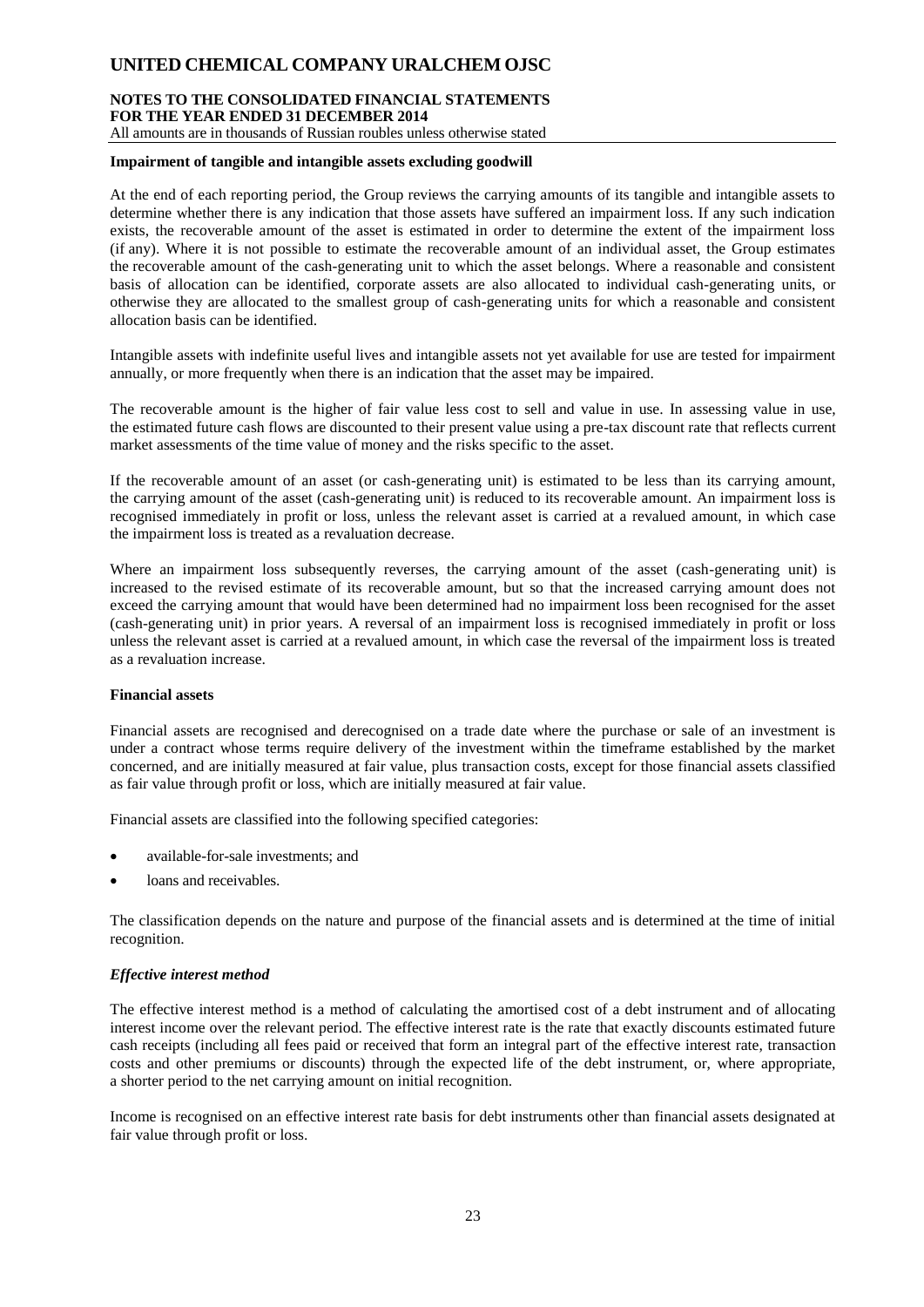**Impairment of tangible and intangible assets excluding goodwill**

At the end of each reporting period, the Group reviews the carrying amounts of its tangible and intangible assets to determine whether there is any indication that those assets have suffered an impairment loss. If any such indication exists, the recoverable amount of the asset is estimated in order to determine the extent of the impairment loss (if any). Where it is not possible to estimate the recoverable amount of an individual asset, the Group estimates the recoverable amount of the cash-generating unit to which the asset belongs. Where a reasonable and consistent basis of allocation can be identified, corporate assets are also allocated to individual cash-generating units, or otherwise they are allocated to the smallest group of cash-generating units for which a reasonable and consistent allocation basis can be identified.

Intangible assets with indefinite useful lives and intangible assets not yet available for use are tested for impairment annually, or more frequently when there is an indication that the asset may be impaired.

The recoverable amount is the higher of fair value less cost to sell and value in use. In assessing value in use, the estimated future cash flows are discounted to their present value using a pre-tax discount rate that reflects current market assessments of the time value of money and the risks specific to the asset.

If the recoverable amount of an asset (or cash-generating unit) is estimated to be less than its carrying amount, the carrying amount of the asset (cash-generating unit) is reduced to its recoverable amount. An impairment loss is recognised immediately in profit or loss, unless the relevant asset is carried at a revalued amount, in which case the impairment loss is treated as a revaluation decrease.

Where an impairment loss subsequently reverses, the carrying amount of the asset (cash-generating unit) is increased to the revised estimate of its recoverable amount, but so that the increased carrying amount does not exceed the carrying amount that would have been determined had no impairment loss been recognised for the asset (cash-generating unit) in prior years. A reversal of an impairment loss is recognised immediately in profit or loss unless the relevant asset is carried at a revalued amount, in which case the reversal of the impairment loss is treated as a revaluation increase.

**Financial assets**

Financial assets are recognised and derecognised on a trade date where the purchase or sale of an investment is under a contract whose terms require delivery of the investment within the timeframe established by the market concerned, and are initially measured at fair value, plus transaction costs, except for those financial assets classified as fair value through profit or loss, which are initially measured at fair value.

Financial assets are classified into the following specified categories:

- available-for-sale investments; and
- loans and receivables.

The classification depends on the nature and purpose of the financial assets and is determined at the time of initial recognition.

***Effective interest method***

The effective interest method is a method of calculating the amortised cost of a debt instrument and of allocating interest income over the relevant period. The effective interest rate is the rate that exactly discounts estimated future cash receipts (including all fees paid or received that form an integral part of the effective interest rate, transaction costs and other premiums or discounts) through the expected life of the debt instrument, or, where appropriate, a shorter period to the net carrying amount on initial recognition.

Income is recognised on an effective interest rate basis for debt instruments other than financial assets designated at fair value through profit or loss.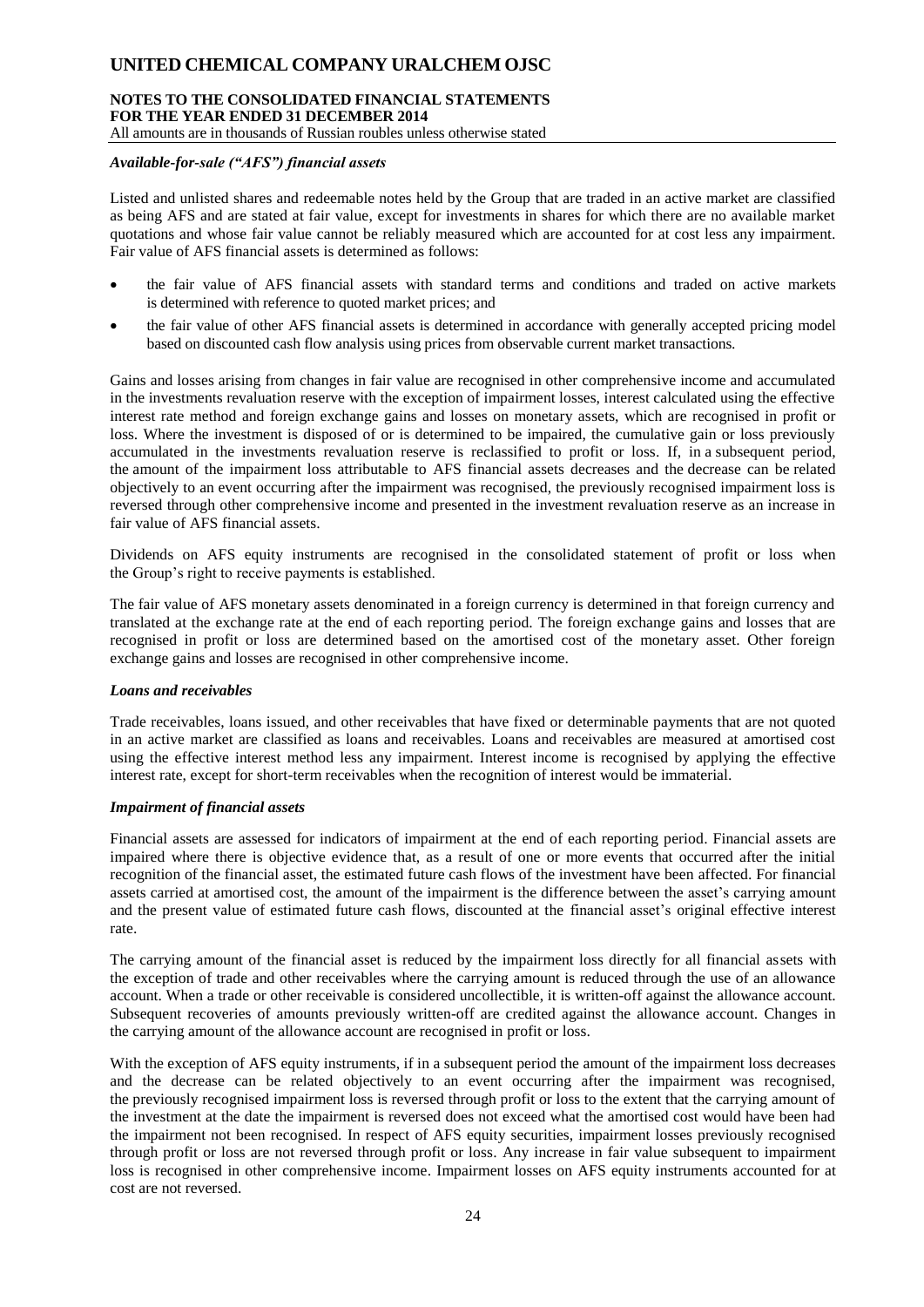### *Available-for-sale ("AFS") financial assets*

Listed and unlisted shares and redeemable notes held by the Group that are traded in an active market are classified as being AFS and are stated at fair value, except for investments in shares for which there are no available market quotations and whose fair value cannot be reliably measured which are accounted for at cost less any impairment. Fair value of AFS financial assets is determined as follows:

- the fair value of AFS financial assets with standard terms and conditions and traded on active markets is determined with reference to quoted market prices; and
- the fair value of other AFS financial assets is determined in accordance with generally accepted pricing model based on discounted cash flow analysis using prices from observable current market transactions.

Gains and losses arising from changes in fair value are recognised in other comprehensive income and accumulated in the investments revaluation reserve with the exception of impairment losses, interest calculated using the effective interest rate method and foreign exchange gains and losses on monetary assets, which are recognised in profit or loss. Where the investment is disposed of or is determined to be impaired, the cumulative gain or loss previously accumulated in the investments revaluation reserve is reclassified to profit or loss. If, in a subsequent period, the amount of the impairment loss attributable to AFS financial assets decreases and the decrease can be related objectively to an event occurring after the impairment was recognised, the previously recognised impairment loss is reversed through other comprehensive income and presented in the investment revaluation reserve as an increase in fair value of AFS financial assets.

Dividends on AFS equity instruments are recognised in the consolidated statement of profit or loss when the Group's right to receive payments is established.

The fair value of AFS monetary assets denominated in a foreign currency is determined in that foreign currency and translated at the exchange rate at the end of each reporting period. The foreign exchange gains and losses that are recognised in profit or loss are determined based on the amortised cost of the monetary asset. Other foreign exchange gains and losses are recognised in other comprehensive income.

### *Loans and receivables*

Trade receivables, loans issued, and other receivables that have fixed or determinable payments that are not quoted in an active market are classified as loans and receivables. Loans and receivables are measured at amortised cost using the effective interest method less any impairment. Interest income is recognised by applying the effective interest rate, except for short-term receivables when the recognition of interest would be immaterial.

### *Impairment of financial assets*

Financial assets are assessed for indicators of impairment at the end of each reporting period. Financial assets are impaired where there is objective evidence that, as a result of one or more events that occurred after the initial recognition of the financial asset, the estimated future cash flows of the investment have been affected. For financial assets carried at amortised cost, the amount of the impairment is the difference between the asset's carrying amount and the present value of estimated future cash flows, discounted at the financial asset's original effective interest rate.

The carrying amount of the financial asset is reduced by the impairment loss directly for all financial assets with the exception of trade and other receivables where the carrying amount is reduced through the use of an allowance account. When a trade or other receivable is considered uncollectible, it is written-off against the allowance account. Subsequent recoveries of amounts previously written-off are credited against the allowance account. Changes in the carrying amount of the allowance account are recognised in profit or loss.

With the exception of AFS equity instruments, if in a subsequent period the amount of the impairment loss decreases and the decrease can be related objectively to an event occurring after the impairment was recognised, the previously recognised impairment loss is reversed through profit or loss to the extent that the carrying amount of the investment at the date the impairment is reversed does not exceed what the amortised cost would have been had the impairment not been recognised. In respect of AFS equity securities, impairment losses previously recognised through profit or loss are not reversed through profit or loss. Any increase in fair value subsequent to impairment loss is recognised in other comprehensive income. Impairment losses on AFS equity instruments accounted for at cost are not reversed.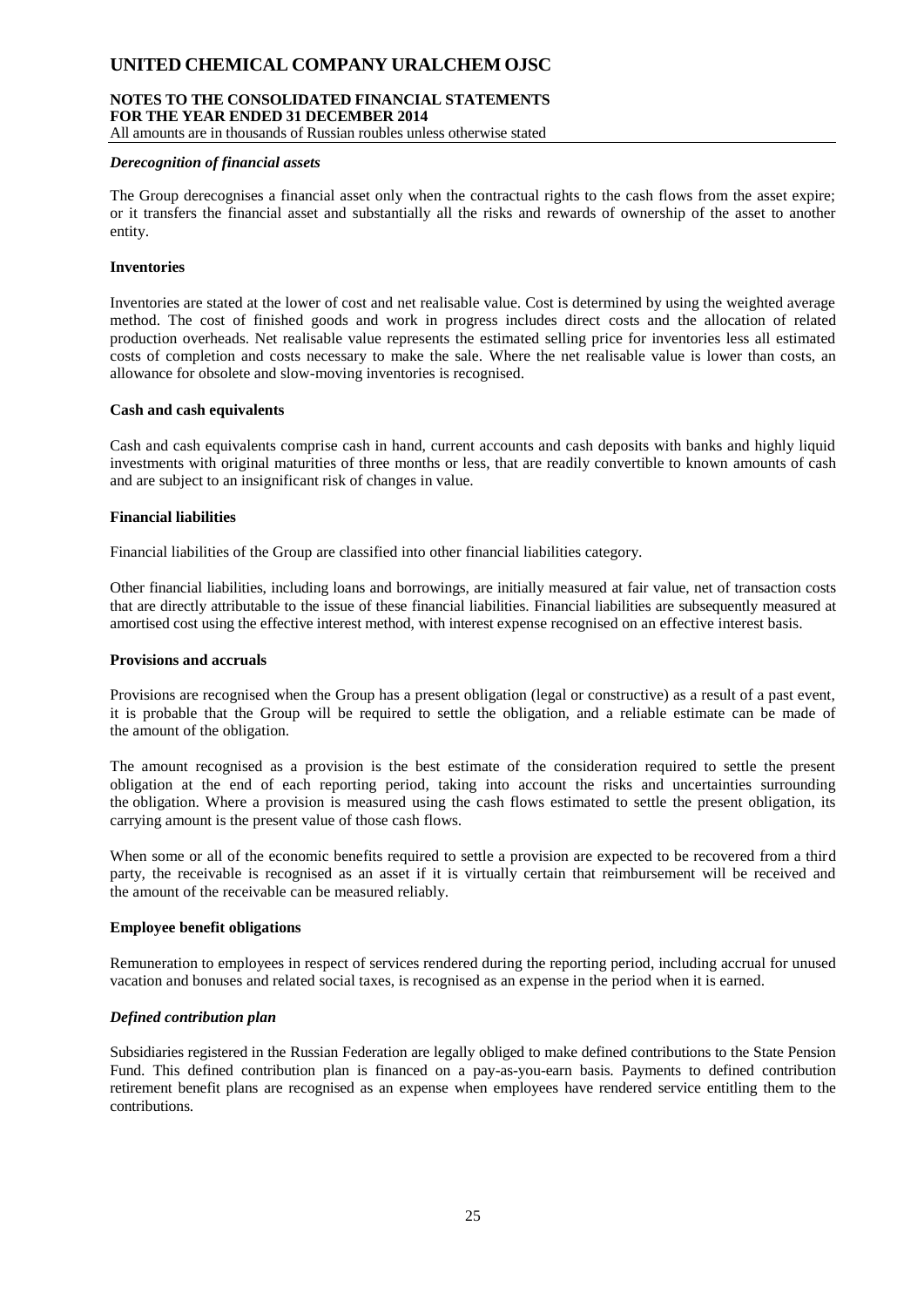### *Derecognition of financial assets*

The Group derecognises a financial asset only when the contractual rights to the cash flows from the asset expire; or it transfers the financial asset and substantially all the risks and rewards of ownership of the asset to another entity.

### Inventories

Inventories are stated at the lower of cost and net realisable value. Cost is determined by using the weighted average method. The cost of finished goods and work in progress includes direct costs and the allocation of related production overheads. Net realisable value represents the estimated selling price for inventories less all estimated costs of completion and costs necessary to make the sale. Where the net realisable value is lower than costs, an allowance for obsolete and slow-moving inventories is recognised.

### Cash and cash equivalents

Cash and cash equivalents comprise cash in hand, current accounts and cash deposits with banks and highly liquid investments with original maturities of three months or less, that are readily convertible to known amounts of cash and are subject to an insignificant risk of changes in value.

### Financial liabilities

Financial liabilities of the Group are classified into other financial liabilities category.

Other financial liabilities, including loans and borrowings, are initially measured at fair value, net of transaction costs that are directly attributable to the issue of these financial liabilities. Financial liabilities are subsequently measured at amortised cost using the effective interest method, with interest expense recognised on an effective interest basis.

### Provisions and accruals

Provisions are recognised when the Group has a present obligation (legal or constructive) as a result of a past event, it is probable that the Group will be required to settle the obligation, and a reliable estimate can be made of the amount of the obligation.

The amount recognised as a provision is the best estimate of the consideration required to settle the present obligation at the end of each reporting period, taking into account the risks and uncertainties surrounding the obligation. Where a provision is measured using the cash flows estimated to settle the present obligation, its carrying amount is the present value of those cash flows.

When some or all of the economic benefits required to settle a provision are expected to be recovered from a third party, the receivable is recognised as an asset if it is virtually certain that reimbursement will be received and the amount of the receivable can be measured reliably.

### Employee benefit obligations

Remuneration to employees in respect of services rendered during the reporting period, including accrual for unused vacation and bonuses and related social taxes, is recognised as an expense in the period when it is earned.

### *Defined contribution plan*

Subsidiaries registered in the Russian Federation are legally obliged to make defined contributions to the State Pension Fund. This defined contribution plan is financed on a pay-as-you-earn basis. Payments to defined contribution retirement benefit plans are recognised as an expense when employees have rendered service entitling them to the contributions.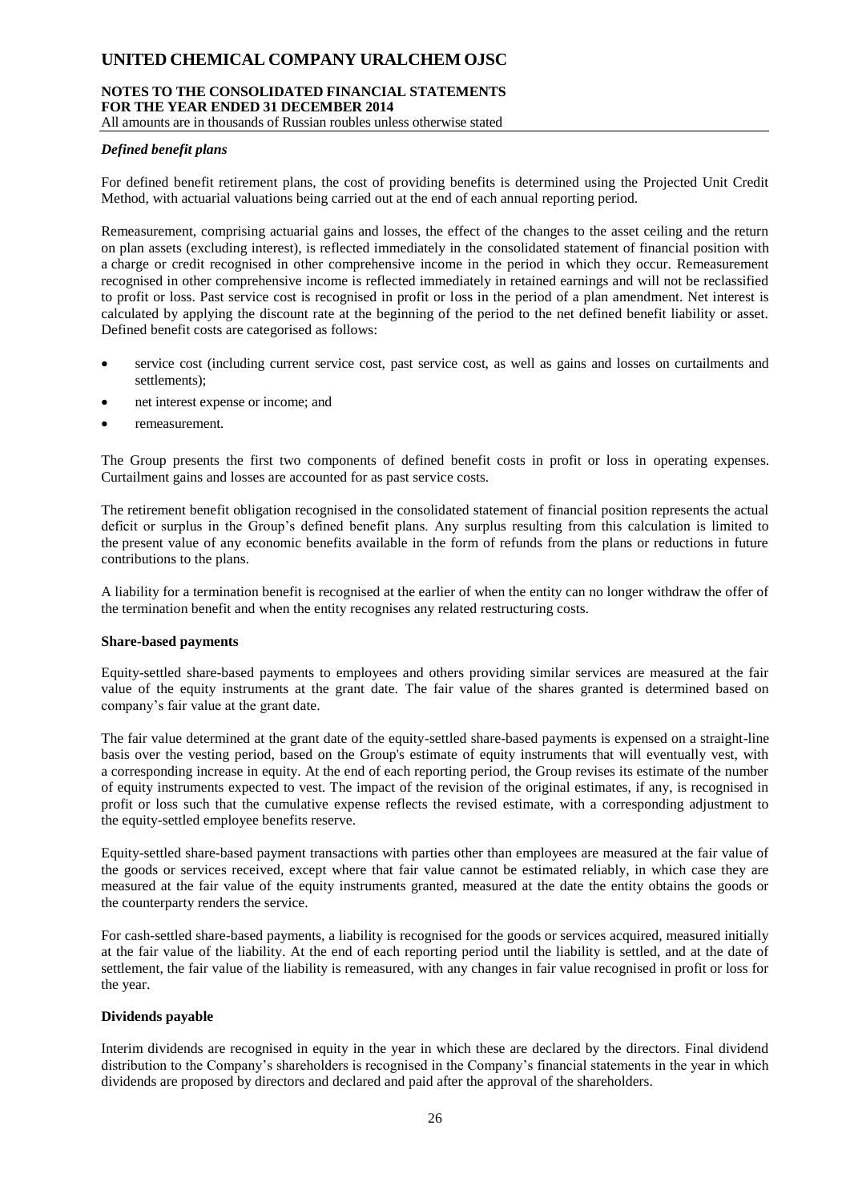### *Defined benefit plans*

For defined benefit retirement plans, the cost of providing benefits is determined using the Projected Unit Credit Method, with actuarial valuations being carried out at the end of each annual reporting period.

Remeasurement, comprising actuarial gains and losses, the effect of the changes to the asset ceiling and the return on plan assets (excluding interest), is reflected immediately in the consolidated statement of financial position with a charge or credit recognised in other comprehensive income in the period in which they occur. Remeasurement recognised in other comprehensive income is reflected immediately in retained earnings and will not be reclassified to profit or loss. Past service cost is recognised in profit or loss in the period of a plan amendment. Net interest is calculated by applying the discount rate at the beginning of the period to the net defined benefit liability or asset. Defined benefit costs are categorised as follows:

- service cost (including current service cost, past service cost, as well as gains and losses on curtailments and settlements);
- net interest expense or income; and
- remeasurement.

The Group presents the first two components of defined benefit costs in profit or loss in operating expenses. Curtailment gains and losses are accounted for as past service costs.

The retirement benefit obligation recognised in the consolidated statement of financial position represents the actual deficit or surplus in the Group's defined benefit plans. Any surplus resulting from this calculation is limited to the present value of any economic benefits available in the form of refunds from the plans or reductions in future contributions to the plans.

A liability for a termination benefit is recognised at the earlier of when the entity can no longer withdraw the offer of the termination benefit and when the entity recognises any related restructuring costs.

### Share-based payments

Equity-settled share-based payments to employees and others providing similar services are measured at the fair value of the equity instruments at the grant date. The fair value of the shares granted is determined based on company's fair value at the grant date.

The fair value determined at the grant date of the equity-settled share-based payments is expensed on a straight-line basis over the vesting period, based on the Group's estimate of equity instruments that will eventually vest, with a corresponding increase in equity. At the end of each reporting period, the Group revises its estimate of the number of equity instruments expected to vest. The impact of the revision of the original estimates, if any, is recognised in profit or loss such that the cumulative expense reflects the revised estimate, with a corresponding adjustment to the equity-settled employee benefits reserve.

Equity-settled share-based payment transactions with parties other than employees are measured at the fair value of the goods or services received, except where that fair value cannot be estimated reliably, in which case they are measured at the fair value of the equity instruments granted, measured at the date the entity obtains the goods or the counterparty renders the service.

For cash-settled share-based payments, a liability is recognised for the goods or services acquired, measured initially at the fair value of the liability. At the end of each reporting period until the liability is settled, and at the date of settlement, the fair value of the liability is remeasured, with any changes in fair value recognised in profit or loss for the year.

### Dividends payable

Interim dividends are recognised in equity in the year in which these are declared by the directors. Final dividend distribution to the Company's shareholders is recognised in the Company's financial statements in the year in which dividends are proposed by directors and declared and paid after the approval of the shareholders.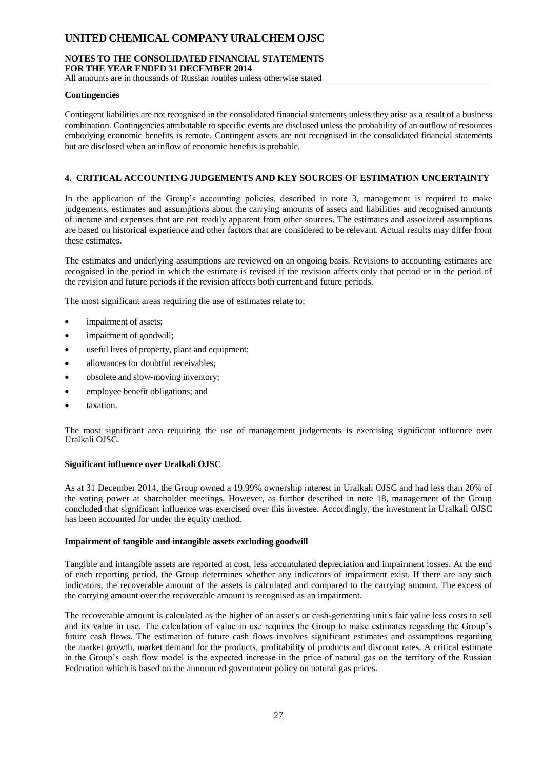**Contingencies**

Contingent liabilities are not recognised in the consolidated financial statements unless they arise as a result of a business combination. Contingencies attributable to specific events are disclosed unless the probability of an outflow of resources embodying economic benefits is remote. Contingent assets are not recognised in the consolidated financial statements but are disclosed when an inflow of economic benefits is probable.

## 4. CRITICAL ACCOUNTING JUDGEMENTS AND KEY SOURCES OF ESTIMATION UNCERTAINTY

In the application of the Group's accounting policies, described in note 3, management is required to make judgements, estimates and assumptions about the carrying amounts of assets and liabilities and recognised amounts of income and expenses that are not readily apparent from other sources. The estimates and associated assumptions are based on historical experience and other factors that are considered to be relevant. Actual results may differ from these estimates.

The estimates and underlying assumptions are reviewed on an ongoing basis. Revisions to accounting estimates are recognised in the period in which the estimate is revised if the revision affects only that period or in the period of the revision and future periods if the revision affects both current and future periods.

The most significant areas requiring the use of estimates relate to:

- impairment of assets;
- impairment of goodwill;
- useful lives of property, plant and equipment;
- allowances for doubtful receivables;
- obsolete and slow-moving inventory;
- employee benefit obligations; and
- taxation.

The most significant area requiring the use of management judgements is exercising significant influence over Uralkali OJSC.

**Significant influence over Uralkali OJSC**

As at 31 December 2014, the Group owned a 19.99% ownership interest in Uralkali OJSC and had less than 20% of the voting power at shareholder meetings. However, as further described in note 18, management of the Group concluded that significant influence was exercised over this investee. Accordingly, the investment in Uralkali OJSC has been accounted for under the equity method.

**Impairment of tangible and intangible assets excluding goodwill**

Tangible and intangible assets are reported at cost, less accumulated depreciation and impairment losses. At the end of each reporting period, the Group determines whether any indicators of impairment exist. If there are any such indicators, the recoverable amount of the assets is calculated and compared to the carrying amount. The excess of the carrying amount over the recoverable amount is recognised as an impairment.

The recoverable amount is calculated as the higher of an asset's or cash-generating unit's fair value less costs to sell and its value in use. The calculation of value in use requires the Group to make estimates regarding the Group's future cash flows. The estimation of future cash flows involves significant estimates and assumptions regarding the market growth, market demand for the products, profitability of products and discount rates. A critical estimate in the Group's cash flow model is the expected increase in the price of natural gas on the territory of the Russian Federation which is based on the announced government policy on natural gas prices.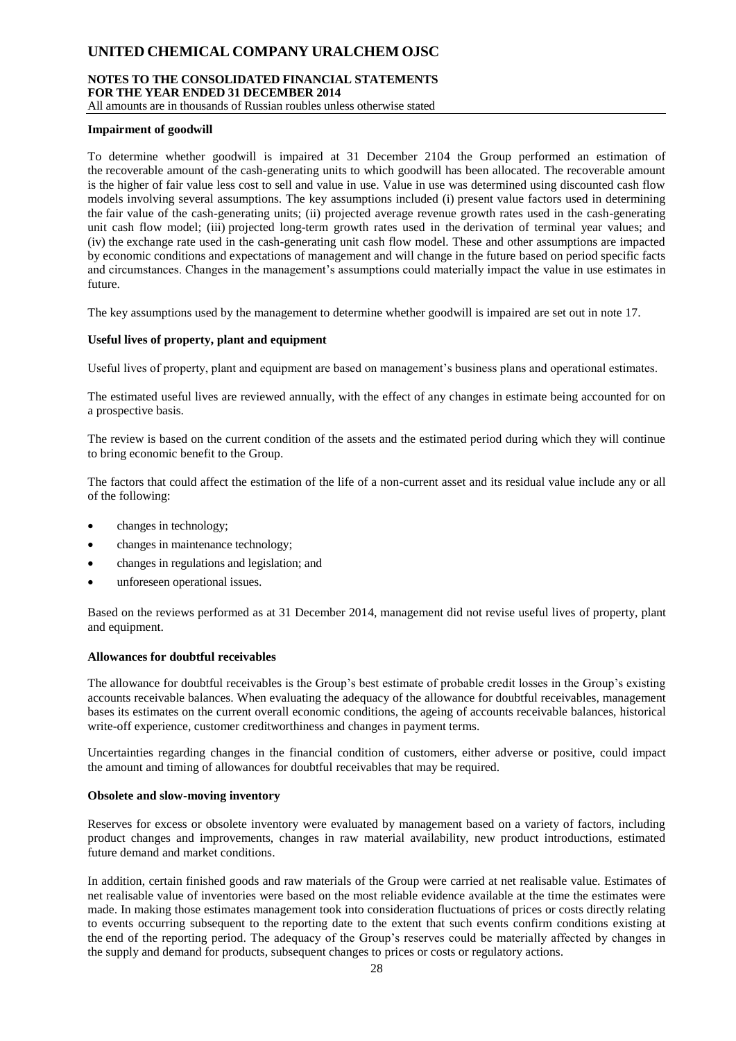### Impairment of goodwill

To determine whether goodwill is impaired at 31 December 2104 the Group performed an estimation of the recoverable amount of the cash-generating units to which goodwill has been allocated. The recoverable amount is the higher of fair value less cost to sell and value in use. Value in use was determined using discounted cash flow models involving several assumptions. The key assumptions included (i) present value factors used in determining the fair value of the cash-generating units; (ii) projected average revenue growth rates used in the cash-generating unit cash flow model; (iii) projected long-term growth rates used in the derivation of terminal year values; and (iv) the exchange rate used in the cash-generating unit cash flow model. These and other assumptions are impacted by economic conditions and expectations of management and will change in the future based on period specific facts and circumstances. Changes in the management's assumptions could materially impact the value in use estimates in future.

The key assumptions used by the management to determine whether goodwill is impaired are set out in note 17.

### Useful lives of property, plant and equipment

Useful lives of property, plant and equipment are based on management's business plans and operational estimates.

The estimated useful lives are reviewed annually, with the effect of any changes in estimate being accounted for on a prospective basis.

The review is based on the current condition of the assets and the estimated period during which they will continue to bring economic benefit to the Group.

The factors that could affect the estimation of the life of a non-current asset and its residual value include any or all of the following:

- changes in technology;
- changes in maintenance technology;
- changes in regulations and legislation; and
- unforeseen operational issues.

Based on the reviews performed as at 31 December 2014, management did not revise useful lives of property, plant and equipment.

### Allowances for doubtful receivables

The allowance for doubtful receivables is the Group's best estimate of probable credit losses in the Group's existing accounts receivable balances. When evaluating the adequacy of the allowance for doubtful receivables, management bases its estimates on the current overall economic conditions, the ageing of accounts receivable balances, historical write-off experience, customer creditworthiness and changes in payment terms.

Uncertainties regarding changes in the financial condition of customers, either adverse or positive, could impact the amount and timing of allowances for doubtful receivables that may be required.

### Obsolete and slow-moving inventory

Reserves for excess or obsolete inventory were evaluated by management based on a variety of factors, including product changes and improvements, changes in raw material availability, new product introductions, estimated future demand and market conditions.

In addition, certain finished goods and raw materials of the Group were carried at net realisable value. Estimates of net realisable value of inventories were based on the most reliable evidence available at the time the estimates were made. In making those estimates management took into consideration fluctuations of prices or costs directly relating to events occurring subsequent to the reporting date to the extent that such events confirm conditions existing at the end of the reporting period. The adequacy of the Group's reserves could be materially affected by changes in the supply and demand for products, subsequent changes to prices or costs or regulatory actions.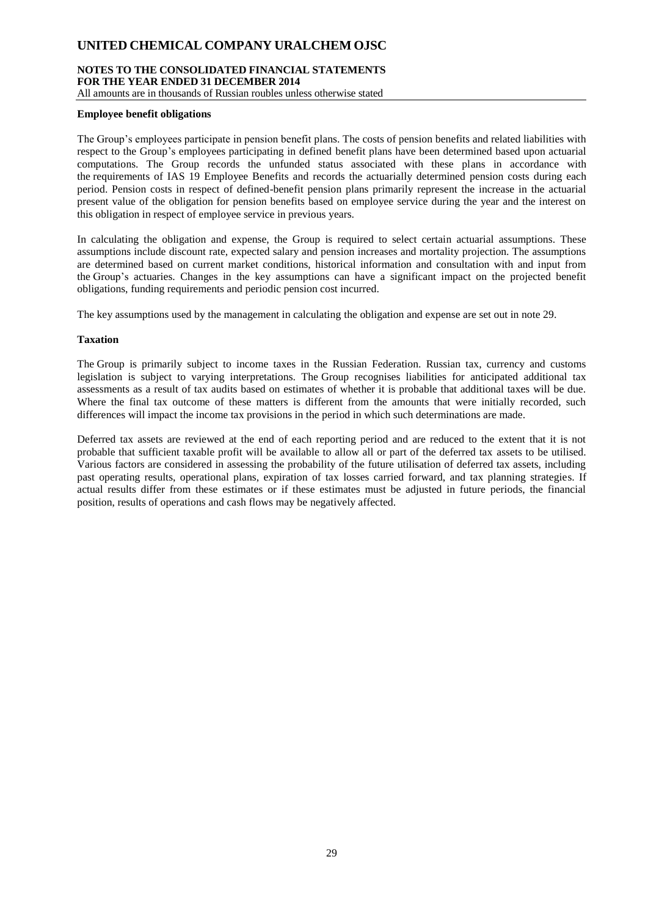**Employee benefit obligations**

The Group's employees participate in pension benefit plans. The costs of pension benefits and related liabilities with respect to the Group's employees participating in defined benefit plans have been determined based upon actuarial computations. The Group records the unfunded status associated with these plans in accordance with the requirements of IAS 19 Employee Benefits and records the actuarially determined pension costs during each period. Pension costs in respect of defined-benefit pension plans primarily represent the increase in the actuarial present value of the obligation for pension benefits based on employee service during the year and the interest on this obligation in respect of employee service in previous years.

In calculating the obligation and expense, the Group is required to select certain actuarial assumptions. These assumptions include discount rate, expected salary and pension increases and mortality projection. The assumptions are determined based on current market conditions, historical information and consultation with and input from the Group's actuaries. Changes in the key assumptions can have a significant impact on the projected benefit obligations, funding requirements and periodic pension cost incurred.

The key assumptions used by the management in calculating the obligation and expense are set out in note 29.

**Taxation**

The Group is primarily subject to income taxes in the Russian Federation. Russian tax, currency and customs legislation is subject to varying interpretations. The Group recognises liabilities for anticipated additional tax assessments as a result of tax audits based on estimates of whether it is probable that additional taxes will be due. Where the final tax outcome of these matters is different from the amounts that were initially recorded, such differences will impact the income tax provisions in the period in which such determinations are made.

Deferred tax assets are reviewed at the end of each reporting period and are reduced to the extent that it is not probable that sufficient taxable profit will be available to allow all or part of the deferred tax assets to be utilised. Various factors are considered in assessing the probability of the future utilisation of deferred tax assets, including past operating results, operational plans, expiration of tax losses carried forward, and tax planning strategies. If actual results differ from these estimates or if these estimates must be adjusted in future periods, the financial position, results of operations and cash flows may be negatively affected.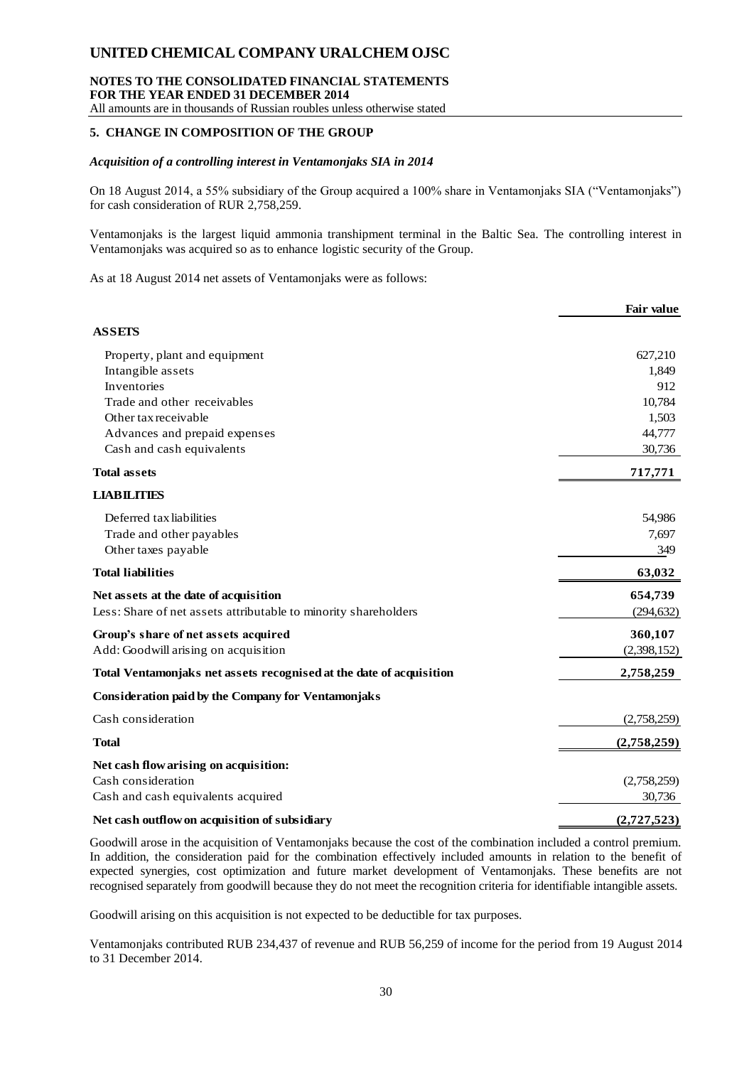## 5. CHANGE IN COMPOSITION OF THE GROUP

### *Acquisition of a controlling interest in Ventamonjaks SIA in 2014*

On 18 August 2014, a 55% subsidiary of the Group acquired a 100% share in Ventamonjaks SIA ("Ventamonjaks") for cash consideration of RUR 2,758,259.

Ventamonjaks is the largest liquid ammonia transhipment terminal in the Baltic Sea. The controlling interest in Ventamonjaks was acquired so as to enhance logistic security of the Group.

As at 18 August 2014 net assets of Ventamonjaks were as follows:

| | Fair value |
|---|---|
| **ASSETS** | |
| Property, plant and equipment | 627,210 |
| Intangible assets | 1,849 |
| Inventories | 912 |
| Trade and other receivables | 10,784 |
| Other tax receivable | 1,503 |
| Advances and prepaid expenses | 44,777 |
| Cash and cash equivalents | 30,736 |
| **Total assets** | **717,771** |
| **LIABILITIES** | |
| Deferred tax liabilities | 54,986 |
| Trade and other payables | 7,697 |
| Other taxes payable | 349 |
| **Total liabilities** | **63,032** |
| **Net assets at the date of acquisition** | **654,739** |
| Less: Share of net assets attributable to minority shareholders | (294,632) |
| **Group's share of net assets acquired** | **360,107** |
| Add: Goodwill arising on acquisition | (2,398,152) |
| **Total Ventamonjaks net assets recognised at the date of acquisition** | **2,758,259** |
| **Consideration paid by the Company for Ventamonjaks** | |
| Cash consideration | (2,758,259) |
| **Total** | **(2,758,259)** |
| **Net cash flow arising on acquisition:** | |
| Cash consideration | (2,758,259) |
| Cash and cash equivalents acquired | 30,736 |
| **Net cash outflow on acquisition of subsidiary** | **(2,727,523)** |

Goodwill arose in the acquisition of Ventamonjaks because the cost of the combination included a control premium. In addition, the consideration paid for the combination effectively included amounts in relation to the benefit of expected synergies, cost optimization and future market development of Ventamonjaks. These benefits are not recognised separately from goodwill because they do not meet the recognition criteria for identifiable intangible assets.

Goodwill arising on this acquisition is not expected to be deductible for tax purposes.

Ventamonjaks contributed RUB 234,437 of revenue and RUB 56,259 of income for the period from 19 August 2014 to 31 December 2014.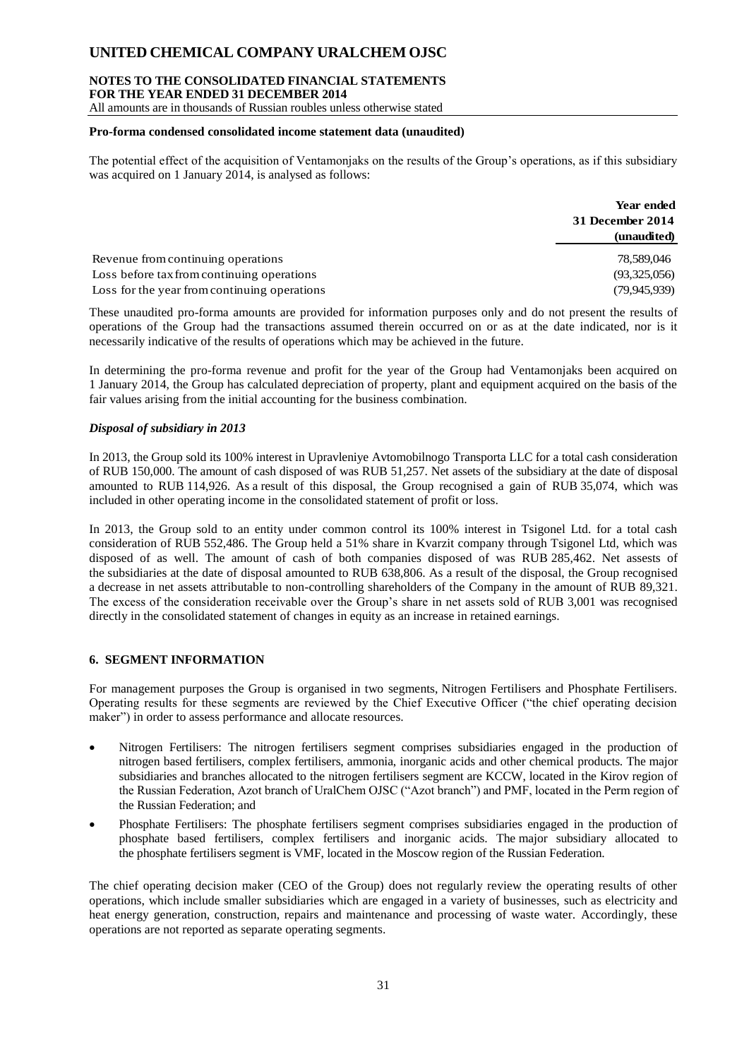**Pro-forma condensed consolidated income statement data (unaudited)**

The potential effect of the acquisition of Ventamonjaks on the results of the Group's operations, as if this subsidiary was acquired on 1 January 2014, is analysed as follows:

| | Year ended 31 December 2014 (unaudited) |
|---|---|
| Revenue from continuing operations | 78,589,046 |
| Loss before tax from continuing operations | (93,325,056) |
| Loss for the year from continuing operations | (79,945,939) |

These unaudited pro-forma amounts are provided for information purposes only and do not present the results of operations of the Group had the transactions assumed therein occurred on or as at the date indicated, nor is it necessarily indicative of the results of operations which may be achieved in the future.

In determining the pro-forma revenue and profit for the year of the Group had Ventamonjaks been acquired on 1 January 2014, the Group has calculated depreciation of property, plant and equipment acquired on the basis of the fair values arising from the initial accounting for the business combination.

***Disposal of subsidiary in 2013***

In 2013, the Group sold its 100% interest in Upravleniye Avtomobilnogo Transporta LLC for a total cash consideration of RUB 150,000. The amount of cash disposed of was RUB 51,257. Net assets of the subsidiary at the date of disposal amounted to RUB 114,926. As a result of this disposal, the Group recognised a gain of RUB 35,074, which was included in other operating income in the consolidated statement of profit or loss.

In 2013, the Group sold to an entity under common control its 100% interest in Tsigonel Ltd. for a total cash consideration of RUB 552,486. The Group held a 51% share in Kvarzit company through Tsigonel Ltd, which was disposed of as well. The amount of cash of both companies disposed of was RUB 285,462. Net assests of the subsidiaries at the date of disposal amounted to RUB 638,806. As a result of the disposal, the Group recognised a decrease in net assets attributable to non-controlling shareholders of the Company in the amount of RUB 89,321. The excess of the consideration receivable over the Group's share in net assets sold of RUB 3,001 was recognised directly in the consolidated statement of changes in equity as an increase in retained earnings.

## 6. SEGMENT INFORMATION

For management purposes the Group is organised in two segments, Nitrogen Fertilisers and Phosphate Fertilisers. Operating results for these segments are reviewed by the Chief Executive Officer ("the chief operating decision maker") in order to assess performance and allocate resources.

- Nitrogen Fertilisers: The nitrogen fertilisers segment comprises subsidiaries engaged in the production of nitrogen based fertilisers, complex fertilisers, ammonia, inorganic acids and other chemical products. The major subsidiaries and branches allocated to the nitrogen fertilisers segment are KCCW, located in the Kirov region of the Russian Federation, Azot branch of UralChem OJSC ("Azot branch") and PMF, located in the Perm region of the Russian Federation; and
- Phosphate Fertilisers: The phosphate fertilisers segment comprises subsidiaries engaged in the production of phosphate based fertilisers, complex fertilisers and inorganic acids. The major subsidiary allocated to the phosphate fertilisers segment is VMF, located in the Moscow region of the Russian Federation.

The chief operating decision maker (CEO of the Group) does not regularly review the operating results of other operations, which include smaller subsidiaries which are engaged in a variety of businesses, such as electricity and heat energy generation, construction, repairs and maintenance and processing of waste water. Accordingly, these operations are not reported as separate operating segments.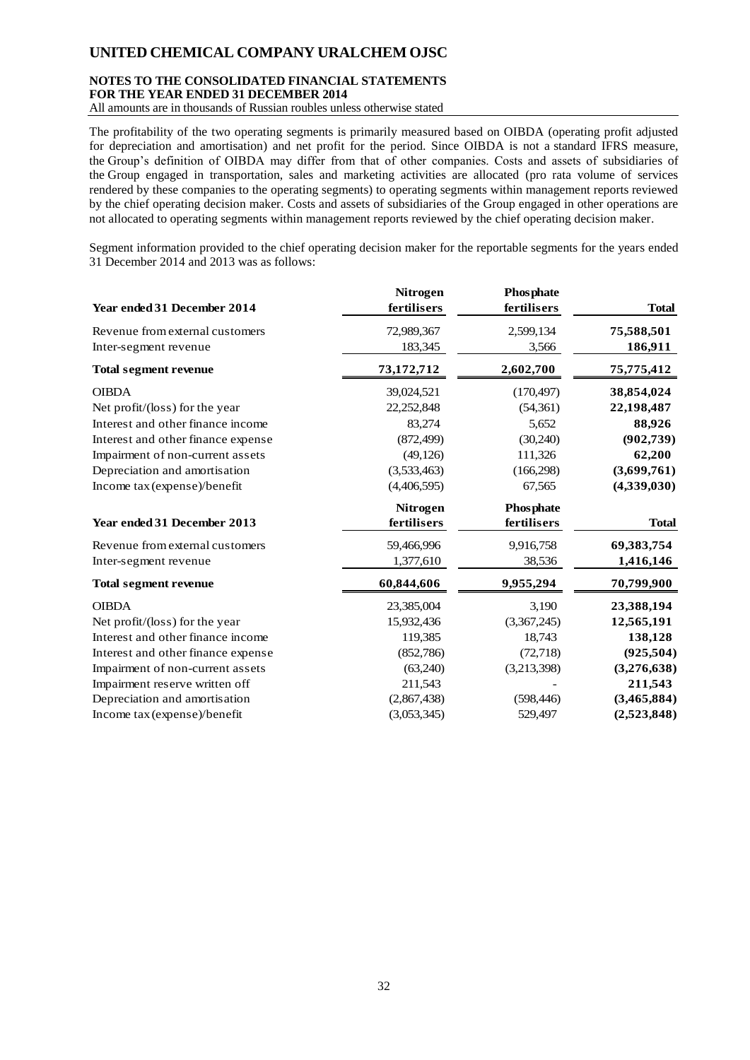The profitability of the two operating segments is primarily measured based on OIBDA (operating profit adjusted for depreciation and amortisation) and net profit for the period. Since OIBDA is not a standard IFRS measure, the Group's definition of OIBDA may differ from that of other companies. Costs and assets of subsidiaries of the Group engaged in transportation, sales and marketing activities are allocated (pro rata volume of services rendered by these companies to the operating segments) to operating segments within management reports reviewed by the chief operating decision maker. Costs and assets of subsidiaries of the Group engaged in other operations are not allocated to operating segments within management reports reviewed by the chief operating decision maker.

Segment information provided to the chief operating decision maker for the reportable segments for the years ended 31 December 2014 and 2013 was as follows:

| Year ended 31 December 2014 | Nitrogen fertilisers | Phosphate fertilisers | Total |
|---|---|---|---|
| Revenue from external customers | 72,989,367 | 2,599,134 | **75,588,501** |
| Inter-segment revenue | 183,345 | 3,566 | **186,911** |
| **Total segment revenue** | **73,172,712** | **2,602,700** | **75,775,412** |
| OIBDA | 39,024,521 | (170,497) | **38,854,024** |
| Net profit/(loss) for the year | 22,252,848 | (54,361) | **22,198,487** |
| Interest and other finance income | 83,274 | 5,652 | **88,926** |
| Interest and other finance expense | (872,499) | (30,240) | **(902,739)** |
| Impairment of non-current assets | (49,126) | 111,326 | **62,200** |
| Depreciation and amortisation | (3,533,463) | (166,298) | **(3,699,761)** |
| Income tax (expense)/benefit | (4,406,595) | 67,565 | **(4,339,030)** |

| Year ended 31 December 2013 | Nitrogen fertilisers | Phosphate fertilisers | Total |
|---|---|---|---|
| Revenue from external customers | 59,466,996 | 9,916,758 | **69,383,754** |
| Inter-segment revenue | 1,377,610 | 38,536 | **1,416,146** |
| **Total segment revenue** | **60,844,606** | **9,955,294** | **70,799,900** |
| OIBDA | 23,385,004 | 3,190 | **23,388,194** |
| Net profit/(loss) for the year | 15,932,436 | (3,367,245) | **12,565,191** |
| Interest and other finance income | 119,385 | 18,743 | **138,128** |
| Interest and other finance expense | (852,786) | (72,718) | **(925,504)** |
| Impairment of non-current assets | (63,240) | (3,213,398) | **(3,276,638)** |
| Impairment reserve written off | 211,543 | - | **211,543** |
| Depreciation and amortisation | (2,867,438) | (598,446) | **(3,465,884)** |
| Income tax (expense)/benefit | (3,053,345) | 529,497 | **(2,523,848)** |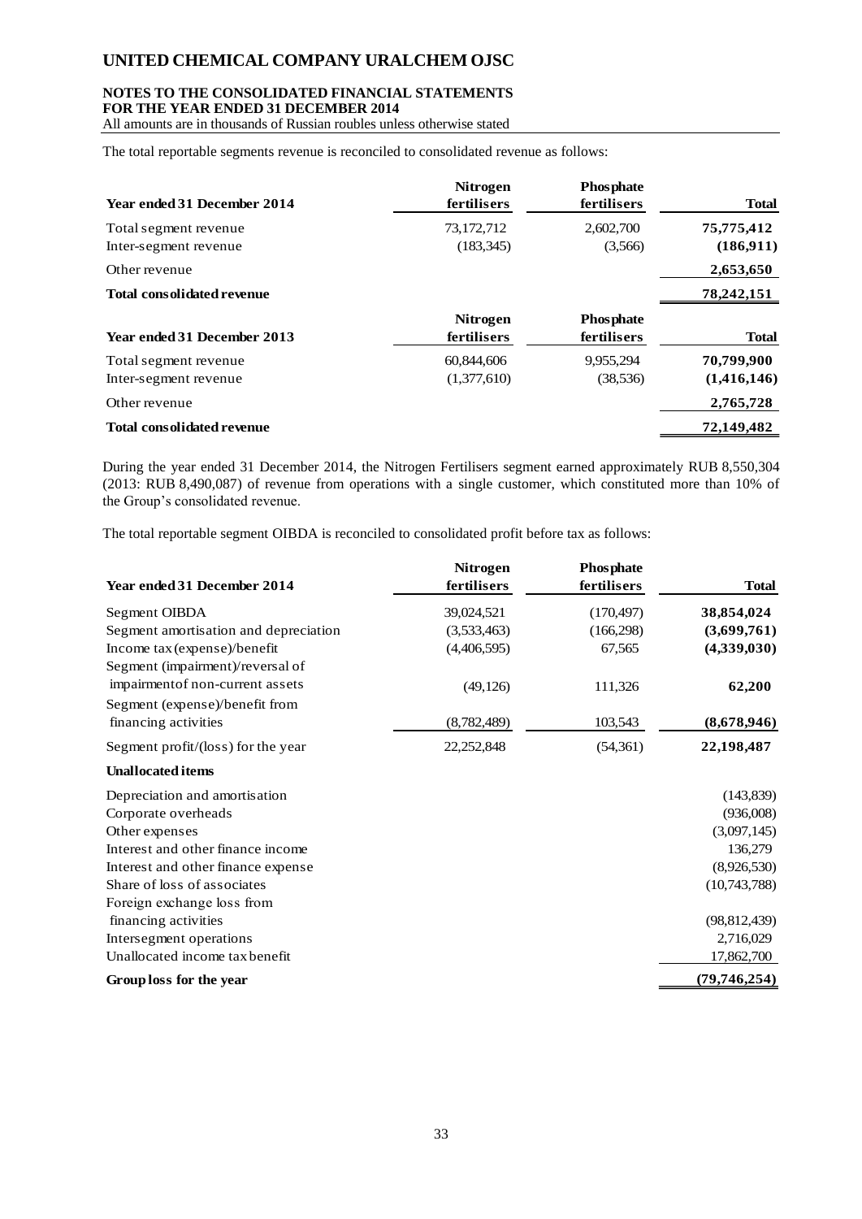The total reportable segments revenue is reconciled to consolidated revenue as follows:

| Year ended 31 December 2014 | Nitrogen fertilisers | Phosphate fertilisers | Total |
|---|---|---|---|
| Total segment revenue | 73,172,712 | 2,602,700 | **75,775,412** |
| Inter-segment revenue | (183,345) | (3,566) | **(186,911)** |
| Other revenue | | | **2,653,650** |
| **Total consolidated revenue** | | | **78,242,151** |

| Year ended 31 December 2013 | Nitrogen fertilisers | Phosphate fertilisers | Total |
|---|---|---|---|
| Total segment revenue | 60,844,606 | 9,955,294 | **70,799,900** |
| Inter-segment revenue | (1,377,610) | (38,536) | **(1,416,146)** |
| Other revenue | | | **2,765,728** |
| **Total consolidated revenue** | | | **72,149,482** |

During the year ended 31 December 2014, the Nitrogen Fertilisers segment earned approximately RUB 8,550,304 (2013: RUB 8,490,087) of revenue from operations with a single customer, which constituted more than 10% of the Group's consolidated revenue.

The total reportable segment OIBDA is reconciled to consolidated profit before tax as follows:

| Year ended 31 December 2014 | Nitrogen fertilisers | Phosphate fertilisers | Total |
|---|---|---|---|
| Segment OIBDA | 39,024,521 | (170,497) | **38,854,024** |
| Segment amortisation and depreciation | (3,533,463) | (166,298) | **(3,699,761)** |
| Income tax (expense)/benefit | (4,406,595) | 67,565 | **(4,339,030)** |
| Segment (impairment)/reversal of impairmentof non-current assets | (49,126) | 111,326 | **62,200** |
| Segment (expense)/benefit from financing activities | (8,782,489) | 103,543 | **(8,678,946)** |
| Segment profit/(loss) for the year | 22,252,848 | (54,361) | **22,198,487** |
| **Unallocated items** | | | |
| Depreciation and amortisation | | | (143,839) |
| Corporate overheads | | | (936,008) |
| Other expenses | | | (3,097,145) |
| Interest and other finance income | | | 136,279 |
| Interest and other finance expense | | | (8,926,530) |
| Share of loss of associates | | | (10,743,788) |
| Foreign exchange loss from financing activities | | | (98,812,439) |
| Intersegment operations | | | 2,716,029 |
| Unallocated income tax benefit | | | 17,862,700 |
| **Group loss for the year** | | | **(79,746,254)** |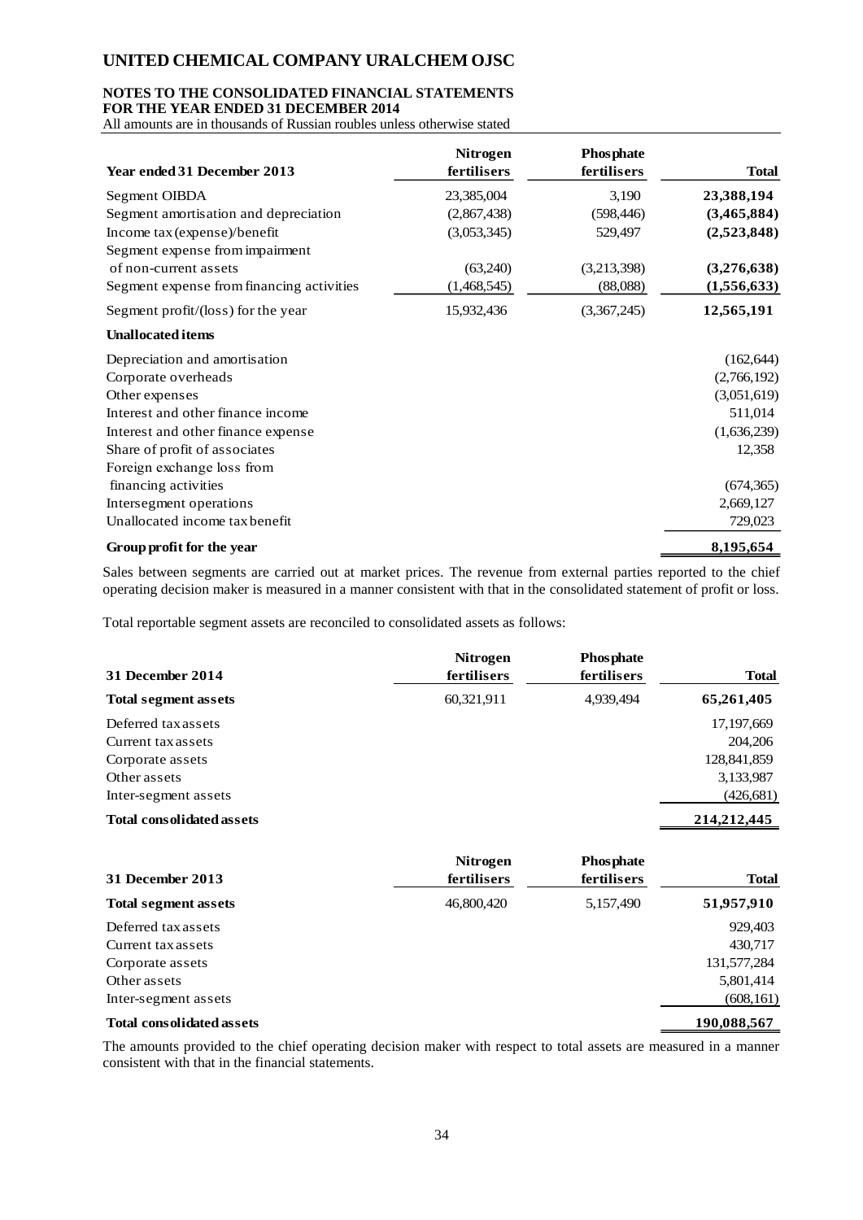| Year ended 31 December 2013 | Nitrogen fertilisers | Phosphate fertilisers | Total |
|---|---|---|---|
| Segment OIBDA | 23,385,004 | 3,190 | **23,388,194** |
| Segment amortisation and depreciation | (2,867,438) | (598,446) | **(3,465,884)** |
| Income tax (expense)/benefit | (3,053,345) | 529,497 | **(2,523,848)** |
| Segment expense from impairment of non-current assets | (63,240) | (3,213,398) | **(3,276,638)** |
| Segment expense from financing activities | (1,468,545) | (88,088) | **(1,556,633)** |
| Segment profit/(loss) for the year | 15,932,436 | (3,367,245) | **12,565,191** |
| **Unallocated items** | | | |
| Depreciation and amortisation | | | (162,644) |
| Corporate overheads | | | (2,766,192) |
| Other expenses | | | (3,051,619) |
| Interest and other finance income | | | 511,014 |
| Interest and other finance expense | | | (1,636,239) |
| Share of profit of associates | | | 12,358 |
| Foreign exchange loss from financing activities | | | (674,365) |
| Intersegment operations | | | 2,669,127 |
| Unallocated income tax benefit | | | 729,023 |
| **Group profit for the year** | | | **8,195,654** |

Sales between segments are carried out at market prices. The revenue from external parties reported to the chief operating decision maker is measured in a manner consistent with that in the consolidated statement of profit or loss.

Total reportable segment assets are reconciled to consolidated assets as follows:

| 31 December 2014 | Nitrogen fertilisers | Phosphate fertilisers | Total |
|---|---|---|---|
| **Total segment assets** | 60,321,911 | 4,939,494 | **65,261,405** |
| Deferred tax assets | | | 17,197,669 |
| Current tax assets | | | 204,206 |
| Corporate assets | | | 128,841,859 |
| Other assets | | | 3,133,987 |
| Inter-segment assets | | | (426,681) |
| **Total consolidated assets** | | | **214,212,445** |

| 31 December 2013 | Nitrogen fertilisers | Phosphate fertilisers | Total |
|---|---|---|---|
| **Total segment assets** | 46,800,420 | 5,157,490 | **51,957,910** |
| Deferred tax assets | | | 929,403 |
| Current tax assets | | | 430,717 |
| Corporate assets | | | 131,577,284 |
| Other assets | | | 5,801,414 |
| Inter-segment assets | | | (608,161) |
| **Total consolidated assets** | | | **190,088,567** |

The amounts provided to the chief operating decision maker with respect to total assets are measured in a manner consistent with that in the financial statements.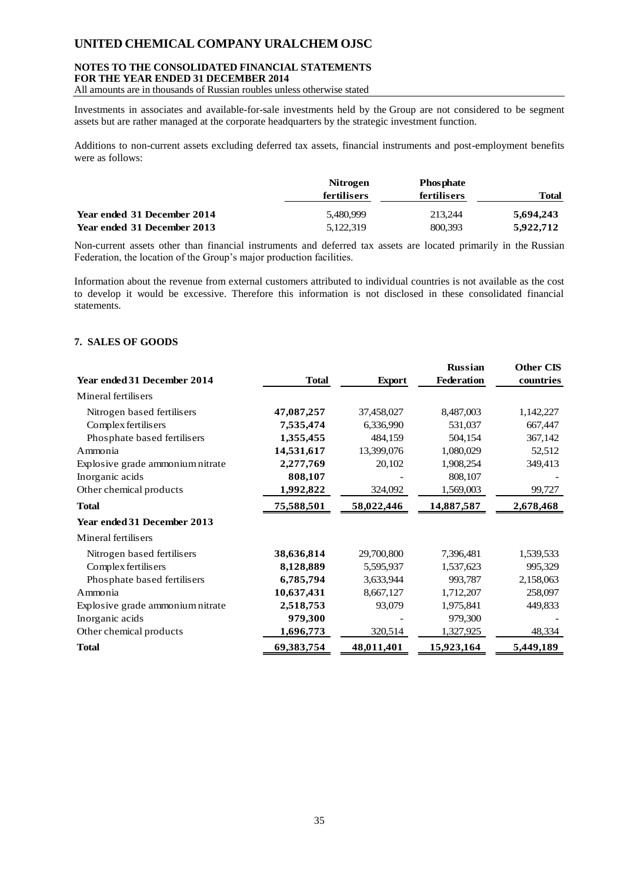Investments in associates and available-for-sale investments held by the Group are not considered to be segment assets but are rather managed at the corporate headquarters by the strategic investment function.

Additions to non-current assets excluding deferred tax assets, financial instruments and post-employment benefits were as follows:

| | Nitrogen fertilisers | Phosphate fertilisers | Total |
|---|---|---|---|
| **Year ended 31 December 2014** | 5,480,999 | 213,244 | **5,694,243** |
| **Year ended 31 December 2013** | 5,122,319 | 800,393 | **5,922,712** |

Non-current assets other than financial instruments and deferred tax assets are located primarily in the Russian Federation, the location of the Group's major production facilities.

Information about the revenue from external customers attributed to individual countries is not available as the cost to develop it would be excessive. Therefore this information is not disclosed in these consolidated financial statements.

## 7. SALES OF GOODS

| Year ended 31 December 2014 | Total | Export | Russian Federation | Other CIS countries |
|---|---|---|---|---|
| Mineral fertilisers | | | | |
| Nitrogen based fertilisers | **47,087,257** | 37,458,027 | 8,487,003 | 1,142,227 |
| Complex fertilisers | **7,535,474** | 6,336,990 | 531,037 | 667,447 |
| Phosphate based fertilisers | **1,355,455** | 484,159 | 504,154 | 367,142 |
| Ammonia | **14,531,617** | 13,399,076 | 1,080,029 | 52,512 |
| Explosive grade ammonium nitrate | **2,277,769** | 20,102 | 1,908,254 | 349,413 |
| Inorganic acids | **808,107** | - | 808,107 | - |
| Other chemical products | **1,992,822** | 324,092 | 1,569,003 | 99,727 |
| **Total** | **75,588,501** | **58,022,446** | **14,887,587** | **2,678,468** |
| **Year ended 31 December 2013** | | | | |
| Mineral fertilisers | | | | |
| Nitrogen based fertilisers | **38,636,814** | 29,700,800 | 7,396,481 | 1,539,533 |
| Complex fertilisers | **8,128,889** | 5,595,937 | 1,537,623 | 995,329 |
| Phosphate based fertilisers | **6,785,794** | 3,633,944 | 993,787 | 2,158,063 |
| Ammonia | **10,637,431** | 8,667,127 | 1,712,207 | 258,097 |
| Explosive grade ammonium nitrate | **2,518,753** | 93,079 | 1,975,841 | 449,833 |
| Inorganic acids | **979,300** | - | 979,300 | - |
| Other chemical products | **1,696,773** | 320,514 | 1,327,925 | 48,334 |
| **Total** | **69,383,754** | **48,011,401** | **15,923,164** | **5,449,189** |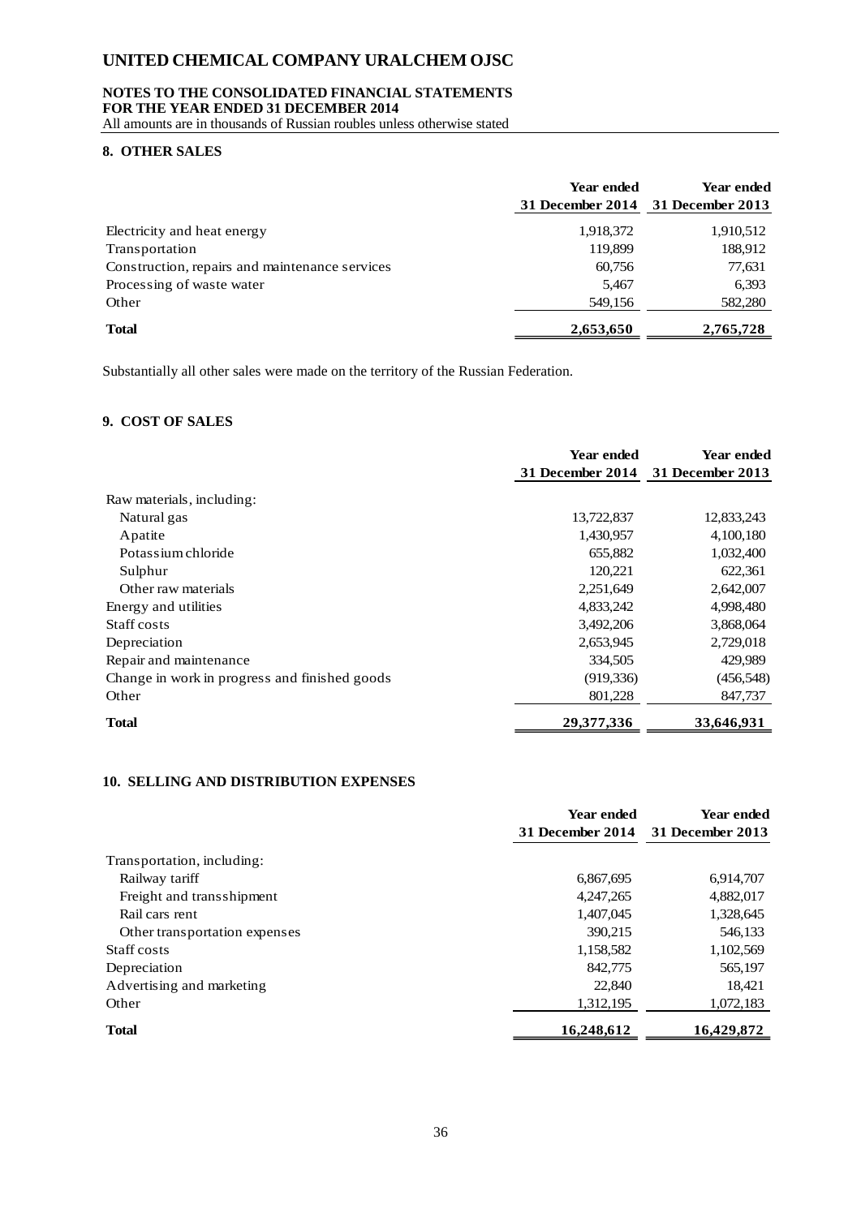## 8. OTHER SALES

| | Year ended 31 December 2014 | Year ended 31 December 2013 |
|---|---|---|
| Electricity and heat energy | 1,918,372 | 1,910,512 |
| Transportation | 119,899 | 188,912 |
| Construction, repairs and maintenance services | 60,756 | 77,631 |
| Processing of waste water | 5,467 | 6,393 |
| Other | 549,156 | 582,280 |
| **Total** | **2,653,650** | **2,765,728** |

Substantially all other sales were made on the territory of the Russian Federation.

## 9. COST OF SALES

| | Year ended 31 December 2014 | Year ended 31 December 2013 |
|---|---|---|
| Raw materials, including: | | |
| Natural gas | 13,722,837 | 12,833,243 |
| Apatite | 1,430,957 | 4,100,180 |
| Potassium chloride | 655,882 | 1,032,400 |
| Sulphur | 120,221 | 622,361 |
| Other raw materials | 2,251,649 | 2,642,007 |
| Energy and utilities | 4,833,242 | 4,998,480 |
| Staff costs | 3,492,206 | 3,868,064 |
| Depreciation | 2,653,945 | 2,729,018 |
| Repair and maintenance | 334,505 | 429,989 |
| Change in work in progress and finished goods | (919,336) | (456,548) |
| Other | 801,228 | 847,737 |
| **Total** | **29,377,336** | **33,646,931** |

## 10. SELLING AND DISTRIBUTION EXPENSES

| | Year ended 31 December 2014 | Year ended 31 December 2013 |
|---|---|---|
| Transportation, including: | | |
| Railway tariff | 6,867,695 | 6,914,707 |
| Freight and transshipment | 4,247,265 | 4,882,017 |
| Rail cars rent | 1,407,045 | 1,328,645 |
| Other transportation expenses | 390,215 | 546,133 |
| Staff costs | 1,158,582 | 1,102,569 |
| Depreciation | 842,775 | 565,197 |
| Advertising and marketing | 22,840 | 18,421 |
| Other | 1,312,195 | 1,072,183 |
| **Total** | **16,248,612** | **16,429,872** |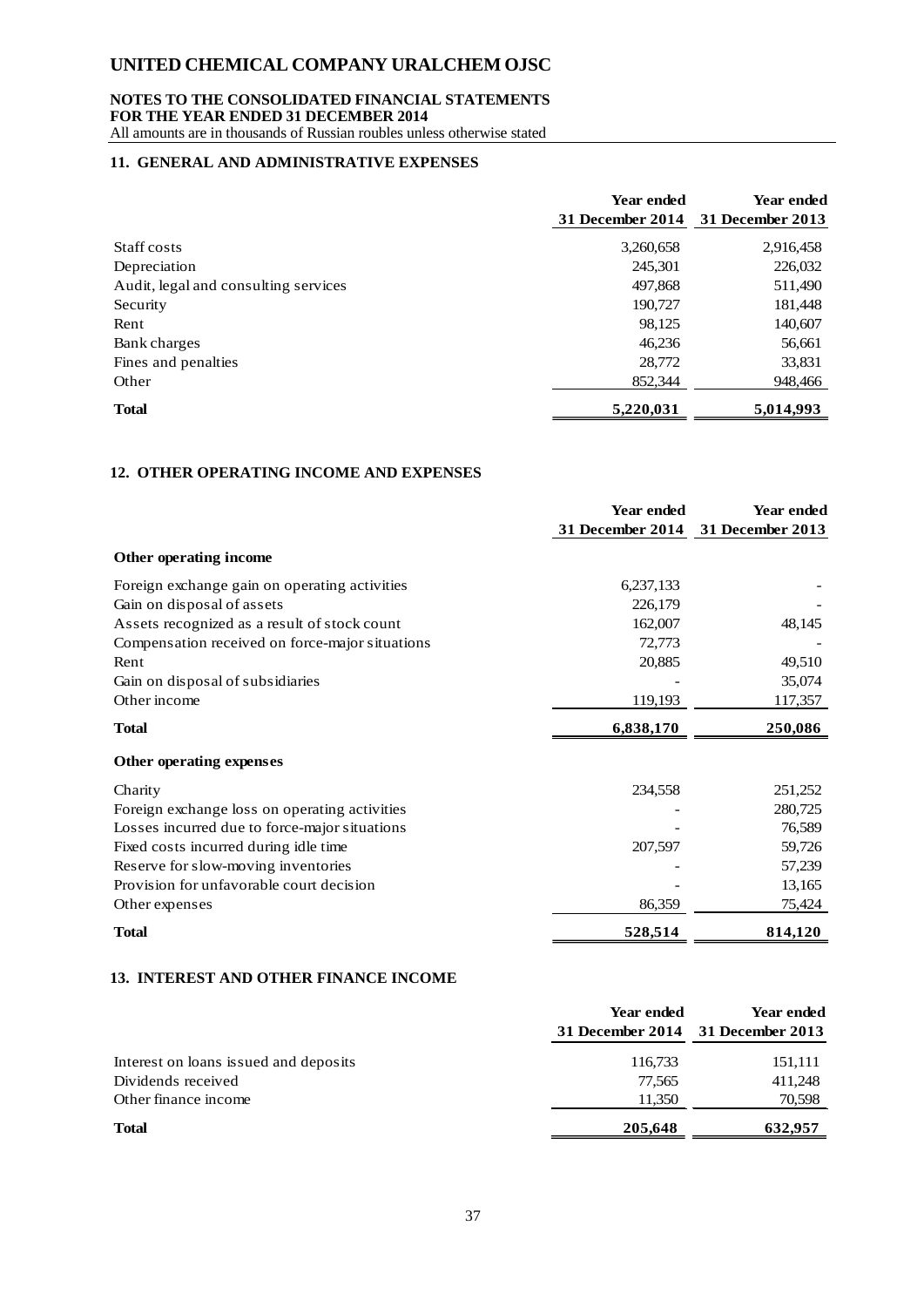## 11. GENERAL AND ADMINISTRATIVE EXPENSES

| | Year ended 31 December 2014 | Year ended 31 December 2013 |
|---|---|---|
| Staff costs | 3,260,658 | 2,916,458 |
| Depreciation | 245,301 | 226,032 |
| Audit, legal and consulting services | 497,868 | 511,490 |
| Security | 190,727 | 181,448 |
| Rent | 98,125 | 140,607 |
| Bank charges | 46,236 | 56,661 |
| Fines and penalties | 28,772 | 33,831 |
| Other | 852,344 | 948,466 |
| **Total** | **5,220,031** | **5,014,993** |

## 12. OTHER OPERATING INCOME AND EXPENSES

| | Year ended 31 December 2014 | Year ended 31 December 2013 |
|---|---|---|
| **Other operating income** | | |
| Foreign exchange gain on operating activities | 6,237,133 | - |
| Gain on disposal of assets | 226,179 | - |
| Assets recognized as a result of stock count | 162,007 | 48,145 |
| Compensation received on force-major situations | 72,773 | - |
| Rent | 20,885 | 49,510 |
| Gain on disposal of subsidiaries | - | 35,074 |
| Other income | 119,193 | 117,357 |
| **Total** | **6,838,170** | **250,086** |
| **Other operating expenses** | | |
| Charity | 234,558 | 251,252 |
| Foreign exchange loss on operating activities | - | 280,725 |
| Losses incurred due to force-major situations | - | 76,589 |
| Fixed costs incurred during idle time | 207,597 | 59,726 |
| Reserve for slow-moving inventories | - | 57,239 |
| Provision for unfavorable court decision | - | 13,165 |
| Other expenses | 86,359 | 75,424 |
| **Total** | **528,514** | **814,120** |

## 13. INTEREST AND OTHER FINANCE INCOME

| | Year ended 31 December 2014 | Year ended 31 December 2013 |
|---|---|---|
| Interest on loans issued and deposits | 116,733 | 151,111 |
| Dividends received | 77,565 | 411,248 |
| Other finance income | 11,350 | 70,598 |
| **Total** | **205,648** | **632,957** |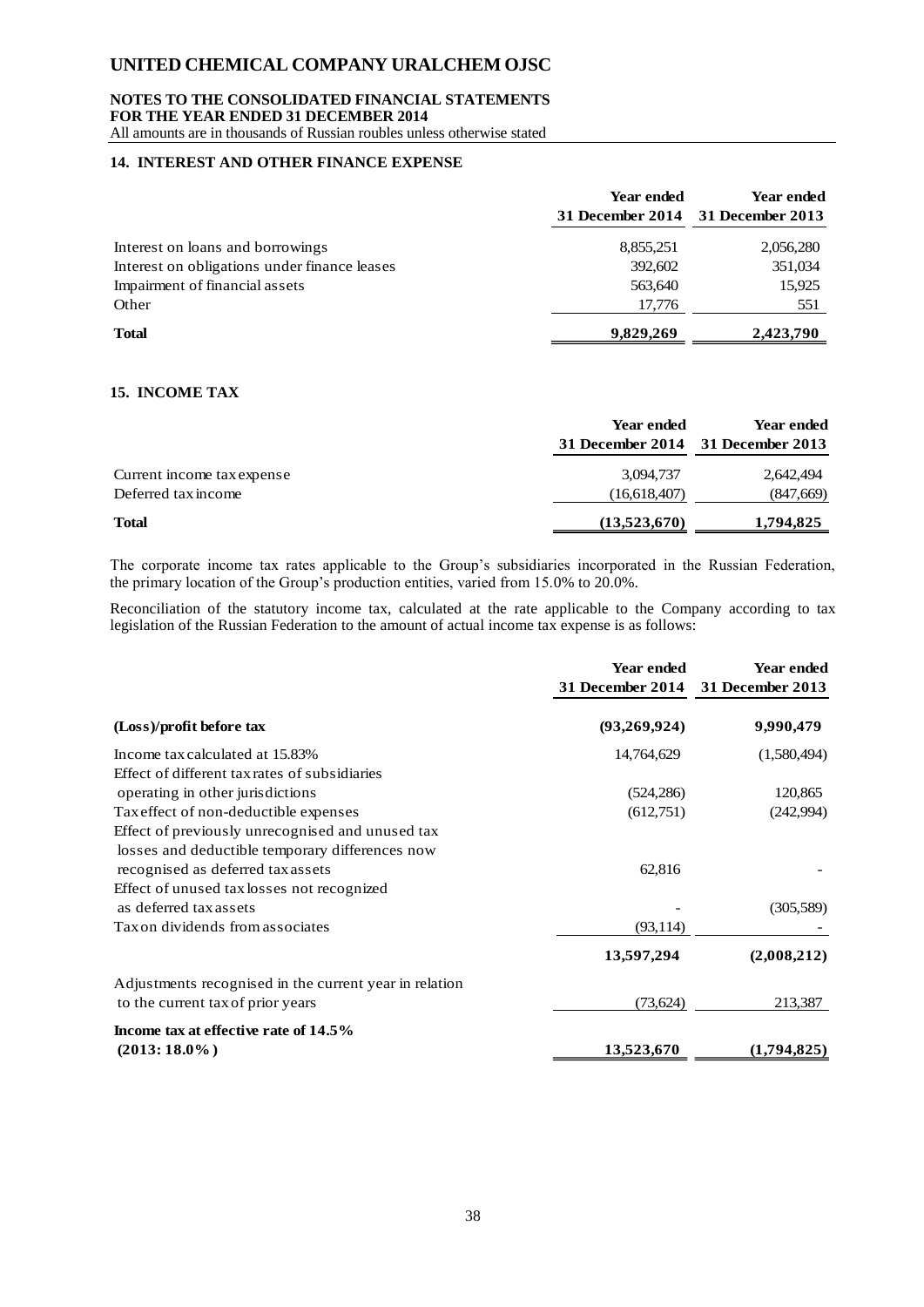# UNITED CHEMICAL COMPANY URALCHEM OJSC

**NOTES TO THE CONSOLIDATED FINANCIAL STATEMENTS**
**FOR THE YEAR ENDED 31 DECEMBER 2014**
All amounts are in thousands of Russian roubles unless otherwise stated

## 14. INTEREST AND OTHER FINANCE EXPENSE

| | Year ended 31 December 2014 | Year ended 31 December 2013 |
|---|---|---|
| Interest on loans and borrowings | 8,855,251 | 2,056,280 |
| Interest on obligations under finance leases | 392,602 | 351,034 |
| Impairment of financial assets | 563,640 | 15,925 |
| Other | 17,776 | 551 |
| **Total** | **9,829,269** | **2,423,790** |

## 15. INCOME TAX

| | Year ended 31 December 2014 | Year ended 31 December 2013 |
|---|---|---|
| Current income tax expense | 3,094,737 | 2,642,494 |
| Deferred tax income | (16,618,407) | (847,669) |
| **Total** | **(13,523,670)** | **1,794,825** |

The corporate income tax rates applicable to the Group's subsidiaries incorporated in the Russian Federation, the primary location of the Group's production entities, varied from 15.0% to 20.0%.

Reconciliation of the statutory income tax, calculated at the rate applicable to the Company according to tax legislation of the Russian Federation to the amount of actual income tax expense is as follows:

| | Year ended 31 December 2014 | Year ended 31 December 2013 |
|---|---|---|
| **(Loss)/profit before tax** | **(93,269,924)** | **9,990,479** |
| Income tax calculated at 15.83% | 14,764,629 | (1,580,494) |
| Effect of different tax rates of subsidiaries operating in other jurisdictions | (524,286) | 120,865 |
| Tax effect of non-deductible expenses | (612,751) | (242,994) |
| Effect of previously unrecognised and unused tax losses and deductible temporary differences now recognised as deferred tax assets | 62,816 | - |
| Effect of unused tax losses not recognized as deferred tax assets | - | (305,589) |
| Tax on dividends from associates | (93,114) | - |
| | **13,597,294** | **(2,008,212)** |
| Adjustments recognised in the current year in relation to the current tax of prior years | (73,624) | 213,387 |
| **Income tax at effective rate of 14.5% (2013: 18.0%)** | **13,523,670** | **(1,794,825)** |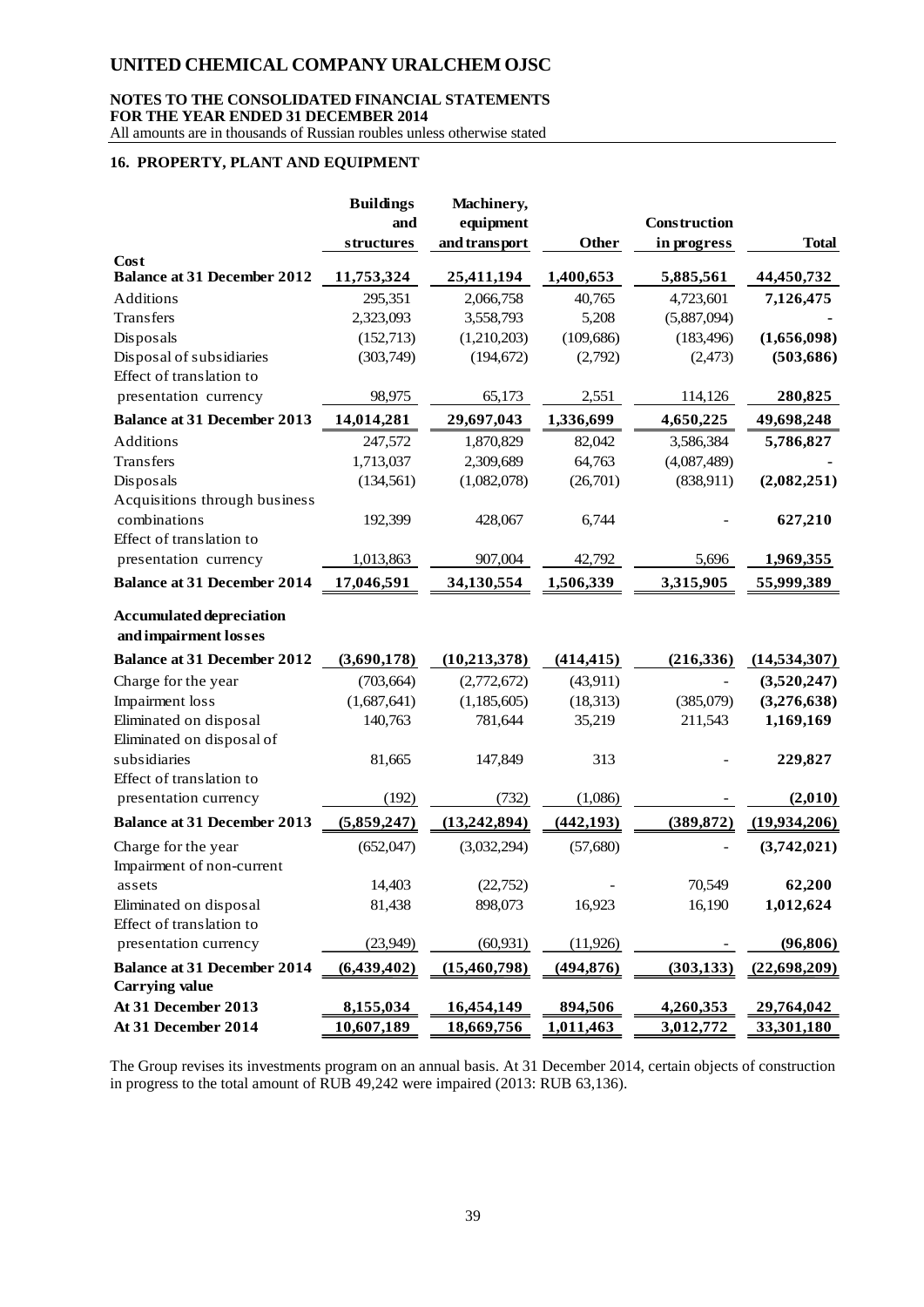# UNITED CHEMICAL COMPANY URALCHEM OJSC

**NOTES TO THE CONSOLIDATED FINANCIAL STATEMENTS**
**FOR THE YEAR ENDED 31 DECEMBER 2014**
All amounts are in thousands of Russian roubles unless otherwise stated

## 16. PROPERTY, PLANT AND EQUIPMENT

| | Buildings and structures | Machinery, equipment and transport | Other | Construction in progress | Total |
|---|---|---|---|---|---|
| **Cost** | | | | | |
| **Balance at 31 December 2012** | **11,753,324** | **25,411,194** | **1,400,653** | **5,885,561** | **44,450,732** |
| Additions | 295,351 | 2,066,758 | 40,765 | 4,723,601 | **7,126,475** |
| Transfers | 2,323,093 | 3,558,793 | 5,208 | (5,887,094) | **-** |
| Disposals | (152,713) | (1,210,203) | (109,686) | (183,496) | **(1,656,098)** |
| Disposal of subsidiaries | (303,749) | (194,672) | (2,792) | (2,473) | **(503,686)** |
| Effect of translation to presentation currency | 98,975 | 65,173 | 2,551 | 114,126 | **280,825** |
| **Balance at 31 December 2013** | **14,014,281** | **29,697,043** | **1,336,699** | **4,650,225** | **49,698,248** |
| Additions | 247,572 | 1,870,829 | 82,042 | 3,586,384 | **5,786,827** |
| Transfers | 1,713,037 | 2,309,689 | 64,763 | (4,087,489) | **-** |
| Disposals | (134,561) | (1,082,078) | (26,701) | (838,911) | **(2,082,251)** |
| Acquisitions through business combinations | 192,399 | 428,067 | 6,744 | - | **627,210** |
| Effect of translation to presentation currency | 1,013,863 | 907,004 | 42,792 | 5,696 | **1,969,355** |
| **Balance at 31 December 2014** | **17,046,591** | **34,130,554** | **1,506,339** | **3,315,905** | **55,999,389** |
| **Accumulated depreciation and impairment losses** | | | | | |
| **Balance at 31 December 2012** | **(3,690,178)** | **(10,213,378)** | **(414,415)** | **(216,336)** | **(14,534,307)** |
| Charge for the year | (703,664) | (2,772,672) | (43,911) | - | **(3,520,247)** |
| Impairment loss | (1,687,641) | (1,185,605) | (18,313) | (385,079) | **(3,276,638)** |
| Eliminated on disposal | 140,763 | 781,644 | 35,219 | 211,543 | **1,169,169** |
| Eliminated on disposal of subsidiaries | 81,665 | 147,849 | 313 | - | **229,827** |
| Effect of translation to presentation currency | (192) | (732) | (1,086) | - | **(2,010)** |
| **Balance at 31 December 2013** | **(5,859,247)** | **(13,242,894)** | **(442,193)** | **(389,872)** | **(19,934,206)** |
| Charge for the year | (652,047) | (3,032,294) | (57,680) | - | **(3,742,021)** |
| Impairment of non-current assets | 14,403 | (22,752) | - | 70,549 | **62,200** |
| Eliminated on disposal | 81,438 | 898,073 | 16,923 | 16,190 | **1,012,624** |
| Effect of translation to presentation currency | (23,949) | (60,931) | (11,926) | - | **(96,806)** |
| **Balance at 31 December 2014** | **(6,439,402)** | **(15,460,798)** | **(494,876)** | **(303,133)** | **(22,698,209)** |
| **Carrying value** | | | | | |
| **At 31 December 2013** | **8,155,034** | **16,454,149** | **894,506** | **4,260,353** | **29,764,042** |
| **At 31 December 2014** | **10,607,189** | **18,669,756** | **1,011,463** | **3,012,772** | **33,301,180** |

The Group revises its investments program on an annual basis. At 31 December 2014, certain objects of construction in progress to the total amount of RUB 49,242 were impaired (2013: RUB 63,136).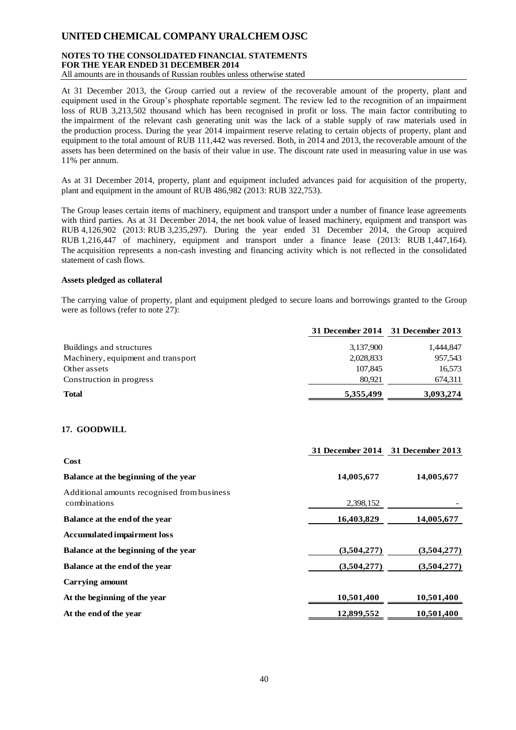At 31 December 2013, the Group carried out a review of the recoverable amount of the property, plant and equipment used in the Group's phosphate reportable segment. The review led to the recognition of an impairment loss of RUB 3,213,502 thousand which has been recognised in profit or loss. The main factor contributing to the impairment of the relevant cash generating unit was the lack of a stable supply of raw materials used in the production process. During the year 2014 impairment reserve relating to certain objects of property, plant and equipment to the total amount of RUB 111,442 was reversed. Both, in 2014 and 2013, the recoverable amount of the assets has been determined on the basis of their value in use. The discount rate used in measuring value in use was 11% per annum.

As at 31 December 2014, property, plant and equipment included advances paid for acquisition of the property, plant and equipment in the amount of RUB 486,982 (2013: RUB 322,753).

The Group leases certain items of machinery, equipment and transport under a number of finance lease agreements with third parties. As at 31 December 2014, the net book value of leased machinery, equipment and transport was RUB 4,126,902 (2013: RUB 3,235,297). During the year ended 31 December 2014, the Group acquired RUB 1,216,447 of machinery, equipment and transport under a finance lease (2013: RUB 1,447,164). The acquisition represents a non-cash investing and financing activity which is not reflected in the consolidated statement of cash flows.

**Assets pledged as collateral**

The carrying value of property, plant and equipment pledged to secure loans and borrowings granted to the Group were as follows (refer to note 27):

| | 31 December 2014 | 31 December 2013 |
|---|---|---|
| Buildings and structures | 3,137,900 | 1,444,847 |
| Machinery, equipment and transport | 2,028,833 | 957,543 |
| Other assets | 107,845 | 16,573 |
| Construction in progress | 80,921 | 674,311 |
| **Total** | **5,355,499** | **3,093,274** |

## 17. GOODWILL

| | 31 December 2014 | 31 December 2013 |
|---|---|---|
| **Cost** | | |
| **Balance at the beginning of the year** | **14,005,677** | **14,005,677** |
| Additional amounts recognised from business combinations | 2,398,152 | - |
| **Balance at the end of the year** | **16,403,829** | **14,005,677** |
| **Accumulated impairment loss** | | |
| **Balance at the beginning of the year** | **(3,504,277)** | **(3,504,277)** |
| **Balance at the end of the year** | **(3,504,277)** | **(3,504,277)** |
| **Carrying amount** | | |
| **At the beginning of the year** | **10,501,400** | **10,501,400** |
| **At the end of the year** | **12,899,552** | **10,501,400** |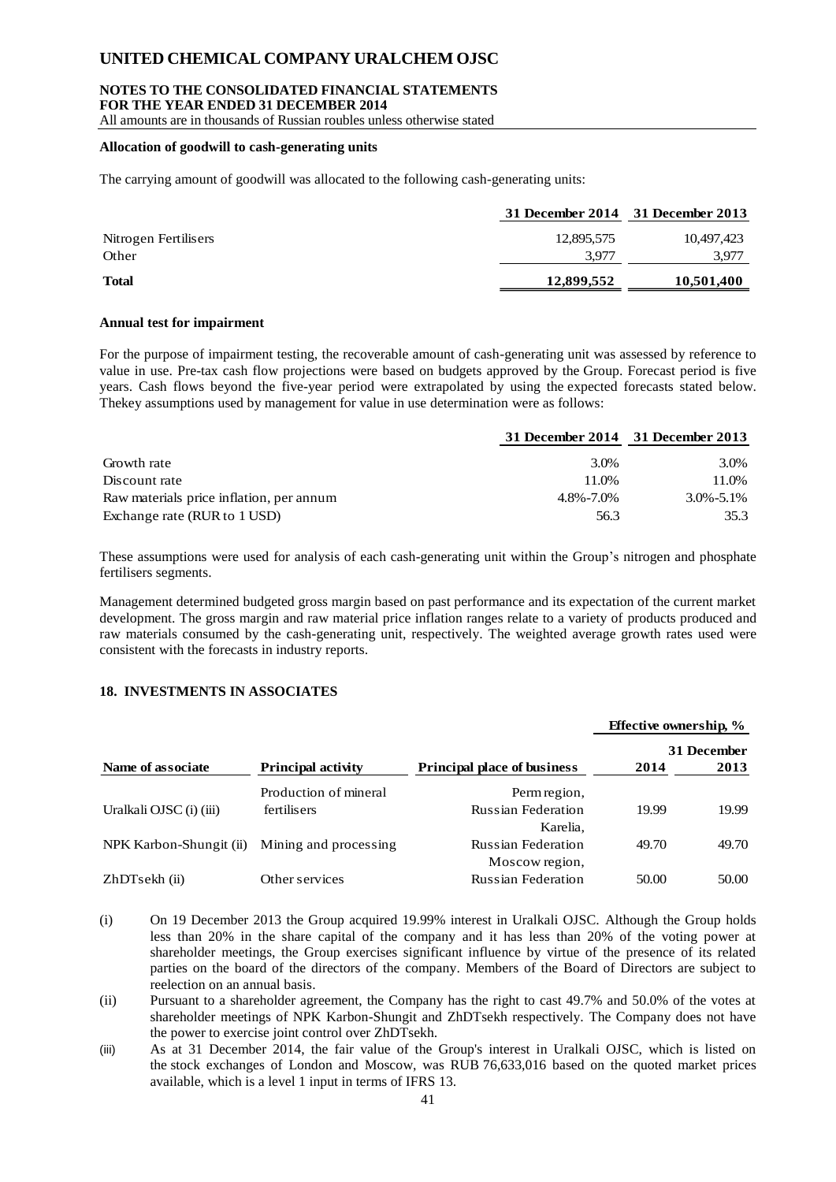### Allocation of goodwill to cash-generating units

The carrying amount of goodwill was allocated to the following cash-generating units:

| | 31 December 2014 | 31 December 2013 |
|---|---|---|
| Nitrogen Fertilisers | 12,895,575 | 10,497,423 |
| Other | 3,977 | 3,977 |
| **Total** | **12,899,552** | **10,501,400** |

### Annual test for impairment

For the purpose of impairment testing, the recoverable amount of cash-generating unit was assessed by reference to value in use. Pre-tax cash flow projections were based on budgets approved by the Group. Forecast period is five years. Cash flows beyond the five-year period were extrapolated by using the expected forecasts stated below. Thekey assumptions used by management for value in use determination were as follows:

| | 31 December 2014 | 31 December 2013 |
|---|---|---|
| Growth rate | 3.0% | 3.0% |
| Discount rate | 11.0% | 11.0% |
| Raw materials price inflation, per annum | 4.8%-7.0% | 3.0%-5.1% |
| Exchange rate (RUR to 1 USD) | 56.3 | 35.3 |

These assumptions were used for analysis of each cash-generating unit within the Group's nitrogen and phosphate fertilisers segments.

Management determined budgeted gross margin based on past performance and its expectation of the current market development. The gross margin and raw material price inflation ranges relate to a variety of products produced and raw materials consumed by the cash-generating unit, respectively. The weighted average growth rates used were consistent with the forecasts in industry reports.

## 18. INVESTMENTS IN ASSOCIATES

| | | | Effective ownership, % | |
|---|---|---|---|---|
| | | | | 31 December |
| Name of associate | Principal activity | Principal place of business | 2014 | 2013 |
| Uralkali OJSC (i) (iii) | Production of mineral fertilisers | Perm region, Russian Federation | 19.99 | 19.99 |
| NPK Karbon-Shungit (ii) | Mining and processing | Karelia, Russian Federation | 49.70 | 49.70 |
| ZhDTsekh (ii) | Other services | Moscow region, Russian Federation | 50.00 | 50.00 |

(i) On 19 December 2013 the Group acquired 19.99% interest in Uralkali OJSC. Although the Group holds less than 20% in the share capital of the company and it has less than 20% of the voting power at shareholder meetings, the Group exercises significant influence by virtue of the presence of its related parties on the board of the directors of the company. Members of the Board of Directors are subject to reelection on an annual basis.

(ii) Pursuant to a shareholder agreement, the Company has the right to cast 49.7% and 50.0% of the votes at shareholder meetings of NPK Karbon-Shungit and ZhDTsekh respectively. The Company does not have the power to exercise joint control over ZhDTsekh.

(iii) As at 31 December 2014, the fair value of the Group's interest in Uralkali OJSC, which is listed on the stock exchanges of London and Moscow, was RUB 76,633,016 based on the quoted market prices available, which is a level 1 input in terms of IFRS 13.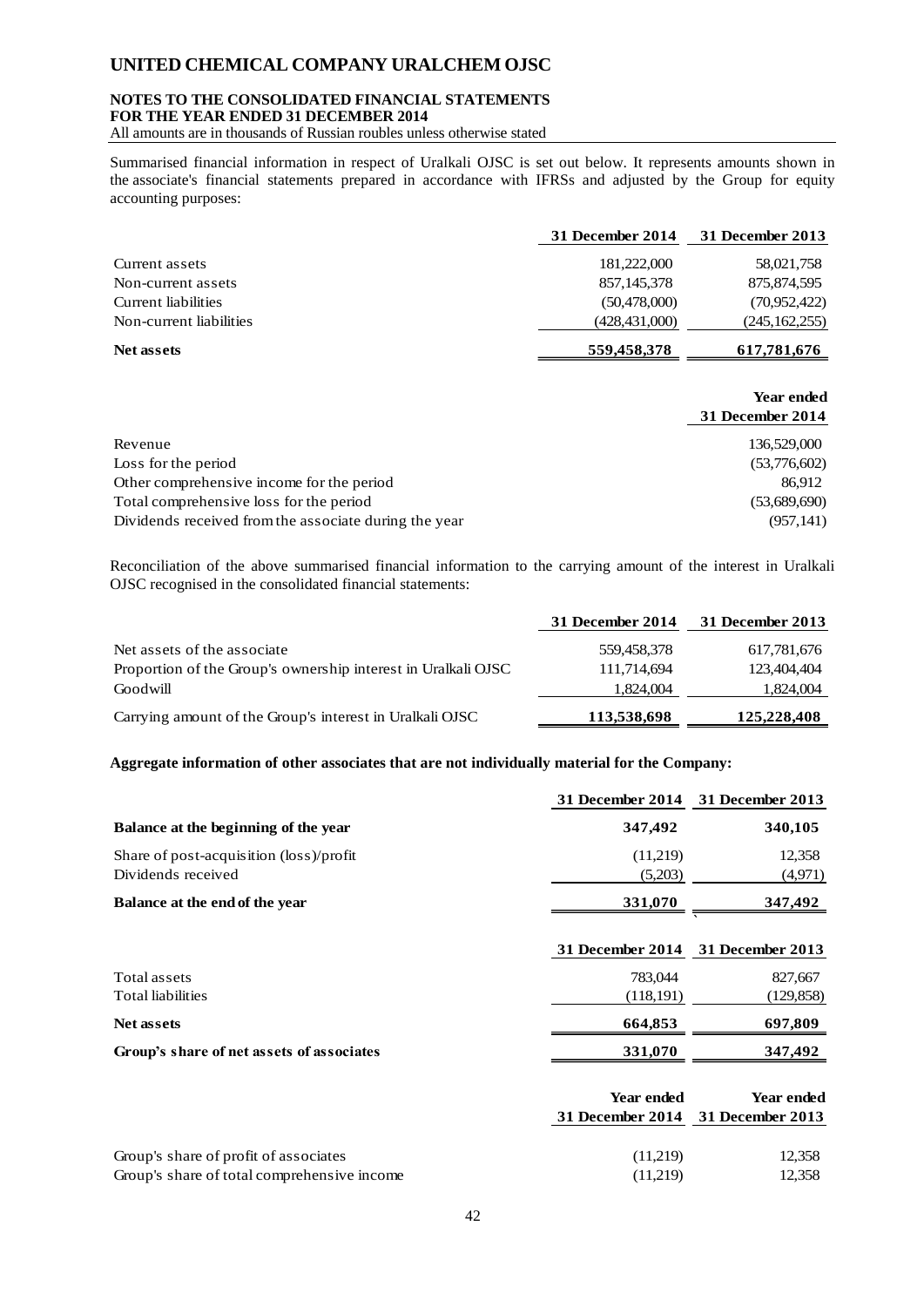Summarised financial information in respect of Uralkali OJSC is set out below. It represents amounts shown in the associate's financial statements prepared in accordance with IFRSs and adjusted by the Group for equity accounting purposes:

| | 31 December 2014 | 31 December 2013 |
|---|---|---|
| Current assets | 181,222,000 | 58,021,758 |
| Non-current assets | 857,145,378 | 875,874,595 |
| Current liabilities | (50,478,000) | (70,952,422) |
| Non-current liabilities | (428,431,000) | (245,162,255) |
| **Net assets** | **559,458,378** | **617,781,676** |

| | Year ended 31 December 2014 |
|---|---|
| Revenue | 136,529,000 |
| Loss for the period | (53,776,602) |
| Other comprehensive income for the period | 86,912 |
| Total comprehensive loss for the period | (53,689,690) |
| Dividends received from the associate during the year | (957,141) |

Reconciliation of the above summarised financial information to the carrying amount of the interest in Uralkali OJSC recognised in the consolidated financial statements:

| | 31 December 2014 | 31 December 2013 |
|---|---|---|
| Net assets of the associate | 559,458,378 | 617,781,676 |
| Proportion of the Group's ownership interest in Uralkali OJSC | 111,714,694 | 123,404,404 |
| Goodwill | 1,824,004 | 1,824,004 |
| Carrying amount of the Group's interest in Uralkali OJSC | **113,538,698** | **125,228,408** |

**Aggregate information of other associates that are not individually material for the Company:**

| | 31 December 2014 | 31 December 2013 |
|---|---|---|
| **Balance at the beginning of the year** | **347,492** | **340,105** |
| Share of post-acquisition (loss)/profit | (11,219) | 12,358 |
| Dividends received | (5,203) | (4,971) |
| **Balance at the end of the year** | **331,070** | **347,492** |

| | 31 December 2014 | 31 December 2013 |
|---|---|---|
| Total assets | 783,044 | 827,667 |
| Total liabilities | (118,191) | (129,858) |
| **Net assets** | **664,853** | **697,809** |
| **Group's share of net assets of associates** | **331,070** | **347,492** |

| | Year ended 31 December 2014 | Year ended 31 December 2013 |
|---|---|---|
| Group's share of profit of associates | (11,219) | 12,358 |
| Group's share of total comprehensive income | (11,219) | 12,358 |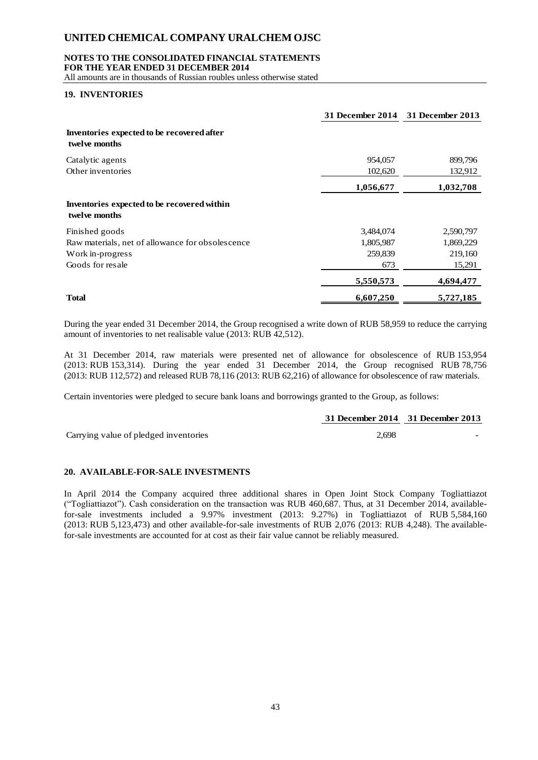## 19. INVENTORIES

| | 31 December 2014 | 31 December 2013 |
|---|---|---|
| **Inventories expected to be recovered after twelve months** | | |
| Catalytic agents | 954,057 | 899,796 |
| Other inventories | 102,620 | 132,912 |
| | **1,056,677** | **1,032,708** |
| **Inventories expected to be recovered within twelve months** | | |
| Finished goods | 3,484,074 | 2,590,797 |
| Raw materials, net of allowance for obsolescence | 1,805,987 | 1,869,229 |
| Work in-progress | 259,839 | 219,160 |
| Goods for resale | 673 | 15,291 |
| | **5,550,573** | **4,694,477** |
| **Total** | **6,607,250** | **5,727,185** |

During the year ended 31 December 2014, the Group recognised a write down of RUB 58,959 to reduce the carrying amount of inventories to net realisable value (2013: RUB 42,512).

At 31 December 2014, raw materials were presented net of allowance for obsolescence of RUB 153,954 (2013: RUB 153,314). During the year ended 31 December 2014, the Group recognised RUB 78,756 (2013: RUB 112,572) and released RUB 78,116 (2013: RUB 62,216) of allowance for obsolescence of raw materials.

Certain inventories were pledged to secure bank loans and borrowings granted to the Group, as follows:

| | 31 December 2014 | 31 December 2013 |
|---|---|---|
| Carrying value of pledged inventories | 2,698 | - |

## 20. AVAILABLE-FOR-SALE INVESTMENTS

In April 2014 the Company acquired three additional shares in Open Joint Stock Company Togliattiazot ("Togliattiazot"). Cash consideration on the transaction was RUB 460,687. Thus, at 31 December 2014, available-for-sale investments included a 9.97% investment (2013: 9.27%) in Togliattiazot of RUB 5,584,160 (2013: RUB 5,123,473) and other available-for-sale investments of RUB 2,076 (2013: RUB 4,248). The available-for-sale investments are accounted for at cost as their fair value cannot be reliably measured.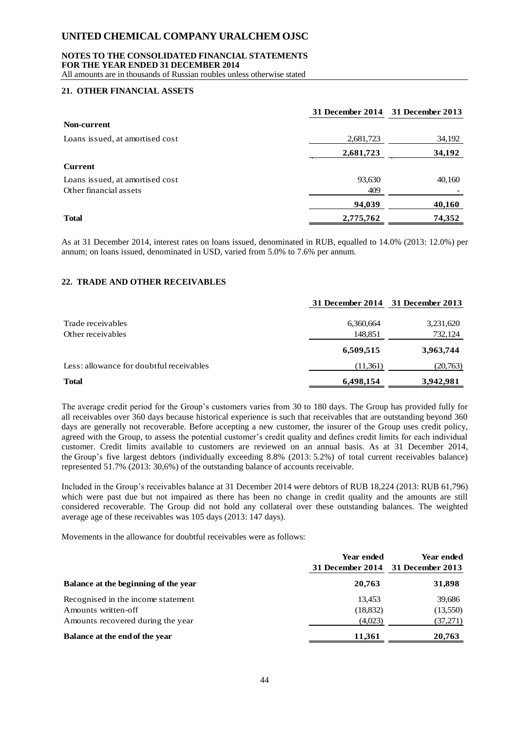## 21. OTHER FINANCIAL ASSETS

| | 31 December 2014 | 31 December 2013 |
|---|---|---|
| **Non-current** | | |
| Loans issued, at amortised cost | 2,681,723 | 34,192 |
| | **2,681,723** | **34,192** |
| **Current** | | |
| Loans issued, at amortised cost | 93,630 | 40,160 |
| Other financial assets | 409 | - |
| | **94,039** | **40,160** |
| **Total** | **2,775,762** | **74,352** |

As at 31 December 2014, interest rates on loans issued, denominated in RUB, equalled to 14.0% (2013: 12.0%) per annum; on loans issued, denominated in USD, varied from 5.0% to 7.6% per annum.

## 22. TRADE AND OTHER RECEIVABLES

| | 31 December 2014 | 31 December 2013 |
|---|---|---|
| Trade receivables | 6,360,664 | 3,231,620 |
| Other receivables | 148,851 | 732,124 |
| | **6,509,515** | **3,963,744** |
| Less: allowance for doubtful receivables | (11,361) | (20,763) |
| **Total** | **6,498,154** | **3,942,981** |

The average credit period for the Group's customers varies from 30 to 180 days. The Group has provided fully for all receivables over 360 days because historical experience is such that receivables that are outstanding beyond 360 days are generally not recoverable. Before accepting a new customer, the insurer of the Group uses credit policy, agreed with the Group, to assess the potential customer's credit quality and defines credit limits for each individual customer. Credit limits available to customers are reviewed on an annual basis. As at 31 December 2014, the Group's five largest debtors (individually exceeding 8.8% (2013: 5.2%) of total current receivables balance) represented 51.7% (2013: 30,6%) of the outstanding balance of accounts receivable.

Included in the Group's receivables balance at 31 December 2014 were debtors of RUB 18,224 (2013: RUB 61,796) which were past due but not impaired as there has been no change in credit quality and the amounts are still considered recoverable. The Group did not hold any collateral over these outstanding balances. The weighted average age of these receivables was 105 days (2013: 147 days).

Movements in the allowance for doubtful receivables were as follows:

| | Year ended 31 December 2014 | Year ended 31 December 2013 |
|---|---|---|
| **Balance at the beginning of the year** | **20,763** | **31,898** |
| Recognised in the income statement | 13,453 | 39,686 |
| Amounts written-off | (18,832) | (13,550) |
| Amounts recovered during the year | (4,023) | (37,271) |
| **Balance at the end of the year** | **11,361** | **20,763** |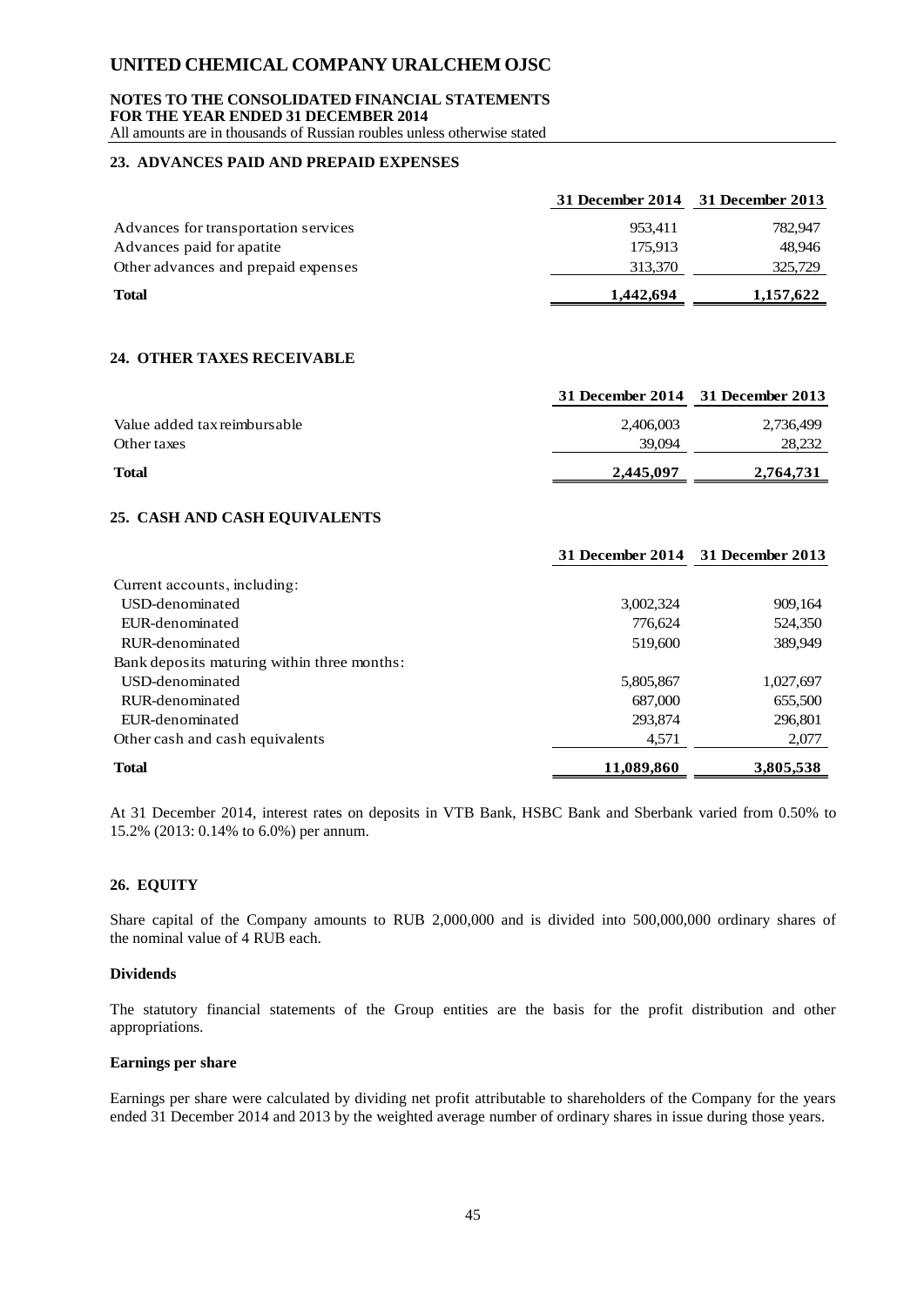## 23. ADVANCES PAID AND PREPAID EXPENSES

| | 31 December 2014 | 31 December 2013 |
|---|---|---|
| Advances for transportation services | 953,411 | 782,947 |
| Advances paid for apatite | 175,913 | 48,946 |
| Other advances and prepaid expenses | 313,370 | 325,729 |
| **Total** | **1,442,694** | **1,157,622** |

## 24. OTHER TAXES RECEIVABLE

| | 31 December 2014 | 31 December 2013 |
|---|---|---|
| Value added tax reimbursable | 2,406,003 | 2,736,499 |
| Other taxes | 39,094 | 28,232 |
| **Total** | **2,445,097** | **2,764,731** |

## 25. CASH AND CASH EQUIVALENTS

| | 31 December 2014 | 31 December 2013 |
|---|---|---|
| Current accounts, including: | | |
| USD-denominated | 3,002,324 | 909,164 |
| EUR-denominated | 776,624 | 524,350 |
| RUR-denominated | 519,600 | 389,949 |
| Bank deposits maturing within three months: | | |
| USD-denominated | 5,805,867 | 1,027,697 |
| RUR-denominated | 687,000 | 655,500 |
| EUR-denominated | 293,874 | 296,801 |
| Other cash and cash equivalents | 4,571 | 2,077 |
| **Total** | **11,089,860** | **3,805,538** |

At 31 December 2014, interest rates on deposits in VTB Bank, HSBC Bank and Sberbank varied from 0.50% to 15.2% (2013: 0.14% to 6.0%) per annum.

## 26. EQUITY

Share capital of the Company amounts to RUB 2,000,000 and is divided into 500,000,000 ordinary shares of the nominal value of 4 RUB each.

### Dividends

The statutory financial statements of the Group entities are the basis for the profit distribution and other appropriations.

### Earnings per share

Earnings per share were calculated by dividing net profit attributable to shareholders of the Company for the years ended 31 December 2014 and 2013 by the weighted average number of ordinary shares in issue during those years.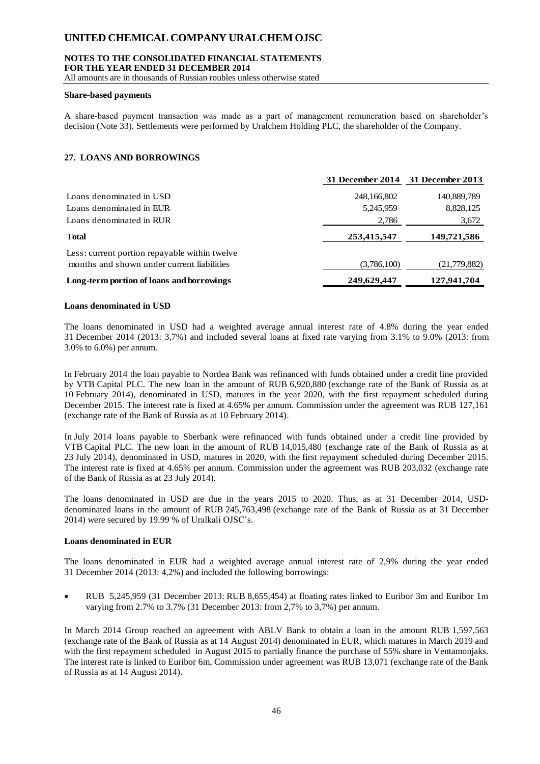**Share-based payments**

A share-based payment transaction was made as a part of management remuneration based on shareholder's decision (Note 33). Settlements were performed by Uralchem Holding PLC, the shareholder of the Company.

## 27. LOANS AND BORROWINGS

| | 31 December 2014 | 31 December 2013 |
|---|---|---|
| Loans denominated in USD | 248,166,802 | 140,889,789 |
| Loans denominated in EUR | 5,245,959 | 8,828,125 |
| Loans denominated in RUR | 2,786 | 3,672 |
| **Total** | **253,415,547** | **149,721,586** |
| Less: current portion repayable within twelve months and shown under current liabilities | (3,786,100) | (21,779,882) |
| **Long-term portion of loans and borrowings** | **249,629,447** | **127,941,704** |

**Loans denominated in USD**

The loans denominated in USD had a weighted average annual interest rate of 4.8% during the year ended 31 December 2014 (2013: 3,7%) and included several loans at fixed rate varying from 3.1% to 9.0% (2013: from 3.0% to 6.0%) per annum.

In February 2014 the loan payable to Nordea Bank was refinanced with funds obtained under a credit line provided by VTB Capital PLC. The new loan in the amount of RUB 6,920,880 (exchange rate of the Bank of Russia as at 10 February 2014), denominated in USD, matures in the year 2020, with the first repayment scheduled during December 2015. The interest rate is fixed at 4.65% per annum. Commission under the agreement was RUB 127,161 (exchange rate of the Bank of Russia as at 10 February 2014).

In July 2014 loans payable to Sberbank were refinanced with funds obtained under a credit line provided by VTB Capital PLC. The new loan in the amount of RUB 14,015,480 (exchange rate of the Bank of Russia as at 23 July 2014), denominated in USD, matures in 2020, with the first repayment scheduled during December 2015. The interest rate is fixed at 4.65% per annum. Commission under the agreement was RUB 203,032 (exchange rate of the Bank of Russia as at 23 July 2014).

The loans denominated in USD are due in the years 2015 to 2020. Thus, as at 31 December 2014, USD-denominated loans in the amount of RUB 245,763,498 (exchange rate of the Bank of Russia as at 31 December 2014) were secured by 19.99 % of Uralkali OJSC's.

**Loans denominated in EUR**

The loans denominated in EUR had a weighted average annual interest rate of 2,9% during the year ended 31 December 2014 (2013: 4,2%) and included the following borrowings:

- RUB 5,245,959 (31 December 2013: RUB 8,655,454) at floating rates linked to Euribor 3m and Euribor 1m varying from 2.7% to 3.7% (31 December 2013: from 2,7% to 3,7%) per annum.

In March 2014 Group reached an agreement with ABLV Bank to obtain a loan in the amount RUB 1,597,563 (exchange rate of the Bank of Russia as at 14 August 2014) denominated in EUR, which matures in March 2019 and with the first repayment scheduled in August 2015 to partially finance the purchase of 55% share in Ventamonjaks. The interest rate is linked to Euribor 6m, Commission under agreement was RUB 13,071 (exchange rate of the Bank of Russia as at 14 August 2014).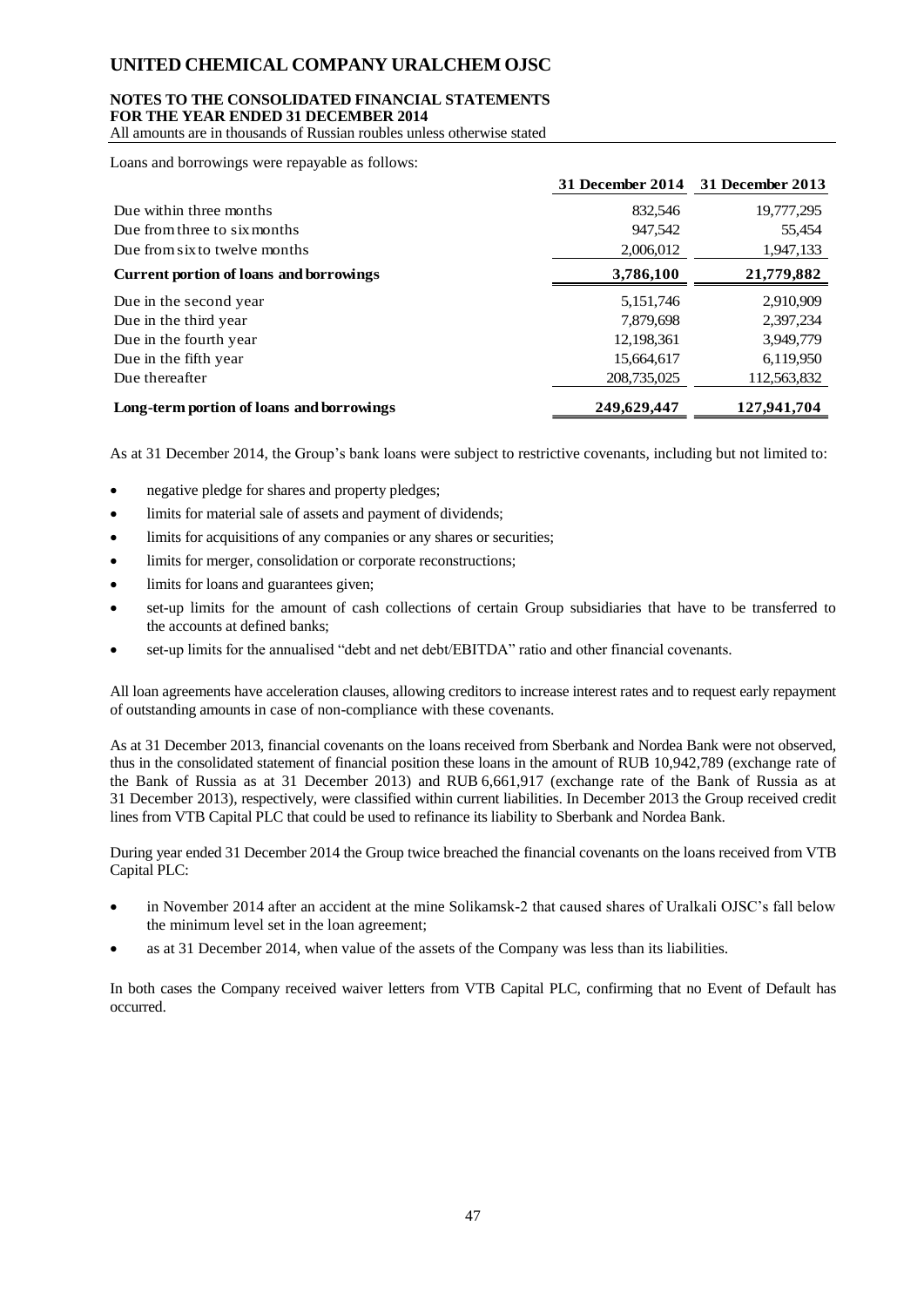Loans and borrowings were repayable as follows:

| | 31 December 2014 | 31 December 2013 |
|---|---|---|
| Due within three months | 832,546 | 19,777,295 |
| Due from three to six months | 947,542 | 55,454 |
| Due from six to twelve months | 2,006,012 | 1,947,133 |
| **Current portion of loans and borrowings** | **3,786,100** | **21,779,882** |
| Due in the second year | 5,151,746 | 2,910,909 |
| Due in the third year | 7,879,698 | 2,397,234 |
| Due in the fourth year | 12,198,361 | 3,949,779 |
| Due in the fifth year | 15,664,617 | 6,119,950 |
| Due thereafter | 208,735,025 | 112,563,832 |
| **Long-term portion of loans and borrowings** | **249,629,447** | **127,941,704** |

As at 31 December 2014, the Group's bank loans were subject to restrictive covenants, including but not limited to:

- negative pledge for shares and property pledges;
- limits for material sale of assets and payment of dividends;
- limits for acquisitions of any companies or any shares or securities;
- limits for merger, consolidation or corporate reconstructions;
- limits for loans and guarantees given;
- set-up limits for the amount of cash collections of certain Group subsidiaries that have to be transferred to the accounts at defined banks;
- set-up limits for the annualised "debt and net debt/EBITDA" ratio and other financial covenants.

All loan agreements have acceleration clauses, allowing creditors to increase interest rates and to request early repayment of outstanding amounts in case of non-compliance with these covenants.

As at 31 December 2013, financial covenants on the loans received from Sberbank and Nordea Bank were not observed, thus in the consolidated statement of financial position these loans in the amount of RUB 10,942,789 (exchange rate of the Bank of Russia as at 31 December 2013) and RUB 6,661,917 (exchange rate of the Bank of Russia as at 31 December 2013), respectively, were classified within current liabilities. In December 2013 the Group received credit lines from VTB Capital PLC that could be used to refinance its liability to Sberbank and Nordea Bank.

During year ended 31 December 2014 the Group twice breached the financial covenants on the loans received from VTB Capital PLC:

- in November 2014 after an accident at the mine Solikamsk-2 that caused shares of Uralkali OJSC's fall below the minimum level set in the loan agreement;
- as at 31 December 2014, when value of the assets of the Company was less than its liabilities.

In both cases the Company received waiver letters from VTB Capital PLC, confirming that no Event of Default has occurred.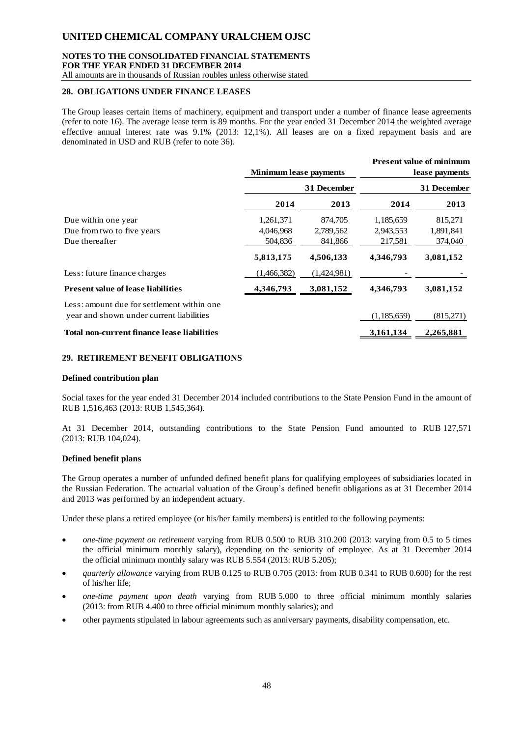## 28. OBLIGATIONS UNDER FINANCE LEASES

The Group leases certain items of machinery, equipment and transport under a number of finance lease agreements (refer to note 16). The average lease term is 89 months. For the year ended 31 December 2014 the weighted average effective annual interest rate was 9.1% (2013: 12,1%). All leases are on a fixed repayment basis and are denominated in USD and RUB (refer to note 36).

| | Minimum lease payments | | Present value of minimum lease payments | |
|---|---|---|---|---|
| | 31 December | | 31 December | |
| | **2014** | **2013** | **2014** | **2013** |
| Due within one year | 1,261,371 | 874,705 | 1,185,659 | 815,271 |
| Due from two to five years | 4,046,968 | 2,789,562 | 2,943,553 | 1,891,841 |
| Due thereafter | 504,836 | 841,866 | 217,581 | 374,040 |
| | **5,813,175** | **4,506,133** | **4,346,793** | **3,081,152** |
| Less: future finance charges | (1,466,382) | (1,424,981) | - | - |
| **Present value of lease liabilities** | **4,346,793** | **3,081,152** | **4,346,793** | **3,081,152** |
| Less: amount due for settlement within one year and shown under current liabilities | | | (1,185,659) | (815,271) |
| **Total non-current finance lease liabilities** | | | **3,161,134** | **2,265,881** |

## 29. RETIREMENT BENEFIT OBLIGATIONS

### Defined contribution plan

Social taxes for the year ended 31 December 2014 included contributions to the State Pension Fund in the amount of RUB 1,516,463 (2013: RUB 1,545,364).

At 31 December 2014, outstanding contributions to the State Pension Fund amounted to RUB 127,571 (2013: RUB 104,024).

### Defined benefit plans

The Group operates a number of unfunded defined benefit plans for qualifying employees of subsidiaries located in the Russian Federation. The actuarial valuation of the Group's defined benefit obligations as at 31 December 2014 and 2013 was performed by an independent actuary.

Under these plans a retired employee (or his/her family members) is entitled to the following payments:

- *one-time payment on retirement* varying from RUB 0.500 to RUB 310.200 (2013: varying from 0.5 to 5 times the official minimum monthly salary), depending on the seniority of employee. As at 31 December 2014 the official minimum monthly salary was RUB 5.554 (2013: RUB 5.205);
- *quarterly allowance* varying from RUB 0.125 to RUB 0.705 (2013: from RUB 0.341 to RUB 0.600) for the rest of his/her life;
- *one-time payment upon death* varying from RUB 5.000 to three official minimum monthly salaries (2013: from RUB 4.400 to three official minimum monthly salaries); and
- other payments stipulated in labour agreements such as anniversary payments, disability compensation, etc.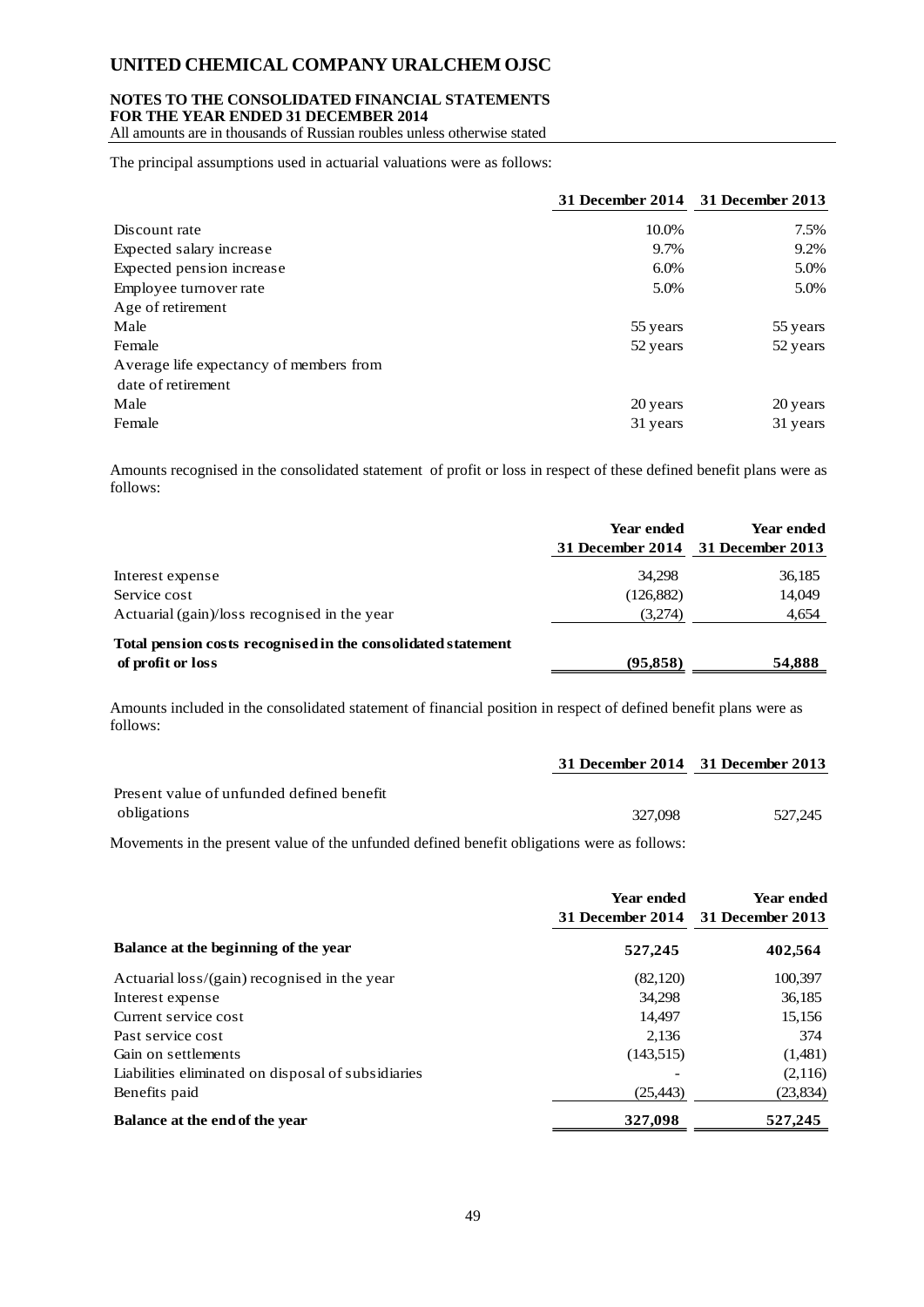The principal assumptions used in actuarial valuations were as follows:

| | 31 December 2014 | 31 December 2013 |
|---|---|---|
| Discount rate | 10.0% | 7.5% |
| Expected salary increase | 9.7% | 9.2% |
| Expected pension increase | 6.0% | 5.0% |
| Employee turnover rate | 5.0% | 5.0% |
| Age of retirement | | |
| Male | 55 years | 55 years |
| Female | 52 years | 52 years |
| Average life expectancy of members from date of retirement | | |
| Male | 20 years | 20 years |
| Female | 31 years | 31 years |

Amounts recognised in the consolidated statement of profit or loss in respect of these defined benefit plans were as follows:

| | Year ended 31 December 2014 | Year ended 31 December 2013 |
|---|---|---|
| Interest expense | 34,298 | 36,185 |
| Service cost | (126,882) | 14,049 |
| Actuarial (gain)/loss recognised in the year | (3,274) | 4,654 |
| **Total pension costs recognised in the consolidated statement of profit or loss** | **(95,858)** | **54,888** |

Amounts included in the consolidated statement of financial position in respect of defined benefit plans were as follows:

| | 31 December 2014 | 31 December 2013 |
|---|---|---|
| Present value of unfunded defined benefit obligations | 327,098 | 527,245 |

Movements in the present value of the unfunded defined benefit obligations were as follows:

| | Year ended 31 December 2014 | Year ended 31 December 2013 |
|---|---|---|
| **Balance at the beginning of the year** | **527,245** | **402,564** |
| Actuarial loss/(gain) recognised in the year | (82,120) | 100,397 |
| Interest expense | 34,298 | 36,185 |
| Current service cost | 14,497 | 15,156 |
| Past service cost | 2,136 | 374 |
| Gain on settlements | (143,515) | (1,481) |
| Liabilities eliminated on disposal of subsidiaries | - | (2,116) |
| Benefits paid | (25,443) | (23,834) |
| **Balance at the end of the year** | **327,098** | **527,245** |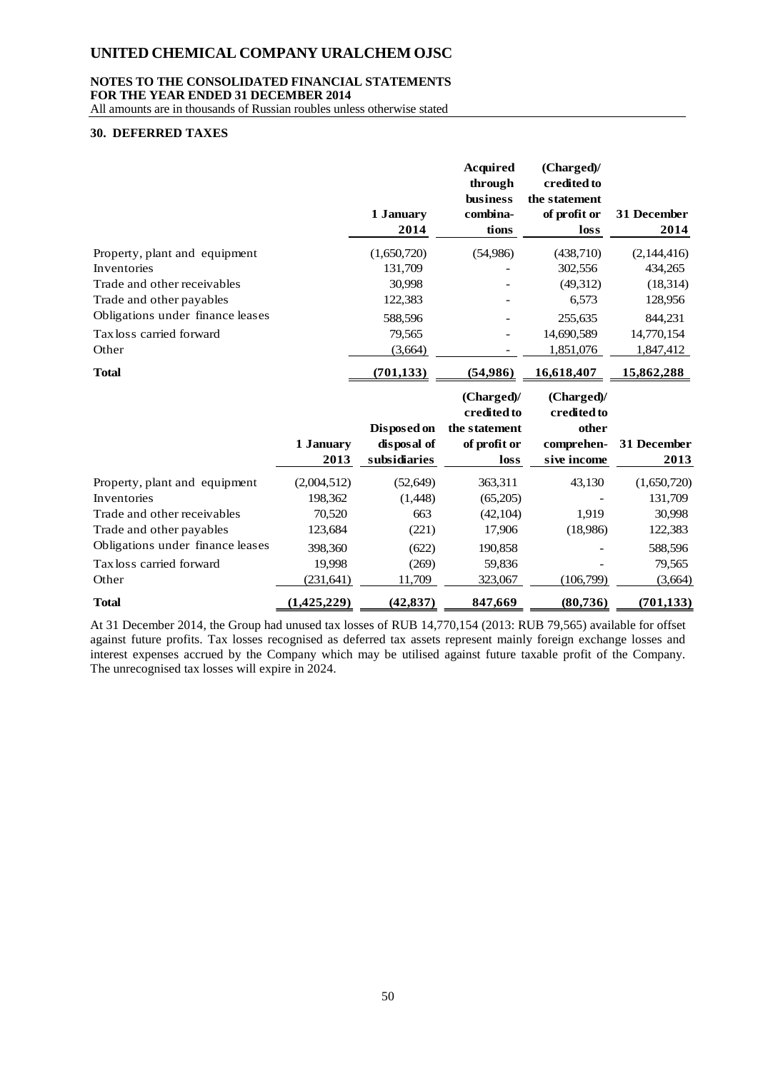# UNITED CHEMICAL COMPANY URALCHEM OJSC

**NOTES TO THE CONSOLIDATED FINANCIAL STATEMENTS FOR THE YEAR ENDED 31 DECEMBER 2014**

All amounts are in thousands of Russian roubles unless otherwise stated

## 30. DEFERRED TAXES

| | 1 January 2014 | Acquired through business combinations | (Charged)/ credited to the statement of profit or loss | 31 December 2014 |
|---|---|---|---|---|
| Property, plant and equipment | (1,650,720) | (54,986) | (438,710) | (2,144,416) |
| Inventories | 131,709 | - | 302,556 | 434,265 |
| Trade and other receivables | 30,998 | - | (49,312) | (18,314) |
| Trade and other payables | 122,383 | - | 6,573 | 128,956 |
| Obligations under finance leases | 588,596 | - | 255,635 | 844,231 |
| Tax loss carried forward | 79,565 | - | 14,690,589 | 14,770,154 |
| Other | (3,664) | - | 1,851,076 | 1,847,412 |
| **Total** | **(701,133)** | **(54,986)** | **16,618,407** | **15,862,288** |

| | 1 January 2013 | Disposed on disposal of subsidiaries | (Charged)/ credited to the statement of profit or loss | (Charged)/ credited to other comprehensive income | 31 December 2013 |
|---|---|---|---|---|---|
| Property, plant and equipment | (2,004,512) | (52,649) | 363,311 | 43,130 | (1,650,720) |
| Inventories | 198,362 | (1,448) | (65,205) | - | 131,709 |
| Trade and other receivables | 70,520 | 663 | (42,104) | 1,919 | 30,998 |
| Trade and other payables | 123,684 | (221) | 17,906 | (18,986) | 122,383 |
| Obligations under finance leases | 398,360 | (622) | 190,858 | - | 588,596 |
| Tax loss carried forward | 19,998 | (269) | 59,836 | - | 79,565 |
| Other | (231,641) | 11,709 | 323,067 | (106,799) | (3,664) |
| **Total** | **(1,425,229)** | **(42,837)** | **847,669** | **(80,736)** | **(701,133)** |

At 31 December 2014, the Group had unused tax losses of RUB 14,770,154 (2013: RUB 79,565) available for offset against future profits. Tax losses recognised as deferred tax assets represent mainly foreign exchange losses and interest expenses accrued by the Company which may be utilised against future taxable profit of the Company. The unrecognised tax losses will expire in 2024.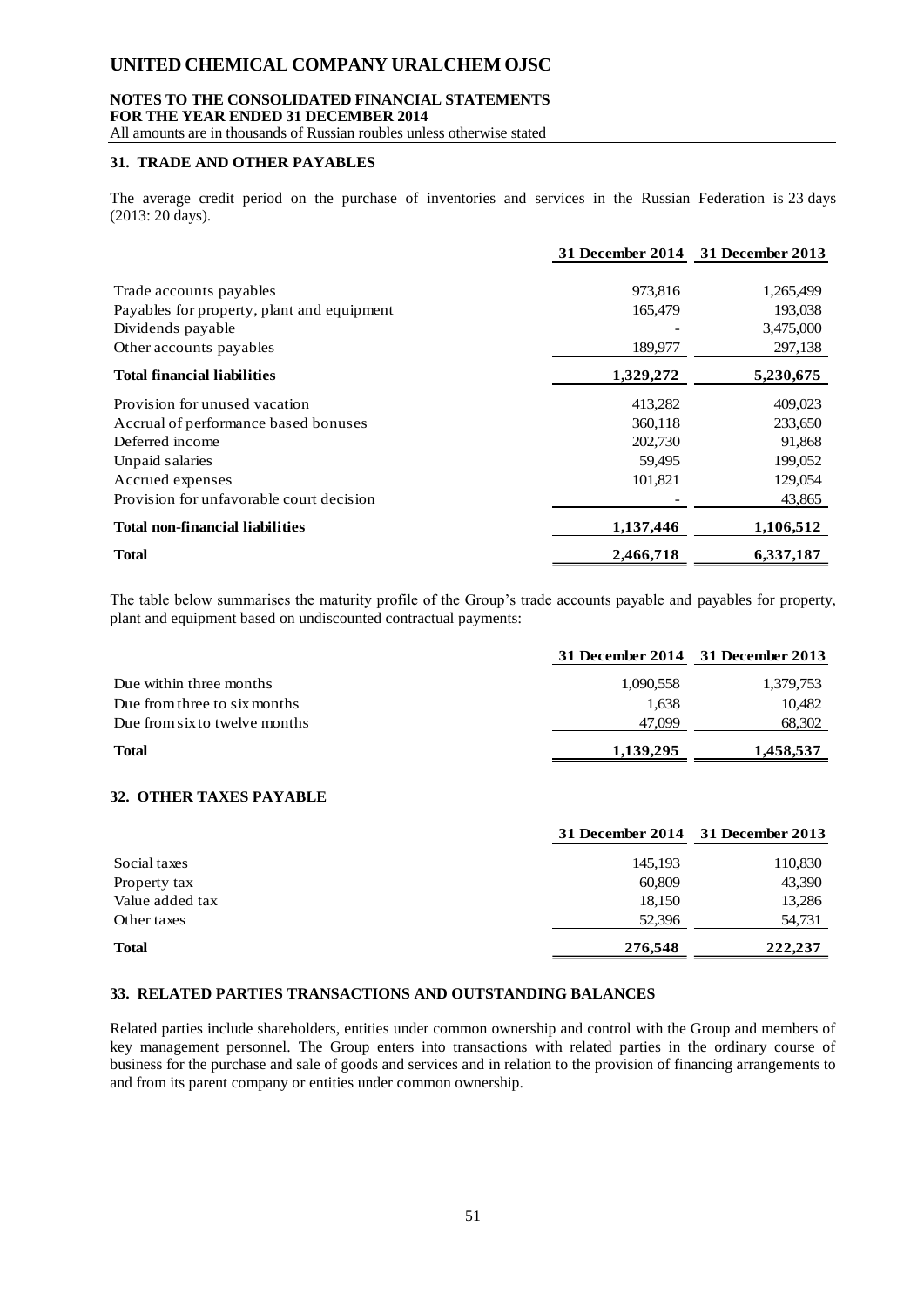## 31. TRADE AND OTHER PAYABLES

The average credit period on the purchase of inventories and services in the Russian Federation is 23 days (2013: 20 days).

| | 31 December 2014 | 31 December 2013 |
|---|---|---|
| Trade accounts payables | 973,816 | 1,265,499 |
| Payables for property, plant and equipment | 165,479 | 193,038 |
| Dividends payable | - | 3,475,000 |
| Other accounts payables | 189,977 | 297,138 |
| **Total financial liabilities** | **1,329,272** | **5,230,675** |
| Provision for unused vacation | 413,282 | 409,023 |
| Accrual of performance based bonuses | 360,118 | 233,650 |
| Deferred income | 202,730 | 91,868 |
| Unpaid salaries | 59,495 | 199,052 |
| Accrued expenses | 101,821 | 129,054 |
| Provision for unfavorable court decision | - | 43,865 |
| **Total non-financial liabilities** | **1,137,446** | **1,106,512** |
| **Total** | **2,466,718** | **6,337,187** |

The table below summarises the maturity profile of the Group's trade accounts payable and payables for property, plant and equipment based on undiscounted contractual payments:

| | 31 December 2014 | 31 December 2013 |
|---|---|---|
| Due within three months | 1,090,558 | 1,379,753 |
| Due from three to six months | 1,638 | 10,482 |
| Due from six to twelve months | 47,099 | 68,302 |
| **Total** | **1,139,295** | **1,458,537** |

## 32. OTHER TAXES PAYABLE

| | 31 December 2014 | 31 December 2013 |
|---|---|---|
| Social taxes | 145,193 | 110,830 |
| Property tax | 60,809 | 43,390 |
| Value added tax | 18,150 | 13,286 |
| Other taxes | 52,396 | 54,731 |
| **Total** | **276,548** | **222,237** |

## 33. RELATED PARTIES TRANSACTIONS AND OUTSTANDING BALANCES

Related parties include shareholders, entities under common ownership and control with the Group and members of key management personnel. The Group enters into transactions with related parties in the ordinary course of business for the purchase and sale of goods and services and in relation to the provision of financing arrangements to and from its parent company or entities under common ownership.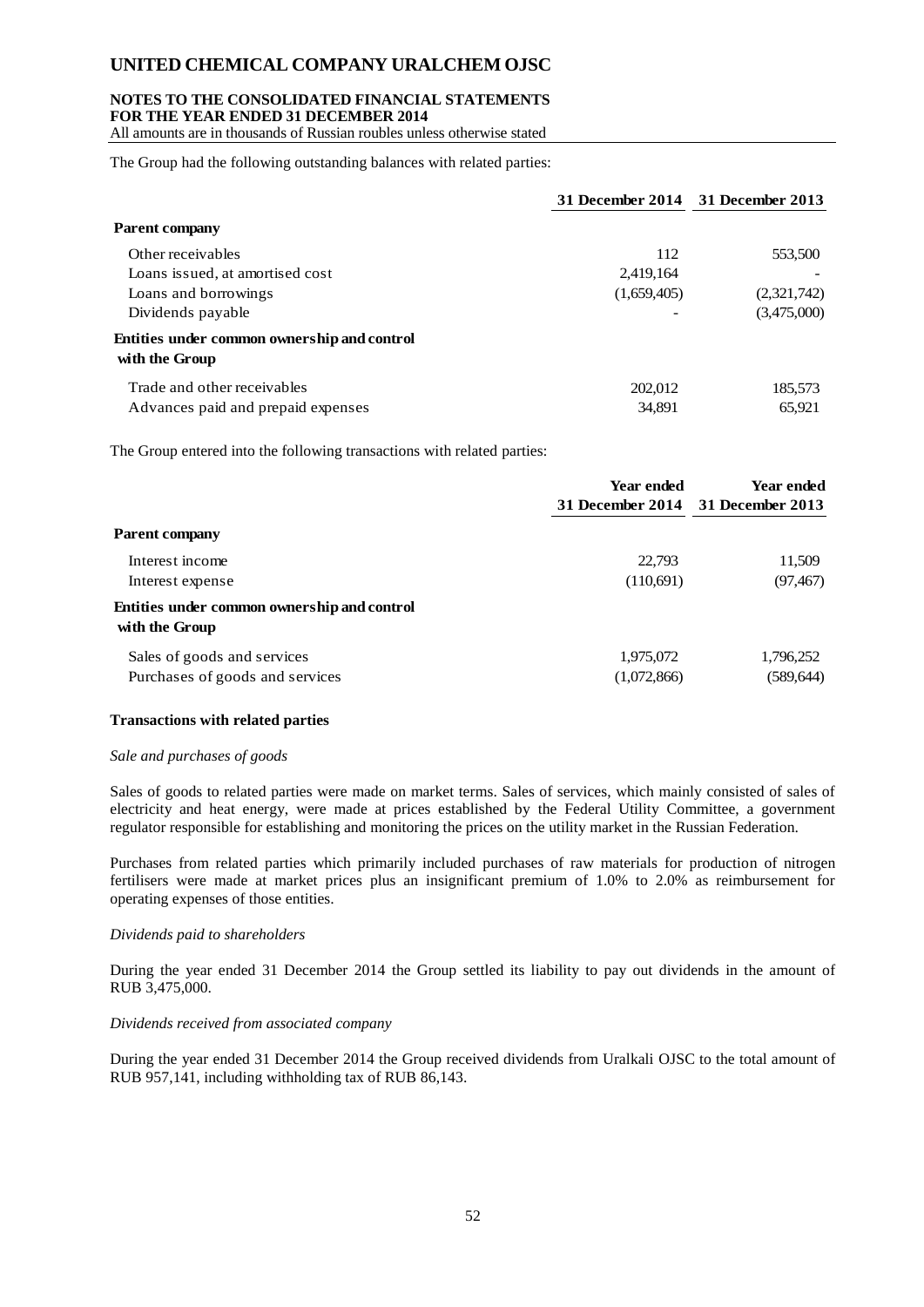The Group had the following outstanding balances with related parties:

| | 31 December 2014 | 31 December 2013 |
|---|---|---|
| **Parent company** | | |
| Other receivables | 112 | 553,500 |
| Loans issued, at amortised cost | 2,419,164 | - |
| Loans and borrowings | (1,659,405) | (2,321,742) |
| Dividends payable | - | (3,475,000) |
| **Entities under common ownership and control with the Group** | | |
| Trade and other receivables | 202,012 | 185,573 |
| Advances paid and prepaid expenses | 34,891 | 65,921 |

The Group entered into the following transactions with related parties:

| | Year ended 31 December 2014 | Year ended 31 December 2013 |
|---|---|---|
| **Parent company** | | |
| Interest income | 22,793 | 11,509 |
| Interest expense | (110,691) | (97,467) |
| **Entities under common ownership and control with the Group** | | |
| Sales of goods and services | 1,975,072 | 1,796,252 |
| Purchases of goods and services | (1,072,866) | (589,644) |

**Transactions with related parties**

*Sale and purchases of goods*

Sales of goods to related parties were made on market terms. Sales of services, which mainly consisted of sales of electricity and heat energy, were made at prices established by the Federal Utility Committee, a government regulator responsible for establishing and monitoring the prices on the utility market in the Russian Federation.

Purchases from related parties which primarily included purchases of raw materials for production of nitrogen fertilisers were made at market prices plus an insignificant premium of 1.0% to 2.0% as reimbursement for operating expenses of those entities.

*Dividends paid to shareholders*

During the year ended 31 December 2014 the Group settled its liability to pay out dividends in the amount of RUB 3,475,000.

*Dividends received from associated company*

During the year ended 31 December 2014 the Group received dividends from Uralkali OJSC to the total amount of RUB 957,141, including withholding tax of RUB 86,143.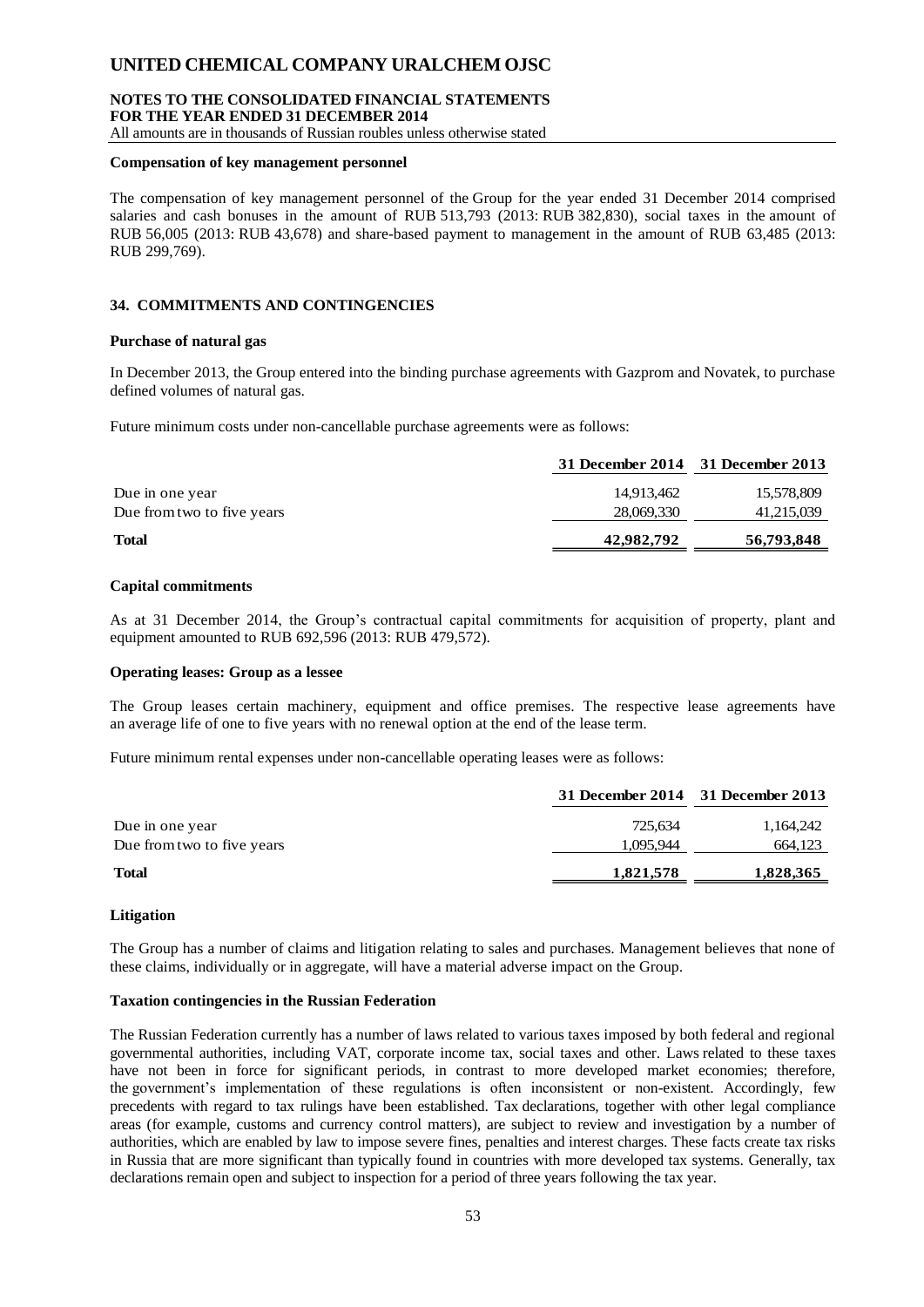**Compensation of key management personnel**

The compensation of key management personnel of the Group for the year ended 31 December 2014 comprised salaries and cash bonuses in the amount of RUB 513,793 (2013: RUB 382,830), social taxes in the amount of RUB 56,005 (2013: RUB 43,678) and share-based payment to management in the amount of RUB 63,485 (2013: RUB 299,769).

## 34. COMMITMENTS AND CONTINGENCIES

**Purchase of natural gas**

In December 2013, the Group entered into the binding purchase agreements with Gazprom and Novatek, to purchase defined volumes of natural gas.

Future minimum costs under non-cancellable purchase agreements were as follows:

| | 31 December 2014 | 31 December 2013 |
|---|---|---|
| Due in one year | 14,913,462 | 15,578,809 |
| Due from two to five years | 28,069,330 | 41,215,039 |
| **Total** | **42,982,792** | **56,793,848** |

**Capital commitments**

As at 31 December 2014, the Group's contractual capital commitments for acquisition of property, plant and equipment amounted to RUB 692,596 (2013: RUB 479,572).

**Operating leases: Group as a lessee**

The Group leases certain machinery, equipment and office premises. The respective lease agreements have an average life of one to five years with no renewal option at the end of the lease term.

Future minimum rental expenses under non-cancellable operating leases were as follows:

| | 31 December 2014 | 31 December 2013 |
|---|---|---|
| Due in one year | 725,634 | 1,164,242 |
| Due from two to five years | 1,095,944 | 664,123 |
| **Total** | **1,821,578** | **1,828,365** |

**Litigation**

The Group has a number of claims and litigation relating to sales and purchases. Management believes that none of these claims, individually or in aggregate, will have a material adverse impact on the Group.

**Taxation contingencies in the Russian Federation**

The Russian Federation currently has a number of laws related to various taxes imposed by both federal and regional governmental authorities, including VAT, corporate income tax, social taxes and other. Laws related to these taxes have not been in force for significant periods, in contrast to more developed market economies; therefore, the government's implementation of these regulations is often inconsistent or non-existent. Accordingly, few precedents with regard to tax rulings have been established. Tax declarations, together with other legal compliance areas (for example, customs and currency control matters), are subject to review and investigation by a number of authorities, which are enabled by law to impose severe fines, penalties and interest charges. These facts create tax risks in Russia that are more significant than typically found in countries with more developed tax systems. Generally, tax declarations remain open and subject to inspection for a period of three years following the tax year.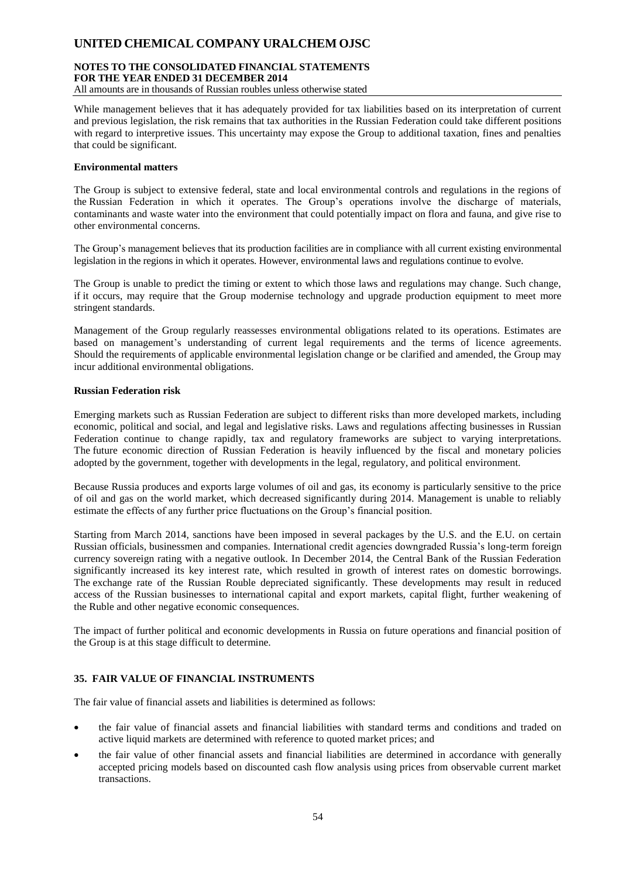While management believes that it has adequately provided for tax liabilities based on its interpretation of current and previous legislation, the risk remains that tax authorities in the Russian Federation could take different positions with regard to interpretive issues. This uncertainty may expose the Group to additional taxation, fines and penalties that could be significant.

**Environmental matters**

The Group is subject to extensive federal, state and local environmental controls and regulations in the regions of the Russian Federation in which it operates. The Group's operations involve the discharge of materials, contaminants and waste water into the environment that could potentially impact on flora and fauna, and give rise to other environmental concerns.

The Group's management believes that its production facilities are in compliance with all current existing environmental legislation in the regions in which it operates. However, environmental laws and regulations continue to evolve.

The Group is unable to predict the timing or extent to which those laws and regulations may change. Such change, if it occurs, may require that the Group modernise technology and upgrade production equipment to meet more stringent standards.

Management of the Group regularly reassesses environmental obligations related to its operations. Estimates are based on management's understanding of current legal requirements and the terms of licence agreements. Should the requirements of applicable environmental legislation change or be clarified and amended, the Group may incur additional environmental obligations.

**Russian Federation risk**

Emerging markets such as Russian Federation are subject to different risks than more developed markets, including economic, political and social, and legal and legislative risks. Laws and regulations affecting businesses in Russian Federation continue to change rapidly, tax and regulatory frameworks are subject to varying interpretations. The future economic direction of Russian Federation is heavily influenced by the fiscal and monetary policies adopted by the government, together with developments in the legal, regulatory, and political environment.

Because Russia produces and exports large volumes of oil and gas, its economy is particularly sensitive to the price of oil and gas on the world market, which decreased significantly during 2014. Management is unable to reliably estimate the effects of any further price fluctuations on the Group's financial position.

Starting from March 2014, sanctions have been imposed in several packages by the U.S. and the E.U. on certain Russian officials, businessmen and companies. International credit agencies downgraded Russia's long-term foreign currency sovereign rating with a negative outlook. In December 2014, the Central Bank of the Russian Federation significantly increased its key interest rate, which resulted in growth of interest rates on domestic borrowings. The exchange rate of the Russian Rouble depreciated significantly. These developments may result in reduced access of the Russian businesses to international capital and export markets, capital flight, further weakening of the Ruble and other negative economic consequences.

The impact of further political and economic developments in Russia on future operations and financial position of the Group is at this stage difficult to determine.

## 35. FAIR VALUE OF FINANCIAL INSTRUMENTS

The fair value of financial assets and liabilities is determined as follows:

- the fair value of financial assets and financial liabilities with standard terms and conditions and traded on active liquid markets are determined with reference to quoted market prices; and
- the fair value of other financial assets and financial liabilities are determined in accordance with generally accepted pricing models based on discounted cash flow analysis using prices from observable current market transactions.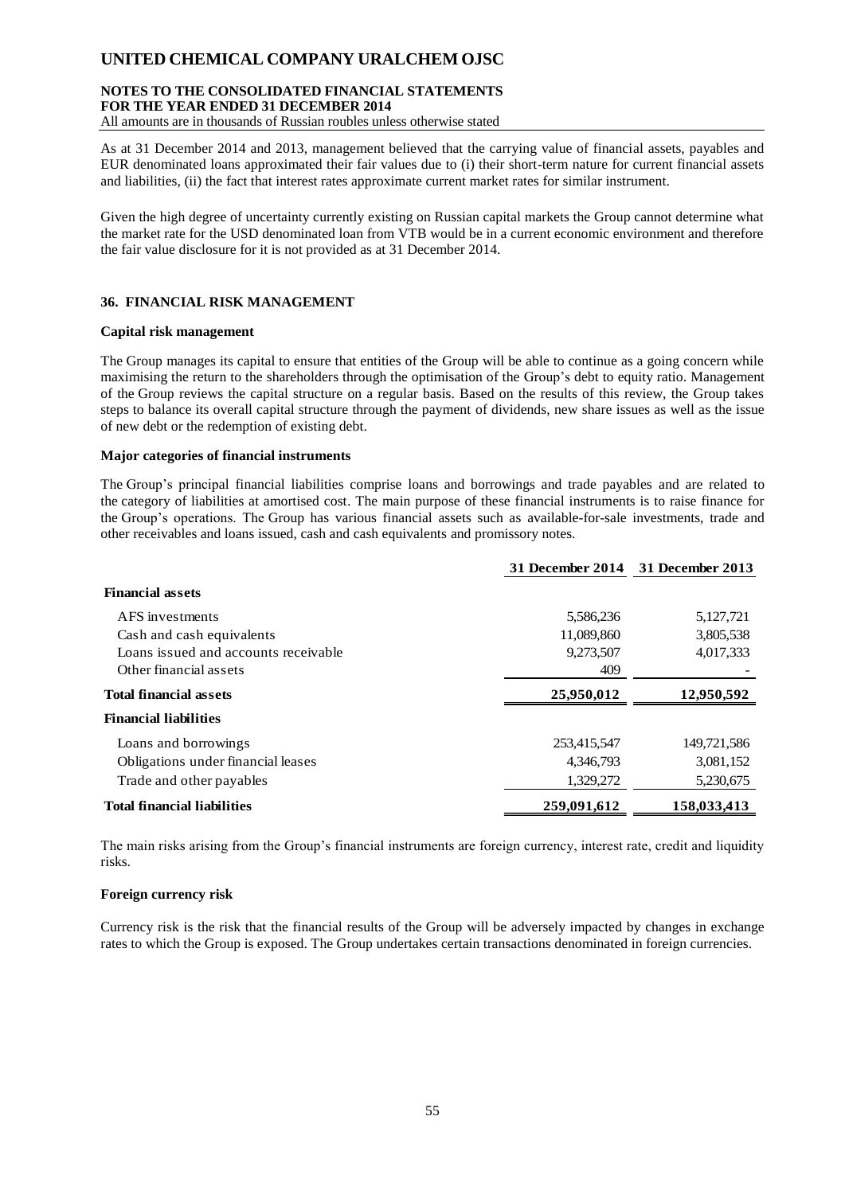As at 31 December 2014 and 2013, management believed that the carrying value of financial assets, payables and EUR denominated loans approximated their fair values due to (i) their short-term nature for current financial assets and liabilities, (ii) the fact that interest rates approximate current market rates for similar instrument.

Given the high degree of uncertainty currently existing on Russian capital markets the Group cannot determine what the market rate for the USD denominated loan from VTB would be in a current economic environment and therefore the fair value disclosure for it is not provided as at 31 December 2014.

## 36. FINANCIAL RISK MANAGEMENT

### Capital risk management

The Group manages its capital to ensure that entities of the Group will be able to continue as a going concern while maximising the return to the shareholders through the optimisation of the Group's debt to equity ratio. Management of the Group reviews the capital structure on a regular basis. Based on the results of this review, the Group takes steps to balance its overall capital structure through the payment of dividends, new share issues as well as the issue of new debt or the redemption of existing debt.

### Major categories of financial instruments

The Group's principal financial liabilities comprise loans and borrowings and trade payables and are related to the category of liabilities at amortised cost. The main purpose of these financial instruments is to raise finance for the Group's operations. The Group has various financial assets such as available-for-sale investments, trade and other receivables and loans issued, cash and cash equivalents and promissory notes.

| | 31 December 2014 | 31 December 2013 |
|---|---|---|
| **Financial assets** | | |
| AFS investments | 5,586,236 | 5,127,721 |
| Cash and cash equivalents | 11,089,860 | 3,805,538 |
| Loans issued and accounts receivable | 9,273,507 | 4,017,333 |
| Other financial assets | 409 | - |
| **Total financial assets** | **25,950,012** | **12,950,592** |
| **Financial liabilities** | | |
| Loans and borrowings | 253,415,547 | 149,721,586 |
| Obligations under financial leases | 4,346,793 | 3,081,152 |
| Trade and other payables | 1,329,272 | 5,230,675 |
| **Total financial liabilities** | **259,091,612** | **158,033,413** |

The main risks arising from the Group's financial instruments are foreign currency, interest rate, credit and liquidity risks.

### Foreign currency risk

Currency risk is the risk that the financial results of the Group will be adversely impacted by changes in exchange rates to which the Group is exposed. The Group undertakes certain transactions denominated in foreign currencies.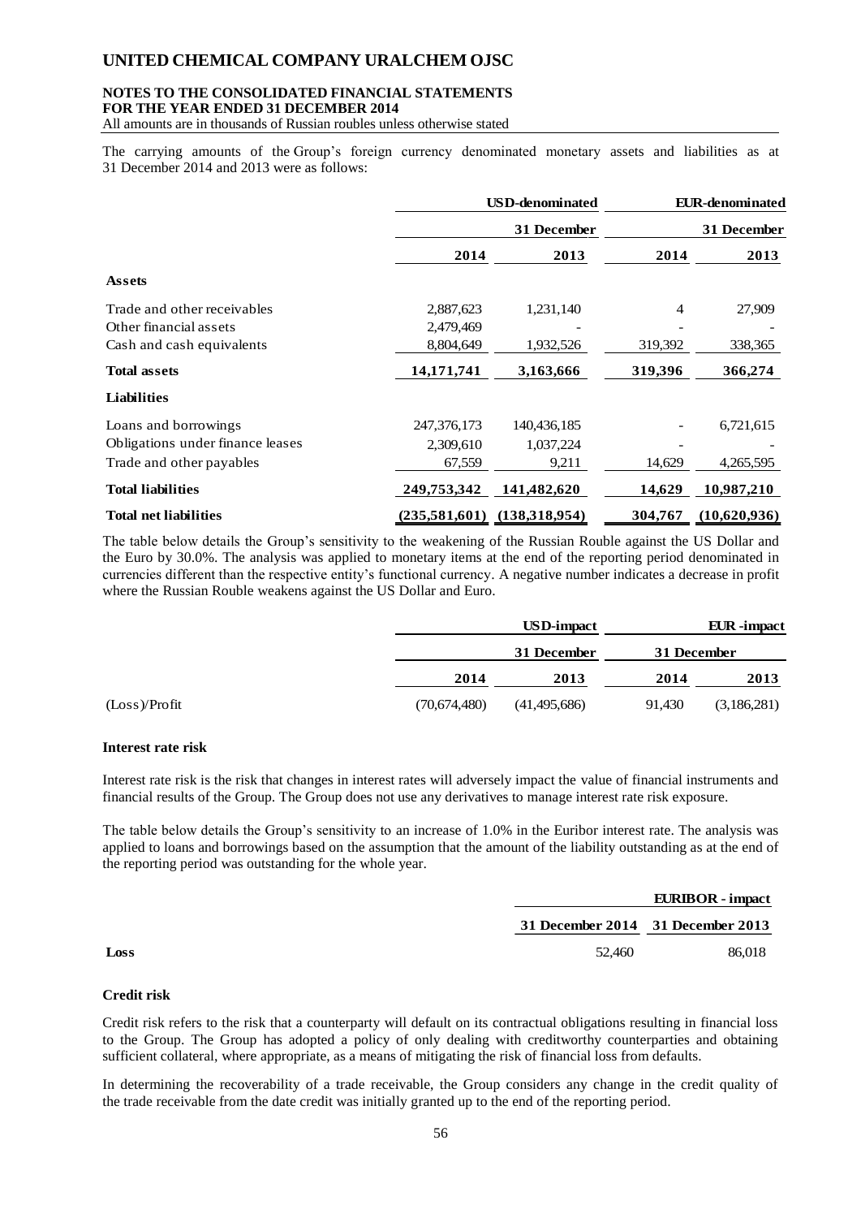The carrying amounts of the Group's foreign currency denominated monetary assets and liabilities as at 31 December 2014 and 2013 were as follows:

| | USD-denominated | | EUR-denominated | |
|---|---|---|---|---|
| | 31 December | | 31 December | |
| | 2014 | 2013 | 2014 | 2013 |
| **Assets** | | | | |
| Trade and other receivables | 2,887,623 | 1,231,140 | 4 | 27,909 |
| Other financial assets | 2,479,469 | - | - | - |
| Cash and cash equivalents | 8,804,649 | 1,932,526 | 319,392 | 338,365 |
| **Total assets** | **14,171,741** | **3,163,666** | **319,396** | **366,274** |
| **Liabilities** | | | | |
| Loans and borrowings | 247,376,173 | 140,436,185 | - | 6,721,615 |
| Obligations under finance leases | 2,309,610 | 1,037,224 | - | - |
| Trade and other payables | 67,559 | 9,211 | 14,629 | 4,265,595 |
| **Total liabilities** | **249,753,342** | **141,482,620** | **14,629** | **10,987,210** |
| **Total net liabilities** | **(235,581,601)** | **(138,318,954)** | **304,767** | **(10,620,936)** |

The table below details the Group's sensitivity to the weakening of the Russian Rouble against the US Dollar and the Euro by 30.0%. The analysis was applied to monetary items at the end of the reporting period denominated in currencies different than the respective entity's functional currency. A negative number indicates a decrease in profit where the Russian Rouble weakens against the US Dollar and Euro.

| | USD-impact | | EUR -impact | |
|---|---|---|---|---|
| | 31 December | | 31 December | |
| | 2014 | 2013 | 2014 | 2013 |
| (Loss)/Profit | (70,674,480) | (41,495,686) | 91,430 | (3,186,281) |

**Interest rate risk**

Interest rate risk is the risk that changes in interest rates will adversely impact the value of financial instruments and financial results of the Group. The Group does not use any derivatives to manage interest rate risk exposure.

The table below details the Group's sensitivity to an increase of 1.0% in the Euribor interest rate. The analysis was applied to loans and borrowings based on the assumption that the amount of the liability outstanding as at the end of the reporting period was outstanding for the whole year.

| | EURIBOR - impact | |
|---|---|---|
| | 31 December 2014 | 31 December 2013 |
| **Loss** | 52,460 | 86,018 |

**Credit risk**

Credit risk refers to the risk that a counterparty will default on its contractual obligations resulting in financial loss to the Group. The Group has adopted a policy of only dealing with creditworthy counterparties and obtaining sufficient collateral, where appropriate, as a means of mitigating the risk of financial loss from defaults.

In determining the recoverability of a trade receivable, the Group considers any change in the credit quality of the trade receivable from the date credit was initially granted up to the end of the reporting period.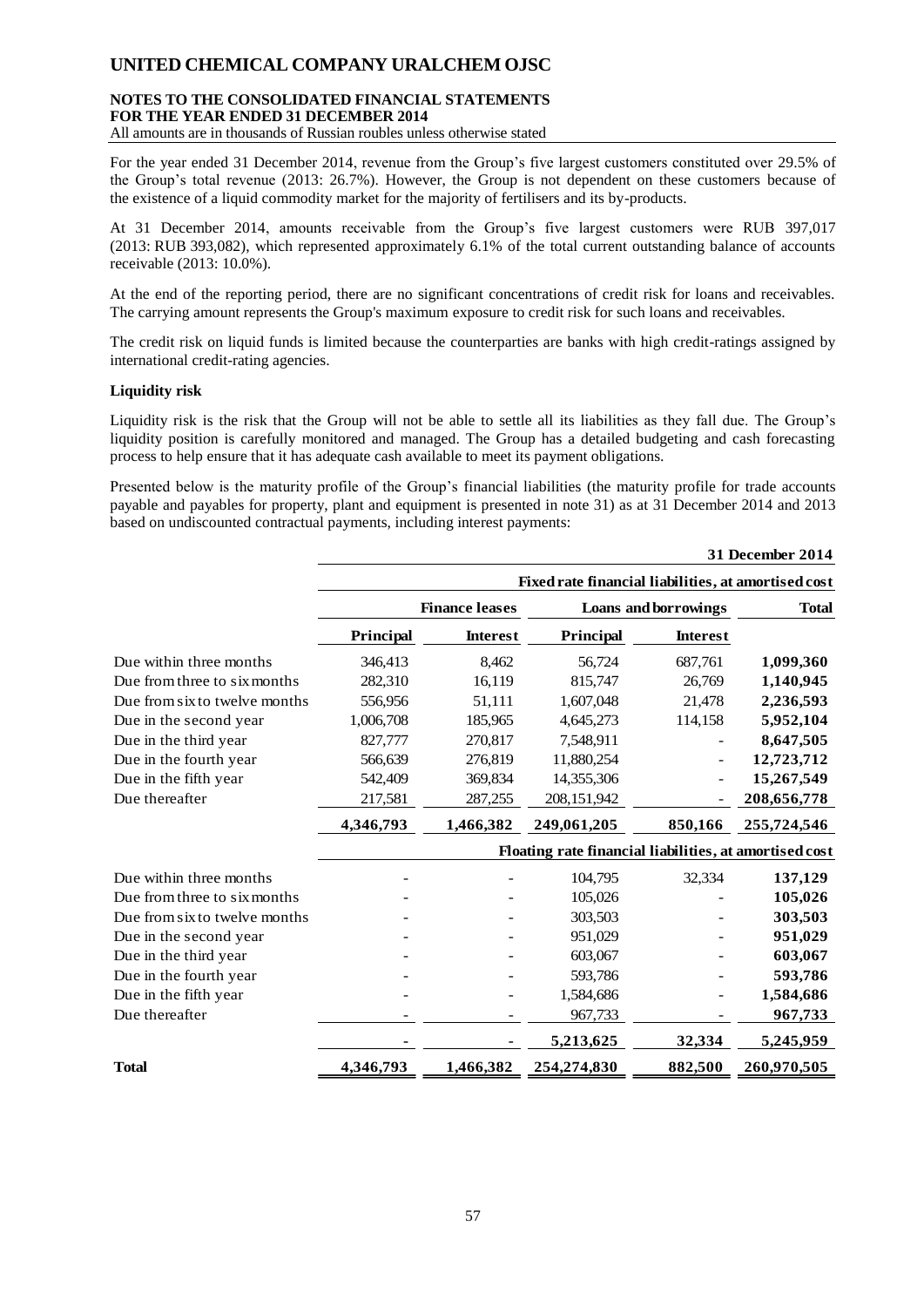For the year ended 31 December 2014, revenue from the Group's five largest customers constituted over 29.5% of the Group's total revenue (2013: 26.7%). However, the Group is not dependent on these customers because of the existence of a liquid commodity market for the majority of fertilisers and its by-products.

At 31 December 2014, amounts receivable from the Group's five largest customers were RUB 397,017 (2013: RUB 393,082), which represented approximately 6.1% of the total current outstanding balance of accounts receivable (2013: 10.0%).

At the end of the reporting period, there are no significant concentrations of credit risk for loans and receivables. The carrying amount represents the Group's maximum exposure to credit risk for such loans and receivables.

The credit risk on liquid funds is limited because the counterparties are banks with high credit-ratings assigned by international credit-rating agencies.

**Liquidity risk**

Liquidity risk is the risk that the Group will not be able to settle all its liabilities as they fall due. The Group's liquidity position is carefully monitored and managed. The Group has a detailed budgeting and cash forecasting process to help ensure that it has adequate cash available to meet its payment obligations.

Presented below is the maturity profile of the Group's financial liabilities (the maturity profile for trade accounts payable and payables for property, plant and equipment is presented in note 31) as at 31 December 2014 and 2013 based on undiscounted contractual payments, including interest payments:

| | | | | | **31 December 2014** |
|---|---|---|---|---|---|
| | **Fixed rate financial liabilities, at amortised cost** | | | | |
| | **Finance leases** | | **Loans and borrowings** | | **Total** |
| | **Principal** | **Interest** | **Principal** | **Interest** | |
| Due within three months | 346,413 | 8,462 | 56,724 | 687,761 | **1,099,360** |
| Due from three to six months | 282,310 | 16,119 | 815,747 | 26,769 | **1,140,945** |
| Due from six to twelve months | 556,956 | 51,111 | 1,607,048 | 21,478 | **2,236,593** |
| Due in the second year | 1,006,708 | 185,965 | 4,645,273 | 114,158 | **5,952,104** |
| Due in the third year | 827,777 | 270,817 | 7,548,911 | - | **8,647,505** |
| Due in the fourth year | 566,639 | 276,819 | 11,880,254 | - | **12,723,712** |
| Due in the fifth year | 542,409 | 369,834 | 14,355,306 | - | **15,267,549** |
| Due thereafter | 217,581 | 287,255 | 208,151,942 | - | **208,656,778** |
| | **4,346,793** | **1,466,382** | **249,061,205** | **850,166** | **255,724,546** |
| | **Floating rate financial liabilities, at amortised cost** | | | | |
| Due within three months | - | - | 104,795 | 32,334 | **137,129** |
| Due from three to six months | - | - | 105,026 | - | **105,026** |
| Due from six to twelve months | - | - | 303,503 | - | **303,503** |
| Due in the second year | - | - | 951,029 | - | **951,029** |
| Due in the third year | - | - | 603,067 | - | **603,067** |
| Due in the fourth year | - | - | 593,786 | - | **593,786** |
| Due in the fifth year | - | - | 1,584,686 | - | **1,584,686** |
| Due thereafter | - | - | 967,733 | - | **967,733** |
| | **-** | **-** | **5,213,625** | **32,334** | **5,245,959** |
| **Total** | **4,346,793** | **1,466,382** | **254,274,830** | **882,500** | **260,970,505** |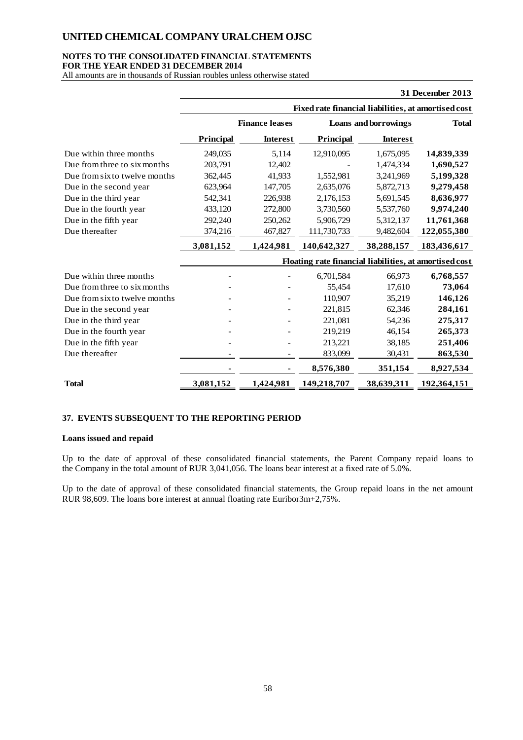| | 31 December 2013 | | | | |
|---|---|---|---|---|---|
| | Fixed rate financial liabilities, at amortised cost | | | | |
| | Finance leases | | Loans and borrowings | | Total |
| | Principal | Interest | Principal | Interest | |
| Due within three months | 249,035 | 5,114 | 12,910,095 | 1,675,095 | **14,839,339** |
| Due from three to six months | 203,791 | 12,402 | - | 1,474,334 | **1,690,527** |
| Due from six to twelve months | 362,445 | 41,933 | 1,552,981 | 3,241,969 | **5,199,328** |
| Due in the second year | 623,964 | 147,705 | 2,635,076 | 5,872,713 | **9,279,458** |
| Due in the third year | 542,341 | 226,938 | 2,176,153 | 5,691,545 | **8,636,977** |
| Due in the fourth year | 433,120 | 272,800 | 3,730,560 | 5,537,760 | **9,974,240** |
| Due in the fifth year | 292,240 | 250,262 | 5,906,729 | 5,312,137 | **11,761,368** |
| Due thereafter | 374,216 | 467,827 | 111,730,733 | 9,482,604 | **122,055,380** |
| | **3,081,152** | **1,424,981** | **140,642,327** | **38,288,157** | **183,436,617** |
| | Floating rate financial liabilities, at amortised cost | | | | |
| Due within three months | - | - | 6,701,584 | 66,973 | **6,768,557** |
| Due from three to six months | - | - | 55,454 | 17,610 | **73,064** |
| Due from six to twelve months | - | - | 110,907 | 35,219 | **146,126** |
| Due in the second year | - | - | 221,815 | 62,346 | **284,161** |
| Due in the third year | - | - | 221,081 | 54,236 | **275,317** |
| Due in the fourth year | - | - | 219,219 | 46,154 | **265,373** |
| Due in the fifth year | - | - | 213,221 | 38,185 | **251,406** |
| Due thereafter | - | - | 833,099 | 30,431 | **863,530** |
| | **-** | **-** | **8,576,380** | **351,154** | **8,927,534** |
| **Total** | **3,081,152** | **1,424,981** | **149,218,707** | **38,639,311** | **192,364,151** |

## 37. EVENTS SUBSEQUENT TO THE REPORTING PERIOD

**Loans issued and repaid**

Up to the date of approval of these consolidated financial statements, the Parent Company repaid loans to the Company in the total amount of RUR 3,041,056. The loans bear interest at a fixed rate of 5.0%.

Up to the date of approval of these consolidated financial statements, the Group repaid loans in the net amount RUR 98,609. The loans bore interest at annual floating rate Euribor3m+2,75%.